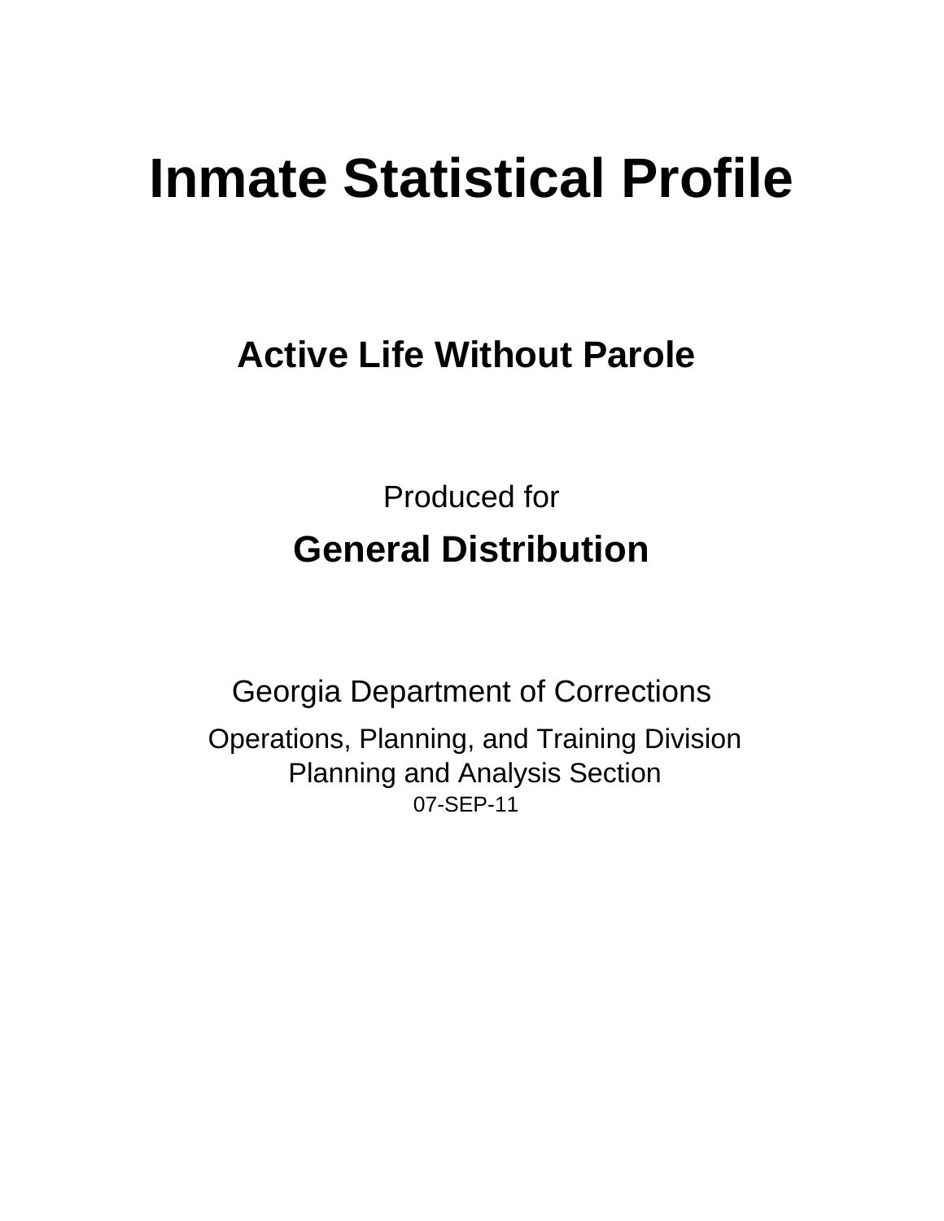# Inmate Statistical Profile

## Active Life Without Parole

Produced for

**General Distribution**

Georgia Department of Corrections

Operations, Planning, and Training Division
Planning and Analysis Section
07-SEP-11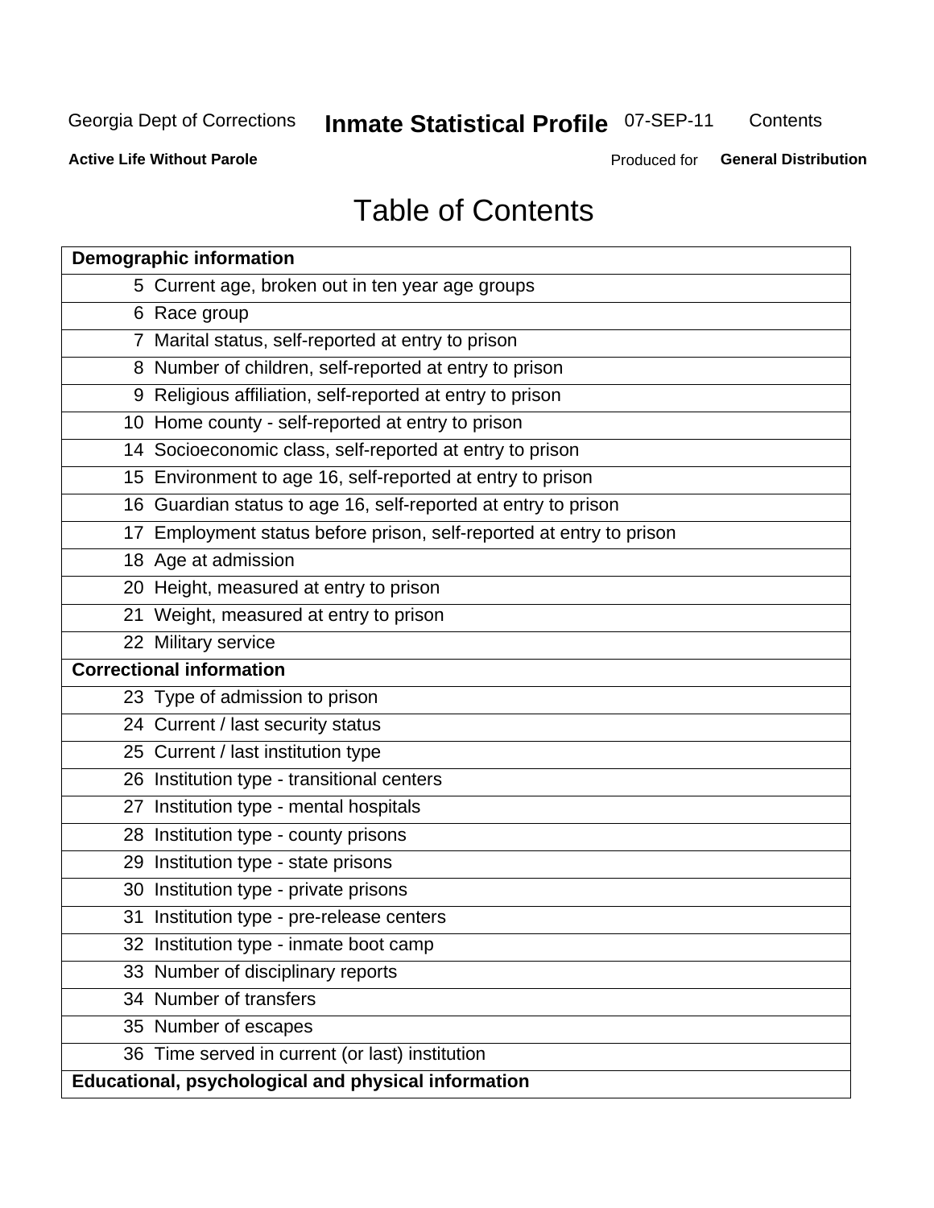# Table of Contents

| Demographic information | |
|---|---|
| 5 | Current age, broken out in ten year age groups |
| 6 | Race group |
| 7 | Marital status, self-reported at entry to prison |
| 8 | Number of children, self-reported at entry to prison |
| 9 | Religious affiliation, self-reported at entry to prison |
| 10 | Home county - self-reported at entry to prison |
| 14 | Socioeconomic class, self-reported at entry to prison |
| 15 | Environment to age 16, self-reported at entry to prison |
| 16 | Guardian status to age 16, self-reported at entry to prison |
| 17 | Employment status before prison, self-reported at entry to prison |
| 18 | Age at admission |
| 20 | Height, measured at entry to prison |
| 21 | Weight, measured at entry to prison |
| 22 | Military service |
| **Correctional information** | |
| 23 | Type of admission to prison |
| 24 | Current / last security status |
| 25 | Current / last institution type |
| 26 | Institution type - transitional centers |
| 27 | Institution type - mental hospitals |
| 28 | Institution type - county prisons |
| 29 | Institution type - state prisons |
| 30 | Institution type - private prisons |
| 31 | Institution type - pre-release centers |
| 32 | Institution type - inmate boot camp |
| 33 | Number of disciplinary reports |
| 34 | Number of transfers |
| 35 | Number of escapes |
| 36 | Time served in current (or last) institution |
| **Educational, psychological and physical information** | |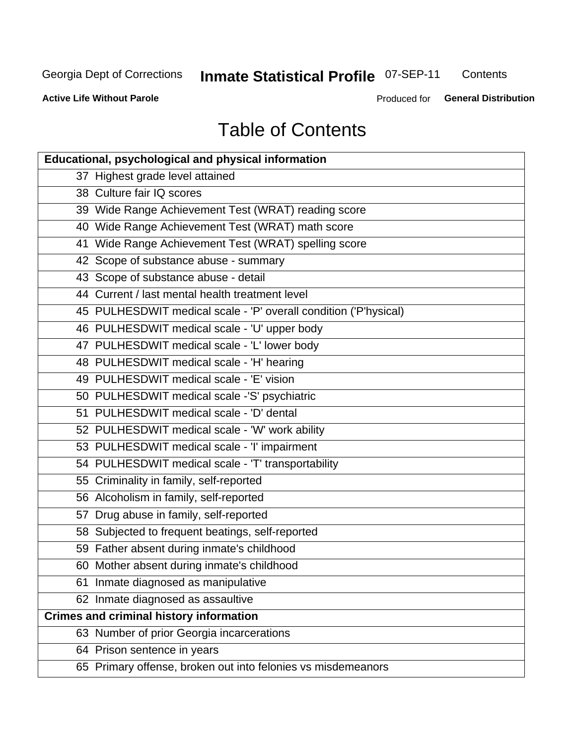# Table of Contents

| Educational, psychological and physical information | |
|---|---|
| 37 | Highest grade level attained |
| 38 | Culture fair IQ scores |
| 39 | Wide Range Achievement Test (WRAT) reading score |
| 40 | Wide Range Achievement Test (WRAT) math score |
| 41 | Wide Range Achievement Test (WRAT) spelling score |
| 42 | Scope of substance abuse - summary |
| 43 | Scope of substance abuse - detail |
| 44 | Current / last mental health treatment level |
| 45 | PULHESDWIT medical scale - 'P' overall condition ('P'hysical) |
| 46 | PULHESDWIT medical scale - 'U' upper body |
| 47 | PULHESDWIT medical scale - 'L' lower body |
| 48 | PULHESDWIT medical scale - 'H' hearing |
| 49 | PULHESDWIT medical scale - 'E' vision |
| 50 | PULHESDWIT medical scale -'S' psychiatric |
| 51 | PULHESDWIT medical scale - 'D' dental |
| 52 | PULHESDWIT medical scale - 'W' work ability |
| 53 | PULHESDWIT medical scale - 'I' impairment |
| 54 | PULHESDWIT medical scale - 'T' transportability |
| 55 | Criminality in family, self-reported |
| 56 | Alcoholism in family, self-reported |
| 57 | Drug abuse in family, self-reported |
| 58 | Subjected to frequent beatings, self-reported |
| 59 | Father absent during inmate's childhood |
| 60 | Mother absent during inmate's childhood |
| 61 | Inmate diagnosed as manipulative |
| 62 | Inmate diagnosed as assaultive |
| **Crimes and criminal history information** | |
| 63 | Number of prior Georgia incarcerations |
| 64 | Prison sentence in years |
| 65 | Primary offense, broken out into felonies vs misdemeanors |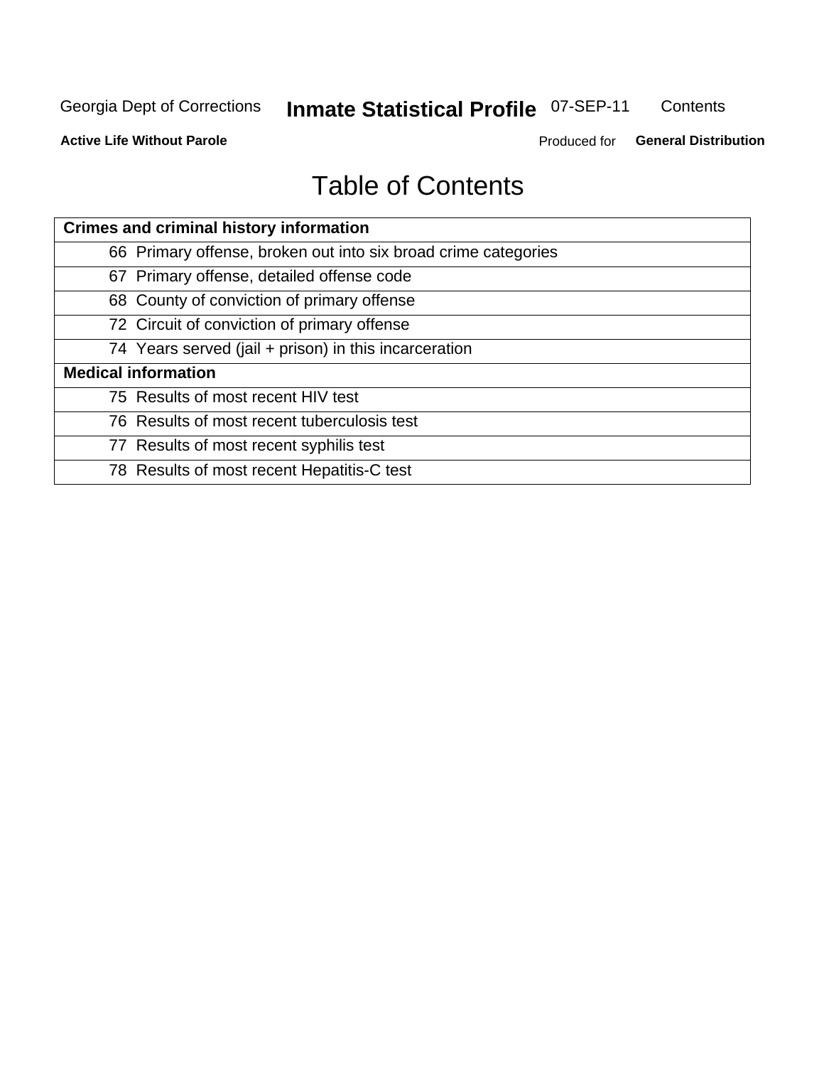# Table of Contents

| Crimes and criminal history information |
|---|
| 66 Primary offense, broken out into six broad crime categories |
| 67 Primary offense, detailed offense code |
| 68 County of conviction of primary offense |
| 72 Circuit of conviction of primary offense |
| 74 Years served (jail + prison) in this incarceration |
| **Medical information** |
| 75 Results of most recent HIV test |
| 76 Results of most recent tuberculosis test |
| 77 Results of most recent syphilis test |
| 78 Results of most recent Hepatitis-C test |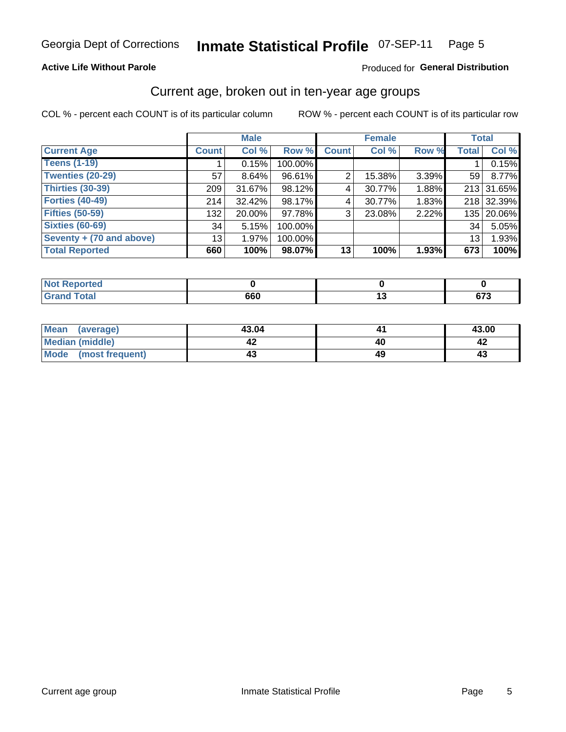Georgia Dept of Corrections **Inmate Statistical Profile** 07-SEP-11

**Active Life Without Parole**

Produced for **General Distribution**

## Current age, broken out in ten-year age groups

COL % - percent each COUNT is of its particular column

ROW % - percent each COUNT is of its particular row

| | Male | | | Female | | | Total | |
|---|---|---|---|---|---|---|---|---|
| **Current Age** | **Count** | **Col %** | **Row %** | **Count** | **Col %** | **Row %** | **Total** | **Col %** |
| **Teens (1-19)** | 1 | 0.15% | 100.00% | | | | 1 | 0.15% |
| **Twenties (20-29)** | 57 | 8.64% | 96.61% | 2 | 15.38% | 3.39% | 59 | 8.77% |
| **Thirties (30-39)** | 209 | 31.67% | 98.12% | 4 | 30.77% | 1.88% | 213 | 31.65% |
| **Forties (40-49)** | 214 | 32.42% | 98.17% | 4 | 30.77% | 1.83% | 218 | 32.39% |
| **Fifties (50-59)** | 132 | 20.00% | 97.78% | 3 | 23.08% | 2.22% | 135 | 20.06% |
| **Sixties (60-69)** | 34 | 5.15% | 100.00% | | | | 34 | 5.05% |
| **Seventy + (70 and above)** | 13 | 1.97% | 100.00% | | | | 13 | 1.93% |
| **Total Reported** | **660** | **100%** | **98.07%** | **13** | **100%** | **1.93%** | **673** | **100%** |

| | Male | Female | Total |
|---|---|---|---|
| **Not Reported** | **0** | **0** | **0** |
| **Grand Total** | **660** | **13** | **673** |

| | Male | Female | Total |
|---|---|---|---|
| **Mean (average)** | **43.04** | **41** | **43.00** |
| **Median (middle)** | **42** | **40** | **42** |
| **Mode (most frequent)** | **43** | **49** | **43** |

Current age group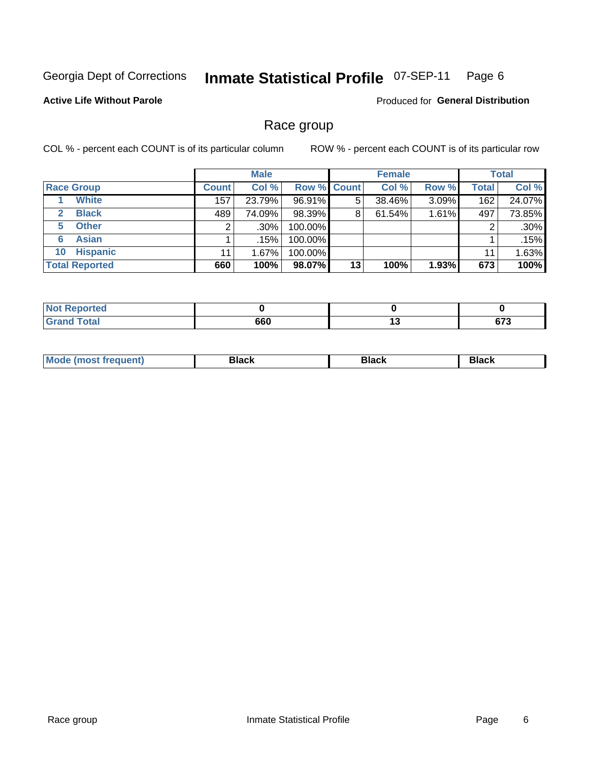Georgia Dept of Corrections **Inmate Statistical Profile** 07-SEP-11 Page 6

**Active Life Without Parole**

Produced for **General Distribution**

## Race group

COL % - percent each COUNT is of its particular column ROW % - percent each COUNT is of its particular row

| | Male | | | Female | | | Total | |
|---|---|---|---|---|---|---|---|---|
| **Race Group** | **Count** | **Col %** | **Row %** | **Count** | **Col %** | **Row %** | **Total** | **Col %** |
| 1 White | 157 | 23.79% | 96.91% | 5 | 38.46% | 3.09% | 162 | 24.07% |
| 2 Black | 489 | 74.09% | 98.39% | 8 | 61.54% | 1.61% | 497 | 73.85% |
| 5 Other | 2 | .30% | 100.00% | | | | 2 | .30% |
| 6 Asian | 1 | .15% | 100.00% | | | | 1 | .15% |
| 10 Hispanic | 11 | 1.67% | 100.00% | | | | 11 | 1.63% |
| **Total Reported** | **660** | **100%** | **98.07%** | **13** | **100%** | **1.93%** | **673** | **100%** |

| | Male | Female | Total |
|---|---|---|---|
| **Not Reported** | **0** | **0** | **0** |
| **Grand Total** | **660** | **13** | **673** |

| | Male | Female | Total |
|---|---|---|---|
| **Mode (most frequent)** | **Black** | **Black** | **Black** |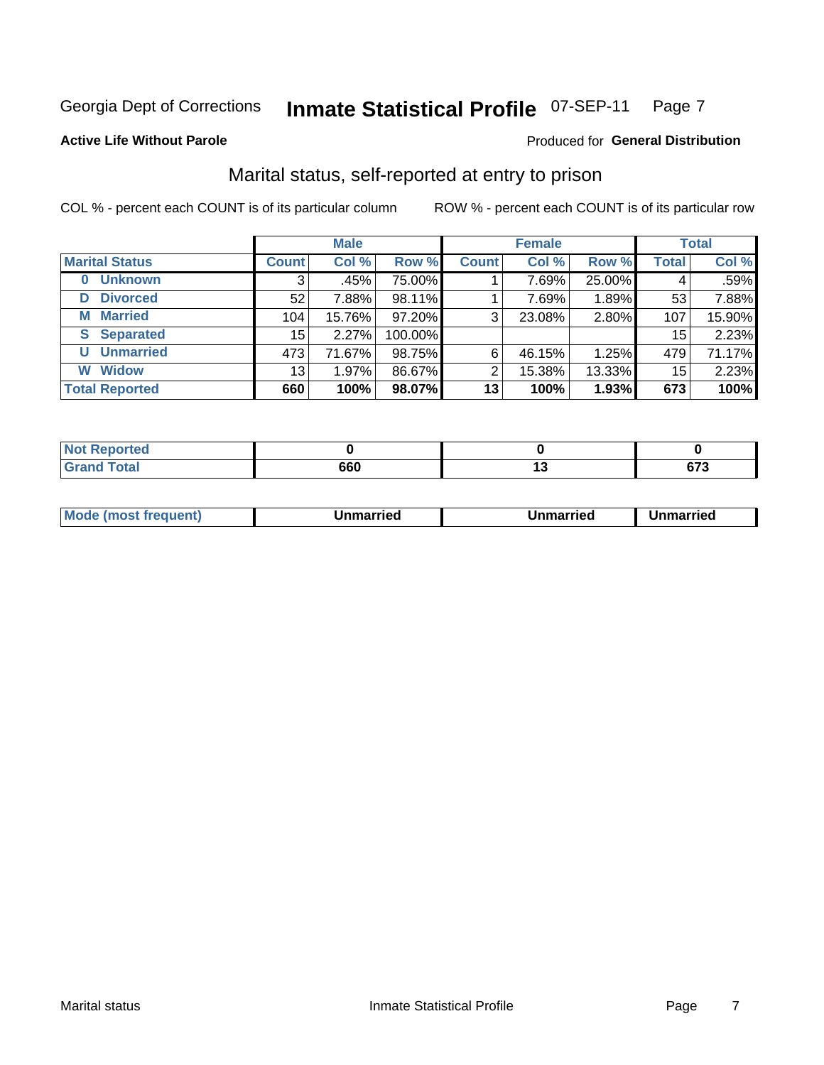Georgia Dept of Corrections **Inmate Statistical Profile** 07-SEP-11

**Active Life Without Parole**

Produced for **General Distribution**

## Marital status, self-reported at entry to prison

COL % - percent each COUNT is of its particular column

ROW % - percent each COUNT is of its particular row

| | Male | | | Female | | | Total | |
|---|---|---|---|---|---|---|---|---|
| **Marital Status** | **Count** | **Col %** | **Row %** | **Count** | **Col %** | **Row %** | **Total** | **Col %** |
| **0 Unknown** | 3 | .45% | 75.00% | 1 | 7.69% | 25.00% | 4 | .59% |
| **D Divorced** | 52 | 7.88% | 98.11% | 1 | 7.69% | 1.89% | 53 | 7.88% |
| **M Married** | 104 | 15.76% | 97.20% | 3 | 23.08% | 2.80% | 107 | 15.90% |
| **S Separated** | 15 | 2.27% | 100.00% | | | | 15 | 2.23% |
| **U Unmarried** | 473 | 71.67% | 98.75% | 6 | 46.15% | 1.25% | 479 | 71.17% |
| **W Widow** | 13 | 1.97% | 86.67% | 2 | 15.38% | 13.33% | 15 | 2.23% |
| **Total Reported** | **660** | **100%** | **98.07%** | **13** | **100%** | **1.93%** | **673** | **100%** |

| | Male | Female | Total |
|---|---|---|---|
| **Not Reported** | **0** | **0** | **0** |
| **Grand Total** | **660** | **13** | **673** |

| | Male | Female | Total |
|---|---|---|---|
| **Mode (most frequent)** | **Unmarried** | **Unmarried** | **Unmarried** |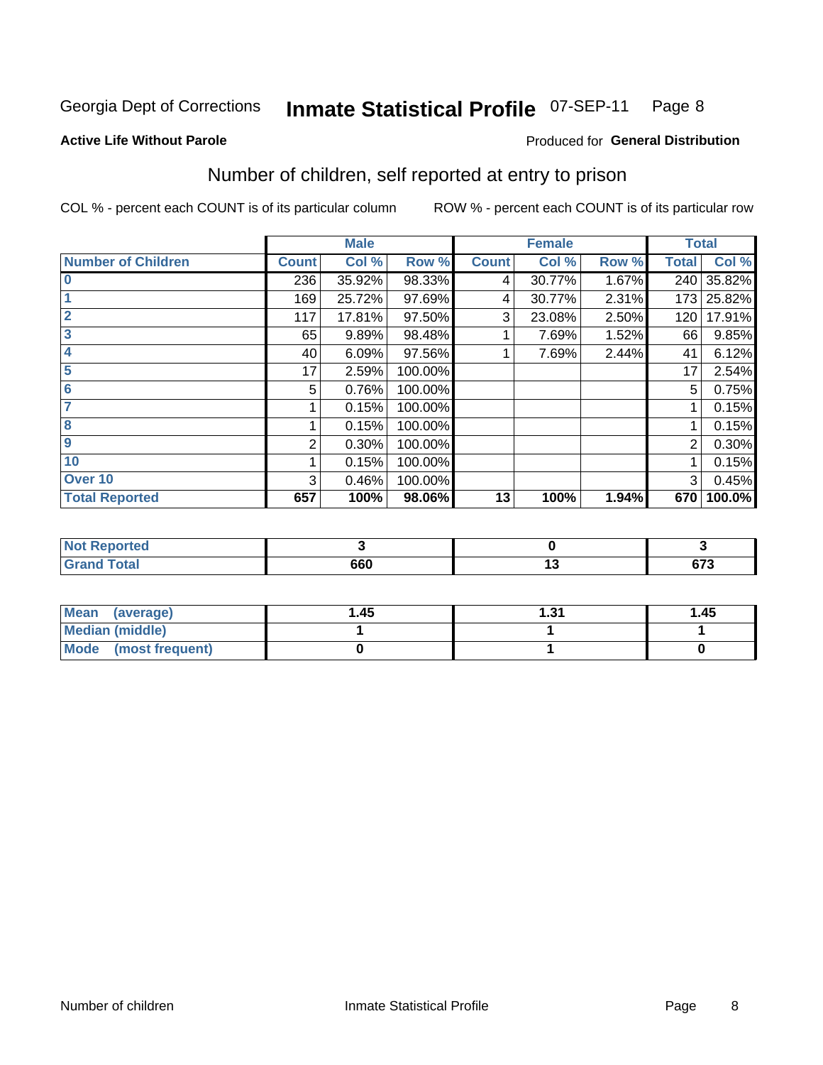Georgia Dept of Corrections **Inmate Statistical Profile** 07-SEP-11

**Active Life Without Parole**

Produced for **General Distribution**

## Number of children, self reported at entry to prison

COL % - percent each COUNT is of its particular column ROW % - percent each COUNT is of its particular row

| | Male | | | Female | | | Total | |
|---|---|---|---|---|---|---|---|---|
| **Number of Children** | **Count** | **Col %** | **Row %** | **Count** | **Col %** | **Row %** | **Total** | **Col %** |
| 0 | 236 | 35.92% | 98.33% | 4 | 30.77% | 1.67% | 240 | 35.82% |
| 1 | 169 | 25.72% | 97.69% | 4 | 30.77% | 2.31% | 173 | 25.82% |
| 2 | 117 | 17.81% | 97.50% | 3 | 23.08% | 2.50% | 120 | 17.91% |
| 3 | 65 | 9.89% | 98.48% | 1 | 7.69% | 1.52% | 66 | 9.85% |
| 4 | 40 | 6.09% | 97.56% | 1 | 7.69% | 2.44% | 41 | 6.12% |
| 5 | 17 | 2.59% | 100.00% | | | | 17 | 2.54% |
| 6 | 5 | 0.76% | 100.00% | | | | 5 | 0.75% |
| 7 | 1 | 0.15% | 100.00% | | | | 1 | 0.15% |
| 8 | 1 | 0.15% | 100.00% | | | | 1 | 0.15% |
| 9 | 2 | 0.30% | 100.00% | | | | 2 | 0.30% |
| 10 | 1 | 0.15% | 100.00% | | | | 1 | 0.15% |
| Over 10 | 3 | 0.46% | 100.00% | | | | 3 | 0.45% |
| **Total Reported** | **657** | **100%** | **98.06%** | **13** | **100%** | **1.94%** | **670** | **100.0%** |

| | Male | Female | Total |
|---|---|---|---|
| Not Reported | 3 | 0 | 3 |
| Grand Total | 660 | 13 | 673 |

| | Male | Female | Total |
|---|---|---|---|
| Mean (average) | 1.45 | 1.31 | 1.45 |
| Median (middle) | 1 | 1 | 1 |
| Mode (most frequent) | 0 | 1 | 0 |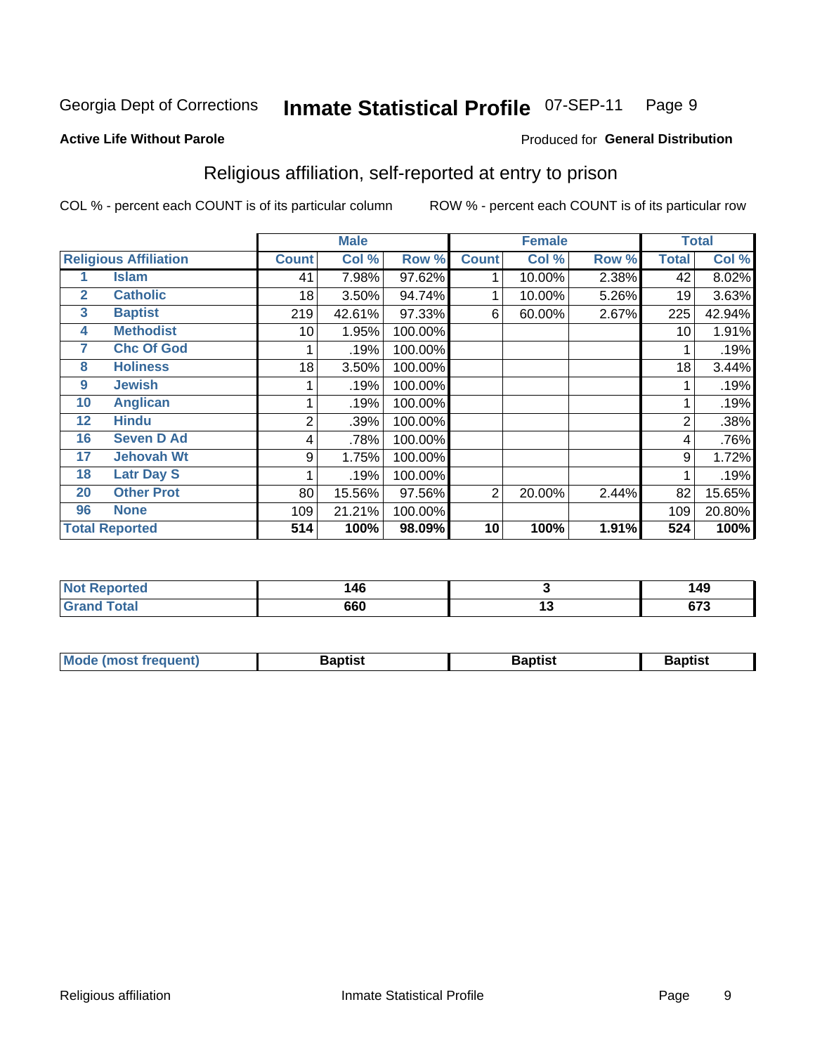Georgia Dept of Corrections **Inmate Statistical Profile** 07-SEP-11

**Active Life Without Parole**

Produced for **General Distribution**

## Religious affiliation, self-reported at entry to prison

COL % - percent each COUNT is of its particular column     ROW % - percent each COUNT is of its particular row

| Religious Affiliation | | Male | | | Female | | | Total | |
|---|---|---|---|---|---|---|---|---|---|
| | | Count | Col % | Row % | Count | Col % | Row % | Total | Col % |
| 1 | Islam | 41 | 7.98% | 97.62% | 1 | 10.00% | 2.38% | 42 | 8.02% |
| 2 | Catholic | 18 | 3.50% | 94.74% | 1 | 10.00% | 5.26% | 19 | 3.63% |
| 3 | Baptist | 219 | 42.61% | 97.33% | 6 | 60.00% | 2.67% | 225 | 42.94% |
| 4 | Methodist | 10 | 1.95% | 100.00% | | | | 10 | 1.91% |
| 7 | Chc Of God | 1 | .19% | 100.00% | | | | 1 | .19% |
| 8 | Holiness | 18 | 3.50% | 100.00% | | | | 18 | 3.44% |
| 9 | Jewish | 1 | .19% | 100.00% | | | | 1 | .19% |
| 10 | Anglican | 1 | .19% | 100.00% | | | | 1 | .19% |
| 12 | Hindu | 2 | .39% | 100.00% | | | | 2 | .38% |
| 16 | Seven D Ad | 4 | .78% | 100.00% | | | | 4 | .76% |
| 17 | Jehovah Wt | 9 | 1.75% | 100.00% | | | | 9 | 1.72% |
| 18 | Latr Day S | 1 | .19% | 100.00% | | | | 1 | .19% |
| 20 | Other Prot | 80 | 15.56% | 97.56% | 2 | 20.00% | 2.44% | 82 | 15.65% |
| 96 | None | 109 | 21.21% | 100.00% | | | | 109 | 20.80% |
| **Total Reported** | | **514** | **100%** | **98.09%** | **10** | **100%** | **1.91%** | **524** | **100%** |

| | Male | Female | Total |
|---|---|---|---|
| Not Reported | 146 | 3 | 149 |
| Grand Total | 660 | 13 | 673 |

| | Male | Female | Total |
|---|---|---|---|
| Mode (most frequent) | Baptist | Baptist | Baptist |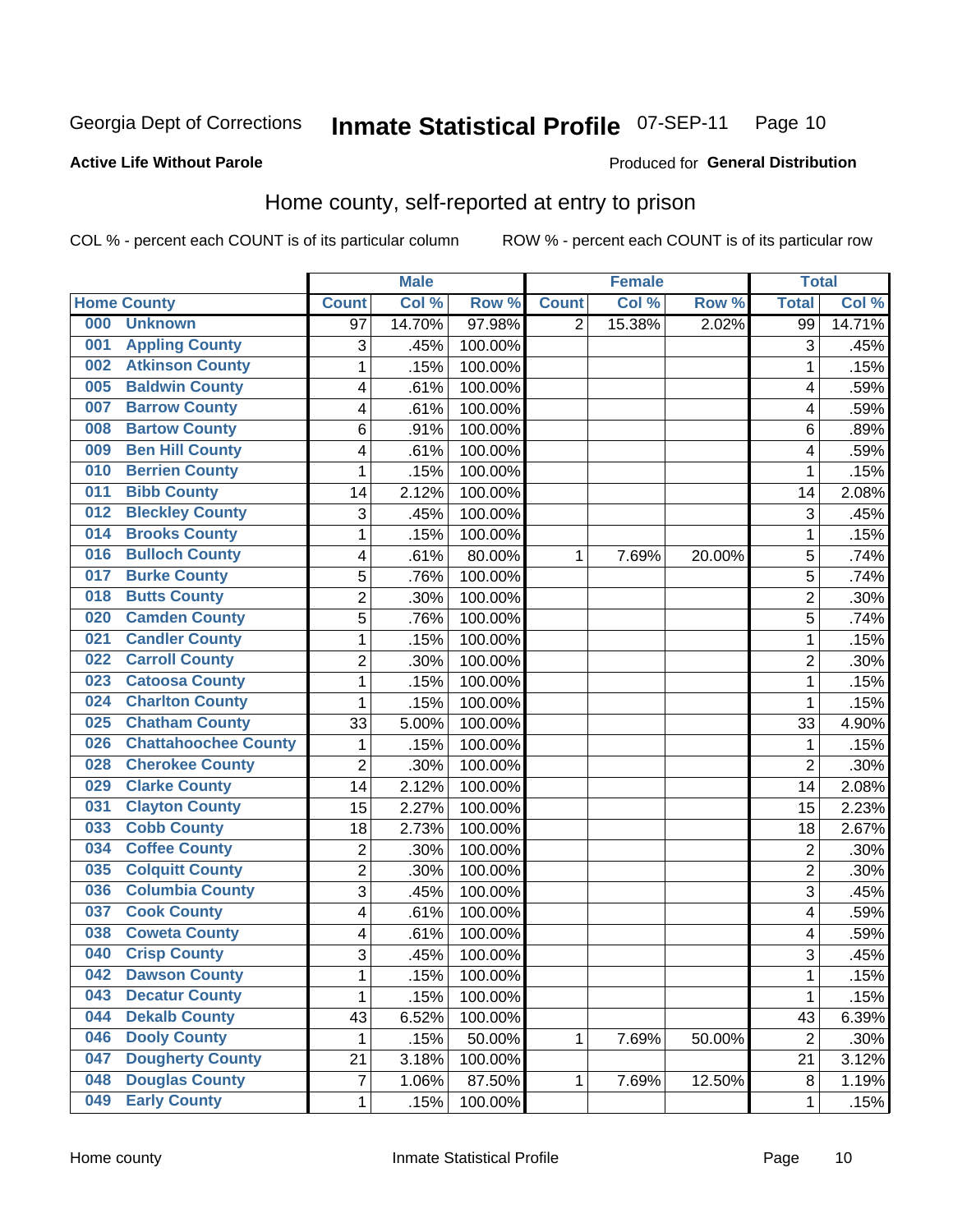Georgia Dept of Corrections **Inmate Statistical Profile** 07-SEP-11

**Active Life Without Parole**

Produced for **General Distribution**

## Home county, self-reported at entry to prison

COL % - percent each COUNT is of its particular column     ROW % - percent each COUNT is of its particular row

| Home County | | Male | | | Female | | | Total | |
|---|---|---|---|---|---|---|---|---|---|
| | | Count | Col % | Row % | Count | Col % | Row % | Total | Col % |
| 000 | Unknown | 97 | 14.70% | 97.98% | 2 | 15.38% | 2.02% | 99 | 14.71% |
| 001 | Appling County | 3 | .45% | 100.00% | | | | 3 | .45% |
| 002 | Atkinson County | 1 | .15% | 100.00% | | | | 1 | .15% |
| 005 | Baldwin County | 4 | .61% | 100.00% | | | | 4 | .59% |
| 007 | Barrow County | 4 | .61% | 100.00% | | | | 4 | .59% |
| 008 | Bartow County | 6 | .91% | 100.00% | | | | 6 | .89% |
| 009 | Ben Hill County | 4 | .61% | 100.00% | | | | 4 | .59% |
| 010 | Berrien County | 1 | .15% | 100.00% | | | | 1 | .15% |
| 011 | Bibb County | 14 | 2.12% | 100.00% | | | | 14 | 2.08% |
| 012 | Bleckley County | 3 | .45% | 100.00% | | | | 3 | .45% |
| 014 | Brooks County | 1 | .15% | 100.00% | | | | 1 | .15% |
| 016 | Bulloch County | 4 | .61% | 80.00% | 1 | 7.69% | 20.00% | 5 | .74% |
| 017 | Burke County | 5 | .76% | 100.00% | | | | 5 | .74% |
| 018 | Butts County | 2 | .30% | 100.00% | | | | 2 | .30% |
| 020 | Camden County | 5 | .76% | 100.00% | | | | 5 | .74% |
| 021 | Candler County | 1 | .15% | 100.00% | | | | 1 | .15% |
| 022 | Carroll County | 2 | .30% | 100.00% | | | | 2 | .30% |
| 023 | Catoosa County | 1 | .15% | 100.00% | | | | 1 | .15% |
| 024 | Charlton County | 1 | .15% | 100.00% | | | | 1 | .15% |
| 025 | Chatham County | 33 | 5.00% | 100.00% | | | | 33 | 4.90% |
| 026 | Chattahoochee County | 1 | .15% | 100.00% | | | | 1 | .15% |
| 028 | Cherokee County | 2 | .30% | 100.00% | | | | 2 | .30% |
| 029 | Clarke County | 14 | 2.12% | 100.00% | | | | 14 | 2.08% |
| 031 | Clayton County | 15 | 2.27% | 100.00% | | | | 15 | 2.23% |
| 033 | Cobb County | 18 | 2.73% | 100.00% | | | | 18 | 2.67% |
| 034 | Coffee County | 2 | .30% | 100.00% | | | | 2 | .30% |
| 035 | Colquitt County | 2 | .30% | 100.00% | | | | 2 | .30% |
| 036 | Columbia County | 3 | .45% | 100.00% | | | | 3 | .45% |
| 037 | Cook County | 4 | .61% | 100.00% | | | | 4 | .59% |
| 038 | Coweta County | 4 | .61% | 100.00% | | | | 4 | .59% |
| 040 | Crisp County | 3 | .45% | 100.00% | | | | 3 | .45% |
| 042 | Dawson County | 1 | .15% | 100.00% | | | | 1 | .15% |
| 043 | Decatur County | 1 | .15% | 100.00% | | | | 1 | .15% |
| 044 | Dekalb County | 43 | 6.52% | 100.00% | | | | 43 | 6.39% |
| 046 | Dooly County | 1 | .15% | 50.00% | 1 | 7.69% | 50.00% | 2 | .30% |
| 047 | Dougherty County | 21 | 3.18% | 100.00% | | | | 21 | 3.12% |
| 048 | Douglas County | 7 | 1.06% | 87.50% | 1 | 7.69% | 12.50% | 8 | 1.19% |
| 049 | Early County | 1 | .15% | 100.00% | | | | 1 | .15% |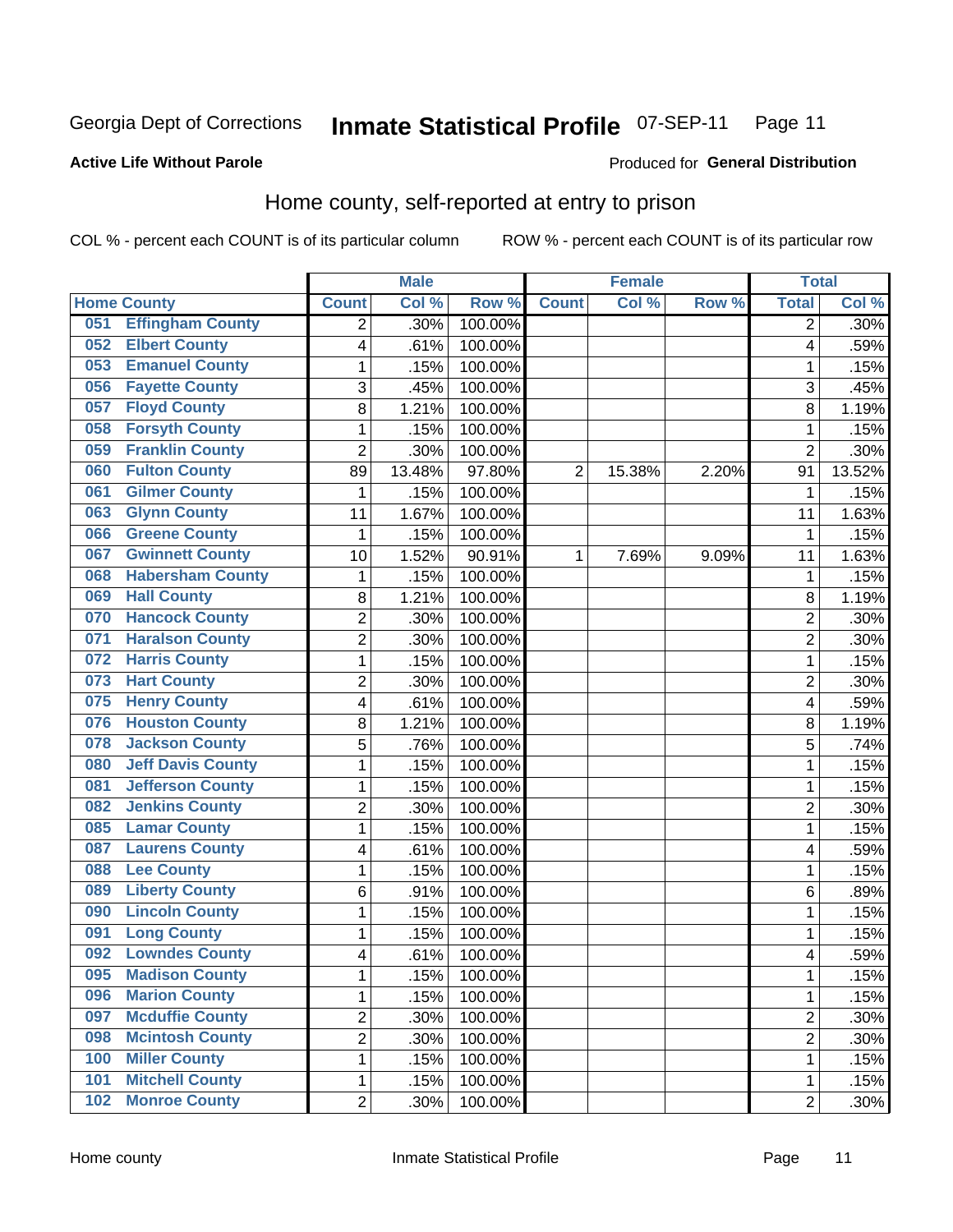Georgia Dept of Corrections **Inmate Statistical Profile** 07-SEP-11

**Active Life Without Parole**

Produced for **General Distribution**

## Home county, self-reported at entry to prison

COL % - percent each COUNT is of its particular column    ROW % - percent each COUNT is of its particular row

| Home County | | Male | | | Female | | | Total | |
|---|---|---|---|---|---|---|---|---|---|
| | | Count | Col % | Row % | Count | Col % | Row % | Total | Col % |
| 051 | Effingham County | 2 | .30% | 100.00% | | | | 2 | .30% |
| 052 | Elbert County | 4 | .61% | 100.00% | | | | 4 | .59% |
| 053 | Emanuel County | 1 | .15% | 100.00% | | | | 1 | .15% |
| 056 | Fayette County | 3 | .45% | 100.00% | | | | 3 | .45% |
| 057 | Floyd County | 8 | 1.21% | 100.00% | | | | 8 | 1.19% |
| 058 | Forsyth County | 1 | .15% | 100.00% | | | | 1 | .15% |
| 059 | Franklin County | 2 | .30% | 100.00% | | | | 2 | .30% |
| 060 | Fulton County | 89 | 13.48% | 97.80% | 2 | 15.38% | 2.20% | 91 | 13.52% |
| 061 | Gilmer County | 1 | .15% | 100.00% | | | | 1 | .15% |
| 063 | Glynn County | 11 | 1.67% | 100.00% | | | | 11 | 1.63% |
| 066 | Greene County | 1 | .15% | 100.00% | | | | 1 | .15% |
| 067 | Gwinnett County | 10 | 1.52% | 90.91% | 1 | 7.69% | 9.09% | 11 | 1.63% |
| 068 | Habersham County | 1 | .15% | 100.00% | | | | 1 | .15% |
| 069 | Hall County | 8 | 1.21% | 100.00% | | | | 8 | 1.19% |
| 070 | Hancock County | 2 | .30% | 100.00% | | | | 2 | .30% |
| 071 | Haralson County | 2 | .30% | 100.00% | | | | 2 | .30% |
| 072 | Harris County | 1 | .15% | 100.00% | | | | 1 | .15% |
| 073 | Hart County | 2 | .30% | 100.00% | | | | 2 | .30% |
| 075 | Henry County | 4 | .61% | 100.00% | | | | 4 | .59% |
| 076 | Houston County | 8 | 1.21% | 100.00% | | | | 8 | 1.19% |
| 078 | Jackson County | 5 | .76% | 100.00% | | | | 5 | .74% |
| 080 | Jeff Davis County | 1 | .15% | 100.00% | | | | 1 | .15% |
| 081 | Jefferson County | 1 | .15% | 100.00% | | | | 1 | .15% |
| 082 | Jenkins County | 2 | .30% | 100.00% | | | | 2 | .30% |
| 085 | Lamar County | 1 | .15% | 100.00% | | | | 1 | .15% |
| 087 | Laurens County | 4 | .61% | 100.00% | | | | 4 | .59% |
| 088 | Lee County | 1 | .15% | 100.00% | | | | 1 | .15% |
| 089 | Liberty County | 6 | .91% | 100.00% | | | | 6 | .89% |
| 090 | Lincoln County | 1 | .15% | 100.00% | | | | 1 | .15% |
| 091 | Long County | 1 | .15% | 100.00% | | | | 1 | .15% |
| 092 | Lowndes County | 4 | .61% | 100.00% | | | | 4 | .59% |
| 095 | Madison County | 1 | .15% | 100.00% | | | | 1 | .15% |
| 096 | Marion County | 1 | .15% | 100.00% | | | | 1 | .15% |
| 097 | Mcduffie County | 2 | .30% | 100.00% | | | | 2 | .30% |
| 098 | Mcintosh County | 2 | .30% | 100.00% | | | | 2 | .30% |
| 100 | Miller County | 1 | .15% | 100.00% | | | | 1 | .15% |
| 101 | Mitchell County | 1 | .15% | 100.00% | | | | 1 | .15% |
| 102 | Monroe County | 2 | .30% | 100.00% | | | | 2 | .30% |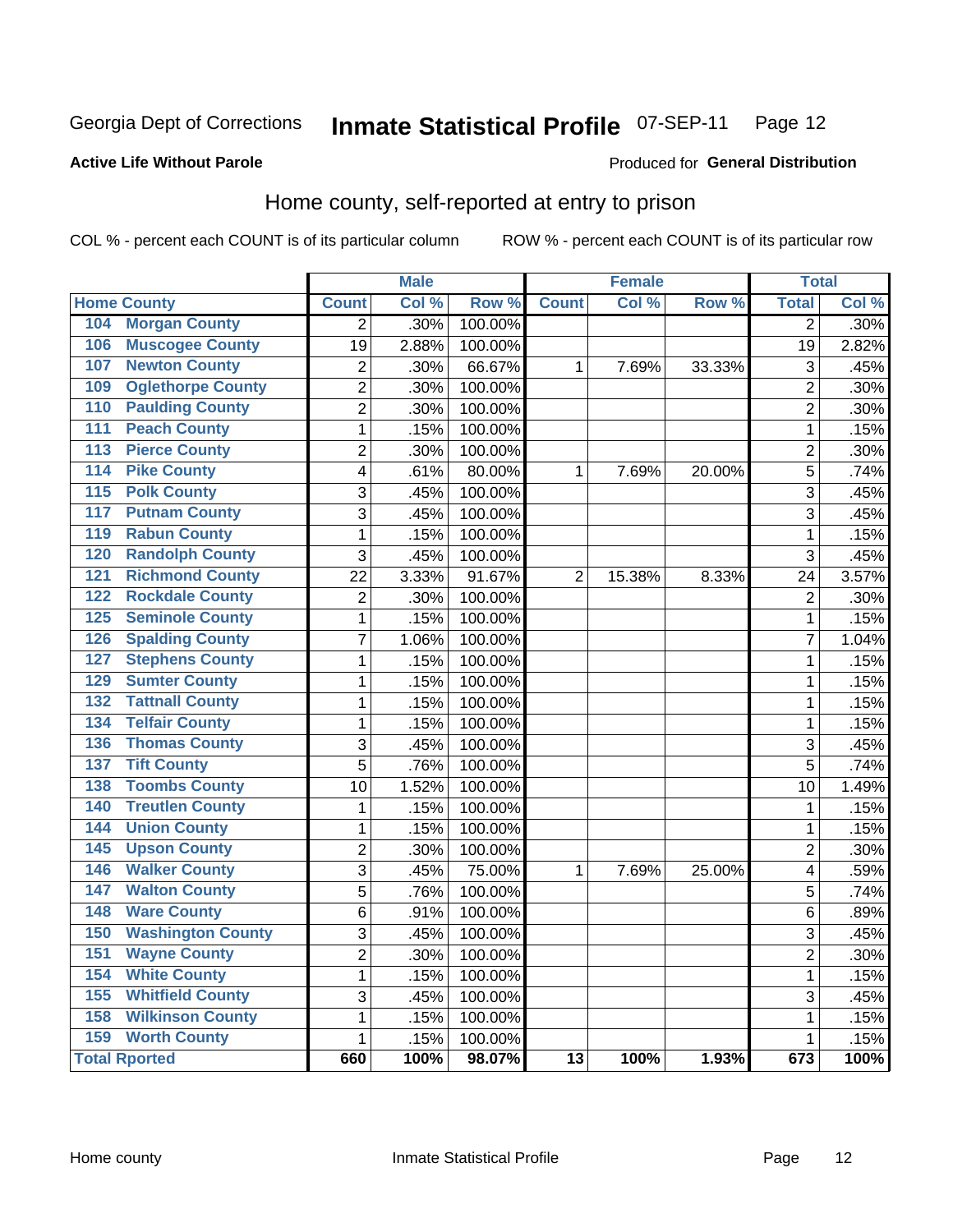Georgia Dept of Corrections **Inmate Statistical Profile** 07-SEP-11 Page 12

**Active Life Without Parole**

Produced for **General Distribution**

## Home county, self-reported at entry to prison

COL % - percent each COUNT is of its particular column ROW % - percent each COUNT is of its particular row

| Home County | Male | | | Female | | | Total | |
|---|---|---|---|---|---|---|---|---|
| | Count | Col % | Row % | Count | Col % | Row % | Total | Col % |
| 104 Morgan County | 2 | .30% | 100.00% | | | | 2 | .30% |
| 106 Muscogee County | 19 | 2.88% | 100.00% | | | | 19 | 2.82% |
| 107 Newton County | 2 | .30% | 66.67% | 1 | 7.69% | 33.33% | 3 | .45% |
| 109 Oglethorpe County | 2 | .30% | 100.00% | | | | 2 | .30% |
| 110 Paulding County | 2 | .30% | 100.00% | | | | 2 | .30% |
| 111 Peach County | 1 | .15% | 100.00% | | | | 1 | .15% |
| 113 Pierce County | 2 | .30% | 100.00% | | | | 2 | .30% |
| 114 Pike County | 4 | .61% | 80.00% | 1 | 7.69% | 20.00% | 5 | .74% |
| 115 Polk County | 3 | .45% | 100.00% | | | | 3 | .45% |
| 117 Putnam County | 3 | .45% | 100.00% | | | | 3 | .45% |
| 119 Rabun County | 1 | .15% | 100.00% | | | | 1 | .15% |
| 120 Randolph County | 3 | .45% | 100.00% | | | | 3 | .45% |
| 121 Richmond County | 22 | 3.33% | 91.67% | 2 | 15.38% | 8.33% | 24 | 3.57% |
| 122 Rockdale County | 2 | .30% | 100.00% | | | | 2 | .30% |
| 125 Seminole County | 1 | .15% | 100.00% | | | | 1 | .15% |
| 126 Spalding County | 7 | 1.06% | 100.00% | | | | 7 | 1.04% |
| 127 Stephens County | 1 | .15% | 100.00% | | | | 1 | .15% |
| 129 Sumter County | 1 | .15% | 100.00% | | | | 1 | .15% |
| 132 Tattnall County | 1 | .15% | 100.00% | | | | 1 | .15% |
| 134 Telfair County | 1 | .15% | 100.00% | | | | 1 | .15% |
| 136 Thomas County | 3 | .45% | 100.00% | | | | 3 | .45% |
| 137 Tift County | 5 | .76% | 100.00% | | | | 5 | .74% |
| 138 Toombs County | 10 | 1.52% | 100.00% | | | | 10 | 1.49% |
| 140 Treutlen County | 1 | .15% | 100.00% | | | | 1 | .15% |
| 144 Union County | 1 | .15% | 100.00% | | | | 1 | .15% |
| 145 Upson County | 2 | .30% | 100.00% | | | | 2 | .30% |
| 146 Walker County | 3 | .45% | 75.00% | 1 | 7.69% | 25.00% | 4 | .59% |
| 147 Walton County | 5 | .76% | 100.00% | | | | 5 | .74% |
| 148 Ware County | 6 | .91% | 100.00% | | | | 6 | .89% |
| 150 Washington County | 3 | .45% | 100.00% | | | | 3 | .45% |
| 151 Wayne County | 2 | .30% | 100.00% | | | | 2 | .30% |
| 154 White County | 1 | .15% | 100.00% | | | | 1 | .15% |
| 155 Whitfield County | 3 | .45% | 100.00% | | | | 3 | .45% |
| 158 Wilkinson County | 1 | .15% | 100.00% | | | | 1 | .15% |
| 159 Worth County | 1 | .15% | 100.00% | | | | 1 | .15% |
| **Total Rported** | **660** | **100%** | **98.07%** | **13** | **100%** | **1.93%** | **673** | **100%** |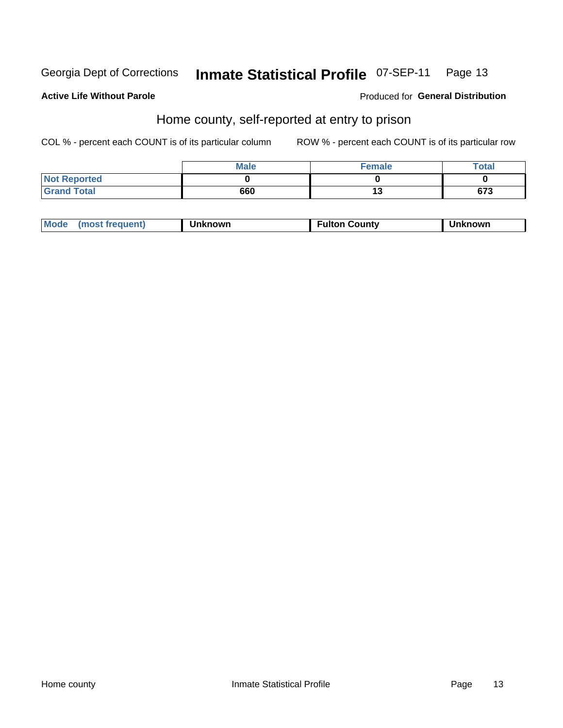Georgia Dept of Corrections **Inmate Statistical Profile** 07-SEP-11

**Active Life Without Parole**

Produced for **General Distribution**

## Home county, self-reported at entry to prison

COL % - percent each COUNT is of its particular column

ROW % - percent each COUNT is of its particular row

| | Male | Female | Total |
|---|---|---|---|
| **Not Reported** | **0** | **0** | **0** |
| **Grand Total** | **660** | **13** | **673** |

| Mode (most frequent) | Unknown | Fulton County | Unknown |
|---|---|---|---|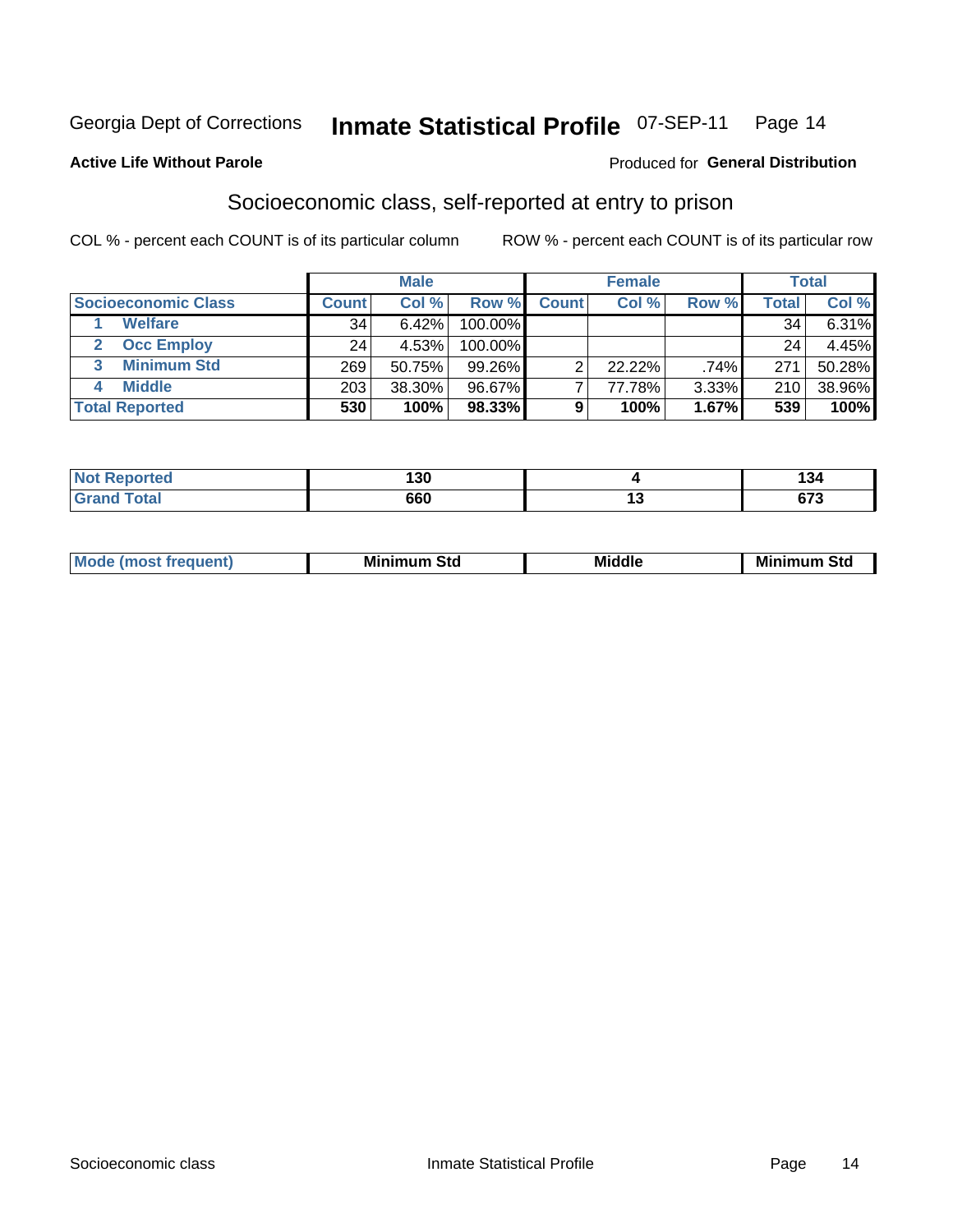Georgia Dept of Corrections **Inmate Statistical Profile** 07-SEP-11

**Active Life Without Parole**

Produced for **General Distribution**

## Socioeconomic class, self-reported at entry to prison

COL % - percent each COUNT is of its particular column

ROW % - percent each COUNT is of its particular row

| | Male | | | Female | | | Total | |
|---|---|---|---|---|---|---|---|---|
| **Socioeconomic Class** | **Count** | **Col %** | **Row %** | **Count** | **Col %** | **Row %** | **Total** | **Col %** |
| 1 **Welfare** | 34 | 6.42% | 100.00% | | | | 34 | 6.31% |
| 2 **Occ Employ** | 24 | 4.53% | 100.00% | | | | 24 | 4.45% |
| 3 **Minimum Std** | 269 | 50.75% | 99.26% | 2 | 22.22% | .74% | 271 | 50.28% |
| 4 **Middle** | 203 | 38.30% | 96.67% | 7 | 77.78% | 3.33% | 210 | 38.96% |
| **Total Reported** | **530** | **100%** | **98.33%** | **9** | **100%** | **1.67%** | **539** | **100%** |

| | Male | Female | Total |
|---|---|---|---|
| **Not Reported** | **130** | **4** | **134** |
| **Grand Total** | **660** | **13** | **673** |

| | Male | Female | Total |
|---|---|---|---|
| **Mode (most frequent)** | **Minimum Std** | **Middle** | **Minimum Std** |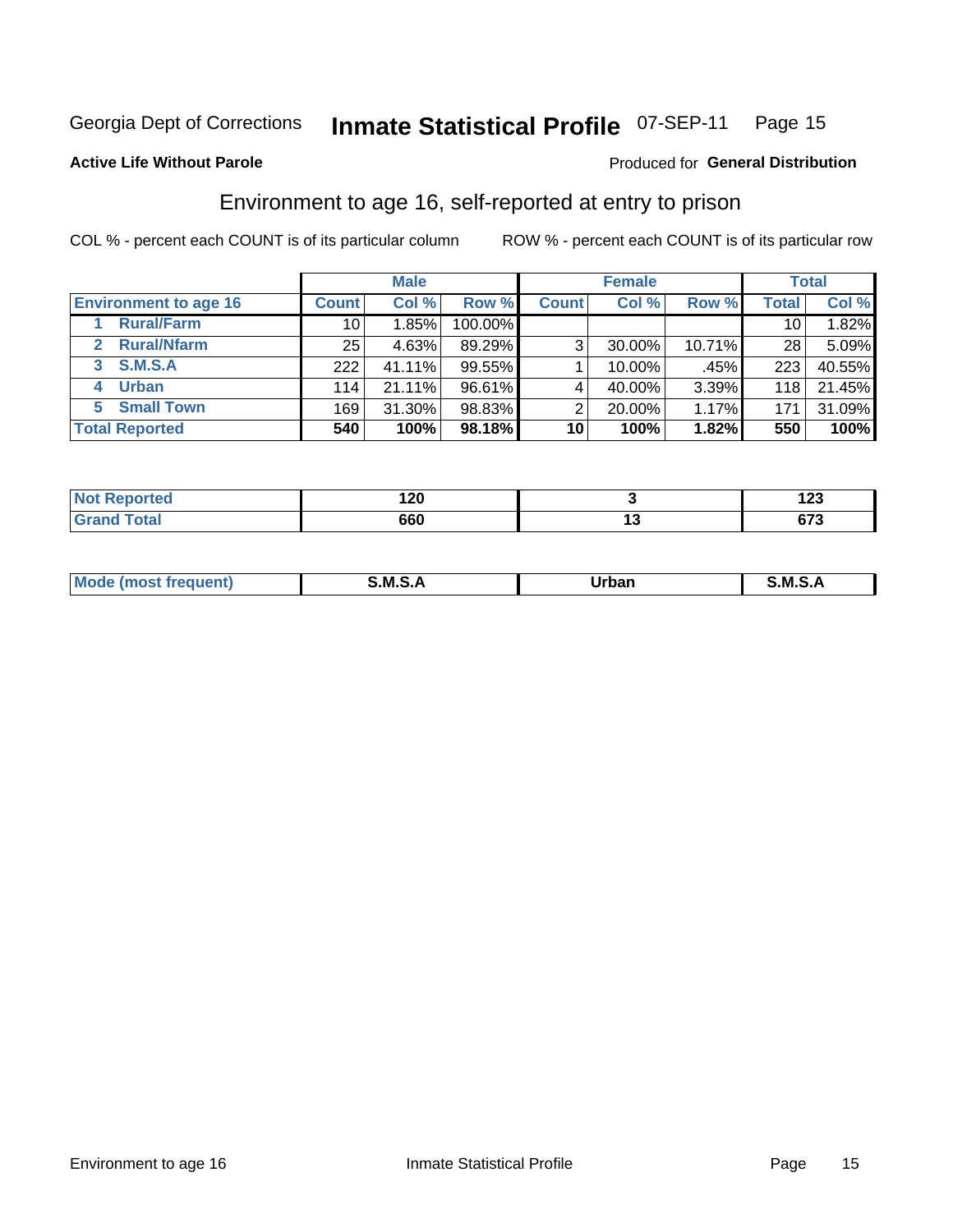Georgia Dept of Corrections **Inmate Statistical Profile** 07-SEP-11

**Active Life Without Parole**

Produced for **General Distribution**

## Environment to age 16, self-reported at entry to prison

COL % - percent each COUNT is of its particular column

ROW % - percent each COUNT is of its particular row

| Environment to age 16 | Male | | | Female | | | Total | |
|---|---|---|---|---|---|---|---|---|
| | Count | Col % | Row % | Count | Col % | Row % | Total | Col % |
| 1 Rural/Farm | 10 | 1.85% | 100.00% | | | | 10 | 1.82% |
| 2 Rural/Nfarm | 25 | 4.63% | 89.29% | 3 | 30.00% | 10.71% | 28 | 5.09% |
| 3 S.M.S.A | 222 | 41.11% | 99.55% | 1 | 10.00% | .45% | 223 | 40.55% |
| 4 Urban | 114 | 21.11% | 96.61% | 4 | 40.00% | 3.39% | 118 | 21.45% |
| 5 Small Town | 169 | 31.30% | 98.83% | 2 | 20.00% | 1.17% | 171 | 31.09% |
| **Total Reported** | **540** | **100%** | **98.18%** | **10** | **100%** | **1.82%** | **550** | **100%** |

| | Male | Female | Total |
|---|---|---|---|
| Not Reported | 120 | 3 | 123 |
| Grand Total | 660 | 13 | 673 |

| | Male | Female | Total |
|---|---|---|---|
| Mode (most frequent) | S.M.S.A | Urban | S.M.S.A |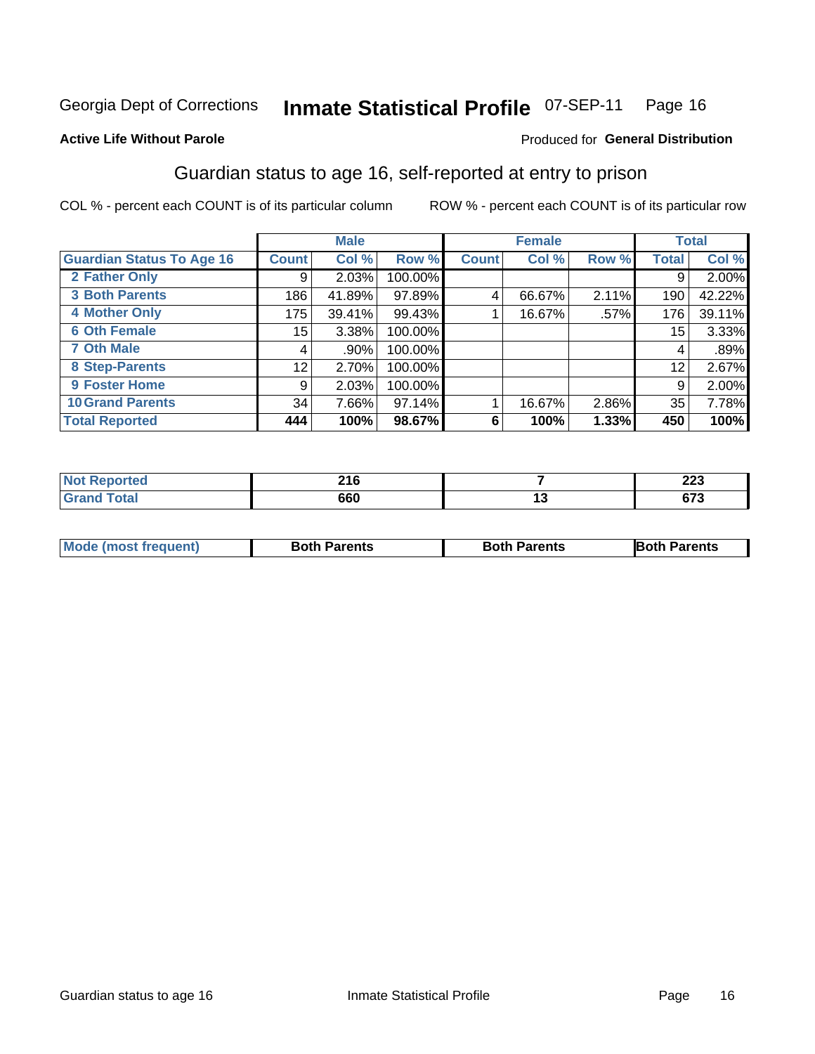Georgia Dept of Corrections **Inmate Statistical Profile** 07-SEP-11 Page 16

**Active Life Without Parole**

Produced for **General Distribution**

## Guardian status to age 16, self-reported at entry to prison

COL % - percent each COUNT is of its particular column

ROW % - percent each COUNT is of its particular row

| | Male | | | Female | | | Total | |
|---|---|---|---|---|---|---|---|---|
| **Guardian Status To Age 16** | **Count** | **Col %** | **Row %** | **Count** | **Col %** | **Row %** | **Total** | **Col %** |
| 2 Father Only | 9 | 2.03% | 100.00% | | | | 9 | 2.00% |
| 3 Both Parents | 186 | 41.89% | 97.89% | 4 | 66.67% | 2.11% | 190 | 42.22% |
| 4 Mother Only | 175 | 39.41% | 99.43% | 1 | 16.67% | .57% | 176 | 39.11% |
| 6 Oth Female | 15 | 3.38% | 100.00% | | | | 15 | 3.33% |
| 7 Oth Male | 4 | .90% | 100.00% | | | | 4 | .89% |
| 8 Step-Parents | 12 | 2.70% | 100.00% | | | | 12 | 2.67% |
| 9 Foster Home | 9 | 2.03% | 100.00% | | | | 9 | 2.00% |
| 10 Grand Parents | 34 | 7.66% | 97.14% | 1 | 16.67% | 2.86% | 35 | 7.78% |
| **Total Reported** | **444** | **100%** | **98.67%** | **6** | **100%** | **1.33%** | **450** | **100%** |

| | Male | Female | Total |
|---|---|---|---|
| Not Reported | 216 | 7 | 223 |
| Grand Total | 660 | 13 | 673 |

| | Male | Female | Total |
|---|---|---|---|
| Mode (most frequent) | Both Parents | Both Parents | Both Parents |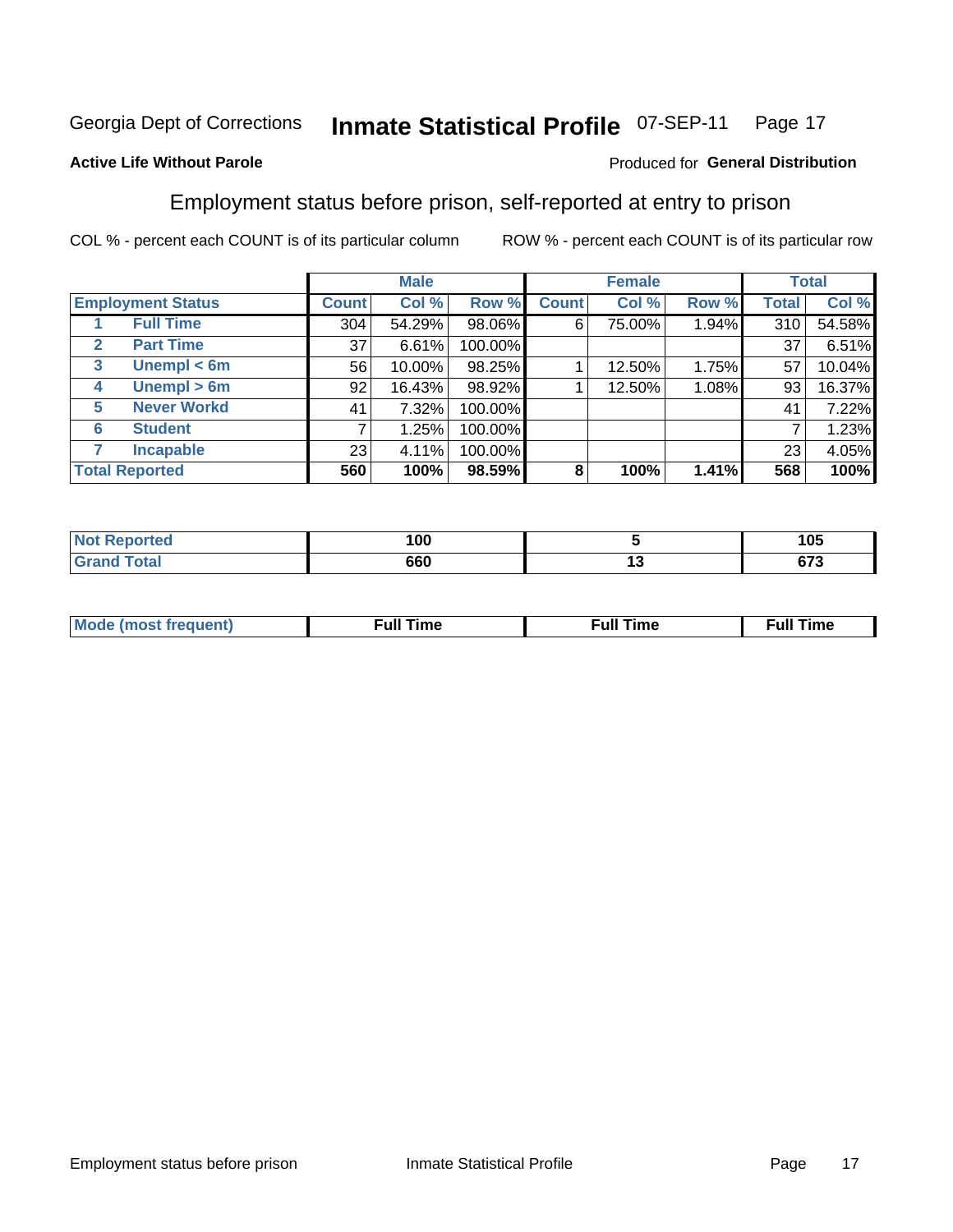Georgia Dept of Corrections **Inmate Statistical Profile** 07-SEP-11 Page 17

**Active Life Without Parole**

Produced for **General Distribution**

## Employment status before prison, self-reported at entry to prison

COL % - percent each COUNT is of its particular column ROW % - percent each COUNT is of its particular row

| Employment Status | | Male | | | Female | | | Total | |
|---|---|---|---|---|---|---|---|---|---|
| | | Count | Col % | Row % | Count | Col % | Row % | Total | Col % |
| 1 | Full Time | 304 | 54.29% | 98.06% | 6 | 75.00% | 1.94% | 310 | 54.58% |
| 2 | Part Time | 37 | 6.61% | 100.00% | | | | 37 | 6.51% |
| 3 | Unempl < 6m | 56 | 10.00% | 98.25% | 1 | 12.50% | 1.75% | 57 | 10.04% |
| 4 | Unempl > 6m | 92 | 16.43% | 98.92% | 1 | 12.50% | 1.08% | 93 | 16.37% |
| 5 | Never Workd | 41 | 7.32% | 100.00% | | | | 41 | 7.22% |
| 6 | Student | 7 | 1.25% | 100.00% | | | | 7 | 1.23% |
| 7 | Incapable | 23 | 4.11% | 100.00% | | | | 23 | 4.05% |
| **Total Reported** | | **560** | **100%** | **98.59%** | **8** | **100%** | **1.41%** | **568** | **100%** |

| | Male | Female | Total |
|---|---|---|---|
| Not Reported | 100 | 5 | 105 |
| Grand Total | 660 | 13 | 673 |

| | Male | Female | Total |
|---|---|---|---|
| Mode (most frequent) | Full Time | Full Time | Full Time |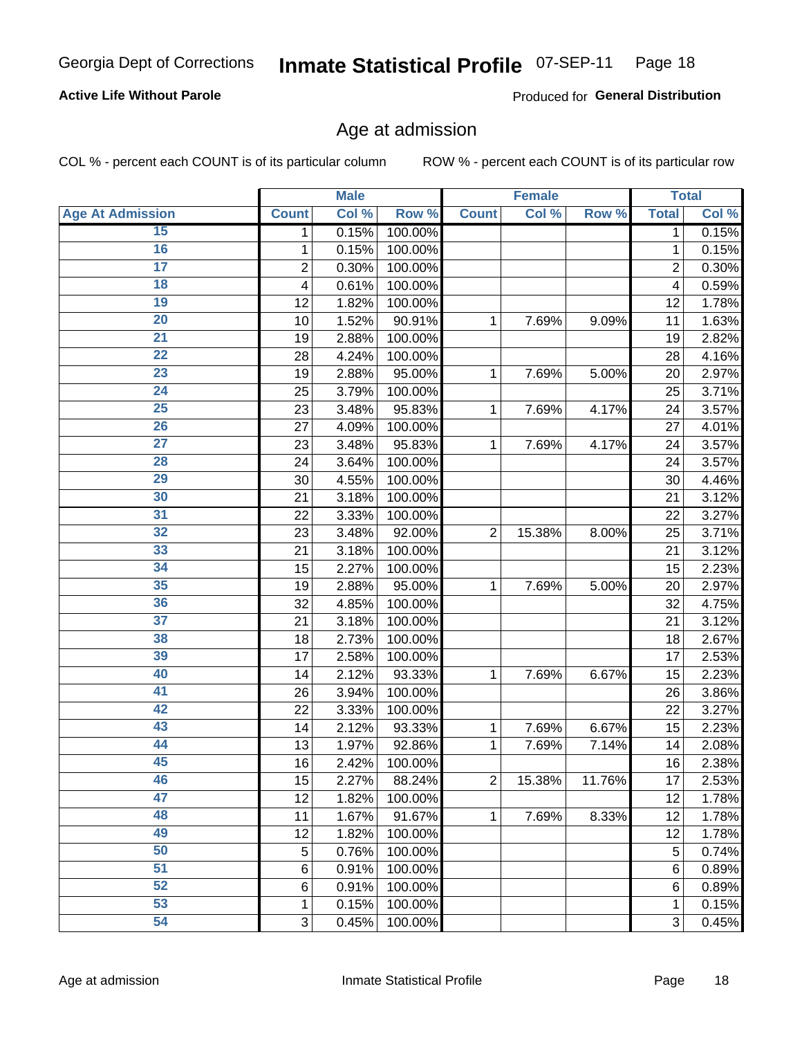**Active Life Without Parole**

Produced for **General Distribution**

## Age at admission

COL % - percent each COUNT is of its particular column

ROW % - percent each COUNT is of its particular row

| | Male | | | Female | | | Total | |
|---|---|---|---|---|---|---|---|---|
| Age At Admission | Count | Col % | Row % | Count | Col % | Row % | Total | Col % |
| 15 | 1 | 0.15% | 100.00% | | | | 1 | 0.15% |
| 16 | 1 | 0.15% | 100.00% | | | | 1 | 0.15% |
| 17 | 2 | 0.30% | 100.00% | | | | 2 | 0.30% |
| 18 | 4 | 0.61% | 100.00% | | | | 4 | 0.59% |
| 19 | 12 | 1.82% | 100.00% | | | | 12 | 1.78% |
| 20 | 10 | 1.52% | 90.91% | 1 | 7.69% | 9.09% | 11 | 1.63% |
| 21 | 19 | 2.88% | 100.00% | | | | 19 | 2.82% |
| 22 | 28 | 4.24% | 100.00% | | | | 28 | 4.16% |
| 23 | 19 | 2.88% | 95.00% | 1 | 7.69% | 5.00% | 20 | 2.97% |
| 24 | 25 | 3.79% | 100.00% | | | | 25 | 3.71% |
| 25 | 23 | 3.48% | 95.83% | 1 | 7.69% | 4.17% | 24 | 3.57% |
| 26 | 27 | 4.09% | 100.00% | | | | 27 | 4.01% |
| 27 | 23 | 3.48% | 95.83% | 1 | 7.69% | 4.17% | 24 | 3.57% |
| 28 | 24 | 3.64% | 100.00% | | | | 24 | 3.57% |
| 29 | 30 | 4.55% | 100.00% | | | | 30 | 4.46% |
| 30 | 21 | 3.18% | 100.00% | | | | 21 | 3.12% |
| 31 | 22 | 3.33% | 100.00% | | | | 22 | 3.27% |
| 32 | 23 | 3.48% | 92.00% | 2 | 15.38% | 8.00% | 25 | 3.71% |
| 33 | 21 | 3.18% | 100.00% | | | | 21 | 3.12% |
| 34 | 15 | 2.27% | 100.00% | | | | 15 | 2.23% |
| 35 | 19 | 2.88% | 95.00% | 1 | 7.69% | 5.00% | 20 | 2.97% |
| 36 | 32 | 4.85% | 100.00% | | | | 32 | 4.75% |
| 37 | 21 | 3.18% | 100.00% | | | | 21 | 3.12% |
| 38 | 18 | 2.73% | 100.00% | | | | 18 | 2.67% |
| 39 | 17 | 2.58% | 100.00% | | | | 17 | 2.53% |
| 40 | 14 | 2.12% | 93.33% | 1 | 7.69% | 6.67% | 15 | 2.23% |
| 41 | 26 | 3.94% | 100.00% | | | | 26 | 3.86% |
| 42 | 22 | 3.33% | 100.00% | | | | 22 | 3.27% |
| 43 | 14 | 2.12% | 93.33% | 1 | 7.69% | 6.67% | 15 | 2.23% |
| 44 | 13 | 1.97% | 92.86% | 1 | 7.69% | 7.14% | 14 | 2.08% |
| 45 | 16 | 2.42% | 100.00% | | | | 16 | 2.38% |
| 46 | 15 | 2.27% | 88.24% | 2 | 15.38% | 11.76% | 17 | 2.53% |
| 47 | 12 | 1.82% | 100.00% | | | | 12 | 1.78% |
| 48 | 11 | 1.67% | 91.67% | 1 | 7.69% | 8.33% | 12 | 1.78% |
| 49 | 12 | 1.82% | 100.00% | | | | 12 | 1.78% |
| 50 | 5 | 0.76% | 100.00% | | | | 5 | 0.74% |
| 51 | 6 | 0.91% | 100.00% | | | | 6 | 0.89% |
| 52 | 6 | 0.91% | 100.00% | | | | 6 | 0.89% |
| 53 | 1 | 0.15% | 100.00% | | | | 1 | 0.15% |
| 54 | 3 | 0.45% | 100.00% | | | | 3 | 0.45% |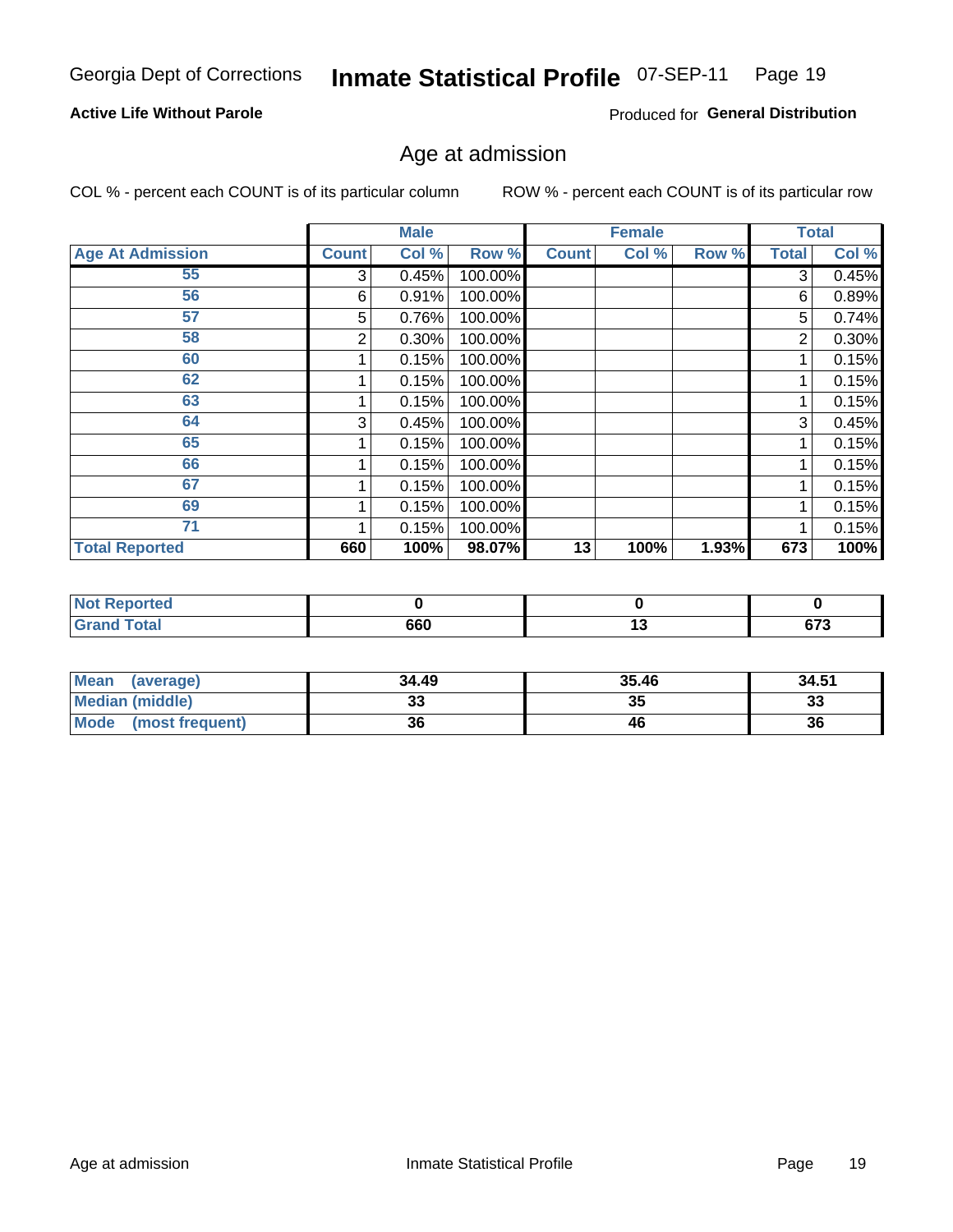Georgia Dept of Corrections **Inmate Statistical Profile** 07-SEP-11

**Active Life Without Parole**

Produced for **General Distribution**

## Age at admission

COL % - percent each COUNT is of its particular column ROW % - percent each COUNT is of its particular row

| | Male | | | Female | | | Total | |
|---|---|---|---|---|---|---|---|---|
| **Age At Admission** | **Count** | **Col %** | **Row %** | **Count** | **Col %** | **Row %** | **Total** | **Col %** |
| 55 | 3 | 0.45% | 100.00% | | | | 3 | 0.45% |
| 56 | 6 | 0.91% | 100.00% | | | | 6 | 0.89% |
| 57 | 5 | 0.76% | 100.00% | | | | 5 | 0.74% |
| 58 | 2 | 0.30% | 100.00% | | | | 2 | 0.30% |
| 60 | 1 | 0.15% | 100.00% | | | | 1 | 0.15% |
| 62 | 1 | 0.15% | 100.00% | | | | 1 | 0.15% |
| 63 | 1 | 0.15% | 100.00% | | | | 1 | 0.15% |
| 64 | 3 | 0.45% | 100.00% | | | | 3 | 0.45% |
| 65 | 1 | 0.15% | 100.00% | | | | 1 | 0.15% |
| 66 | 1 | 0.15% | 100.00% | | | | 1 | 0.15% |
| 67 | 1 | 0.15% | 100.00% | | | | 1 | 0.15% |
| 69 | 1 | 0.15% | 100.00% | | | | 1 | 0.15% |
| 71 | 1 | 0.15% | 100.00% | | | | 1 | 0.15% |
| **Total Reported** | **660** | **100%** | **98.07%** | **13** | **100%** | **1.93%** | **673** | **100%** |

| | Male | Female | Total |
|---|---|---|---|
| **Not Reported** | **0** | **0** | **0** |
| **Grand Total** | **660** | **13** | **673** |

| | Male | Female | Total |
|---|---|---|---|
| **Mean (average)** | **34.49** | **35.46** | **34.51** |
| **Median (middle)** | **33** | **35** | **33** |
| **Mode (most frequent)** | **36** | **46** | **36** |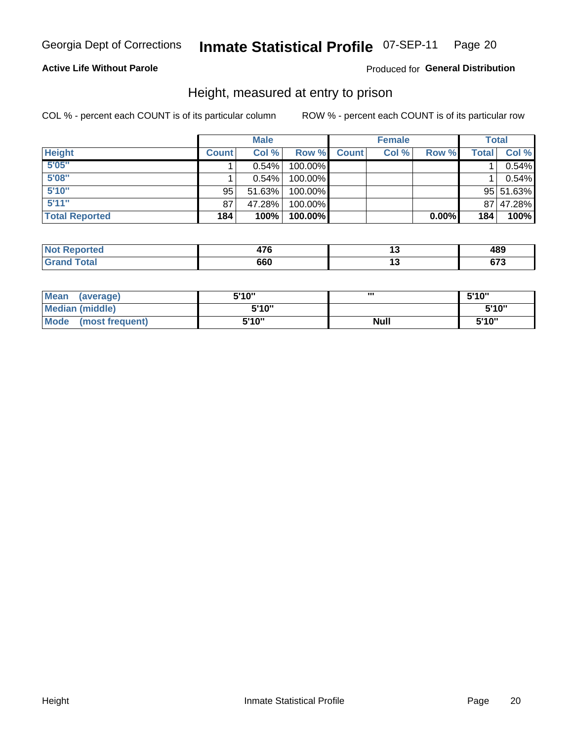Georgia Dept of Corrections **Inmate Statistical Profile** 07-SEP-11 Page 20

**Active Life Without Parole**

Produced for **General Distribution**

## Height, measured at entry to prison

COL % - percent each COUNT is of its particular column

ROW % - percent each COUNT is of its particular row

| | Male | | | Female | | | Total | |
|---|---|---|---|---|---|---|---|---|
| **Height** | **Count** | **Col %** | **Row %** | **Count** | **Col %** | **Row %** | **Total** | **Col %** |
| 5'05" | 1 | 0.54% | 100.00% | | | | 1 | 0.54% |
| 5'08" | 1 | 0.54% | 100.00% | | | | 1 | 0.54% |
| 5'10" | 95 | 51.63% | 100.00% | | | | 95 | 51.63% |
| 5'11" | 87 | 47.28% | 100.00% | | | | 87 | 47.28% |
| **Total Reported** | **184** | **100%** | **100.00%** | | | **0.00%** | **184** | **100%** |

| | Male | Female | Total |
|---|---|---|---|
| Not Reported | 476 | 13 | 489 |
| Grand Total | 660 | 13 | 673 |

| | Male | Female | Total |
|---|---|---|---|
| Mean (average) | 5'10" | "' | 5'10" |
| Median (middle) | 5'10" | | 5'10" |
| Mode (most frequent) | 5'10" | Null | 5'10" |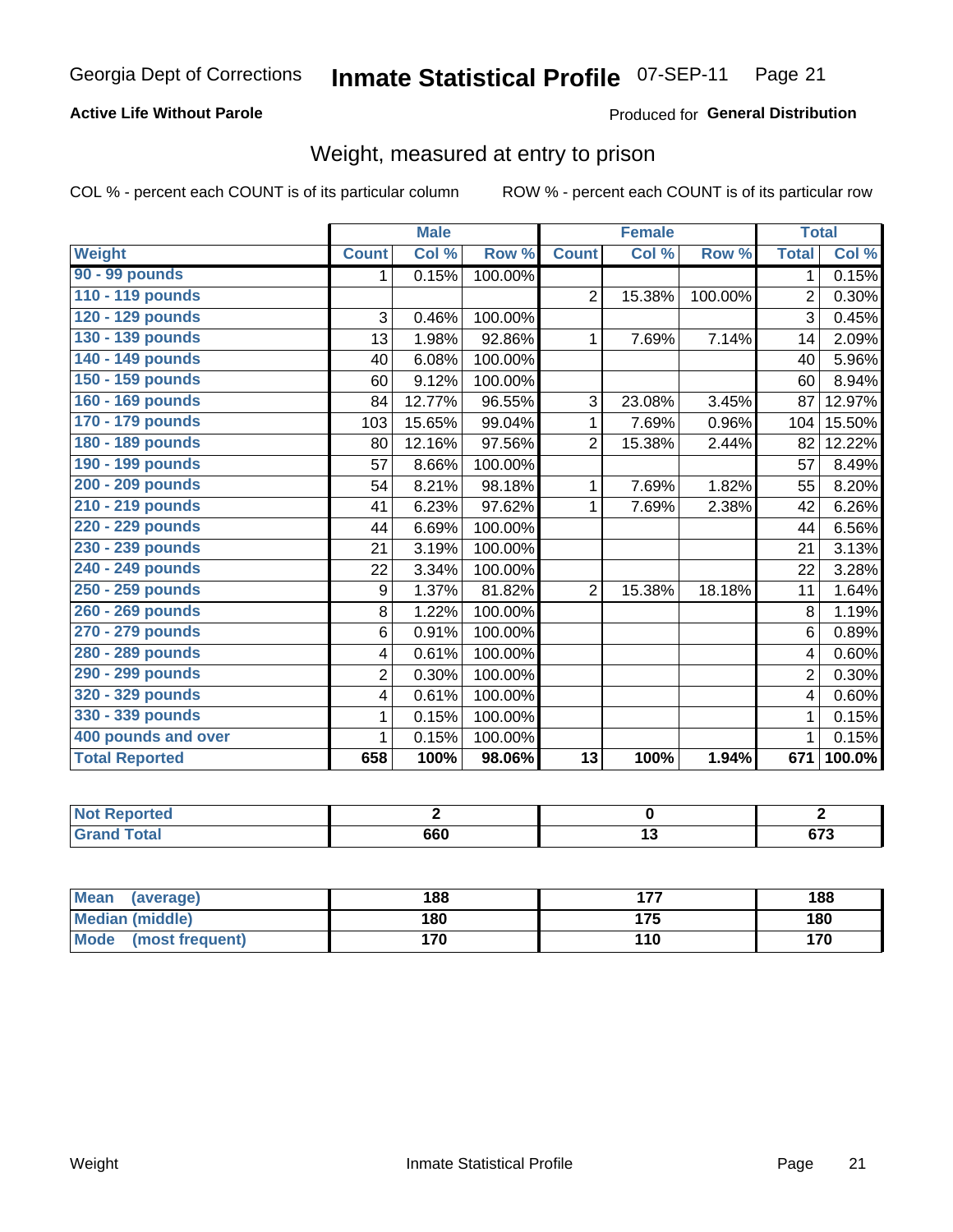Georgia Dept of Corrections **Inmate Statistical Profile** 07-SEP-11

**Active Life Without Parole**

Produced for **General Distribution**

## Weight, measured at entry to prison

COL % - percent each COUNT is of its particular column ROW % - percent each COUNT is of its particular row

| | Male | | | Female | | | Total | |
|---|---|---|---|---|---|---|---|---|
| Weight | Count | Col % | Row % | Count | Col % | Row % | Total | Col % |
| 90 - 99 pounds | 1 | 0.15% | 100.00% | | | | 1 | 0.15% |
| 110 - 119 pounds | | | | 2 | 15.38% | 100.00% | 2 | 0.30% |
| 120 - 129 pounds | 3 | 0.46% | 100.00% | | | | 3 | 0.45% |
| 130 - 139 pounds | 13 | 1.98% | 92.86% | 1 | 7.69% | 7.14% | 14 | 2.09% |
| 140 - 149 pounds | 40 | 6.08% | 100.00% | | | | 40 | 5.96% |
| 150 - 159 pounds | 60 | 9.12% | 100.00% | | | | 60 | 8.94% |
| 160 - 169 pounds | 84 | 12.77% | 96.55% | 3 | 23.08% | 3.45% | 87 | 12.97% |
| 170 - 179 pounds | 103 | 15.65% | 99.04% | 1 | 7.69% | 0.96% | 104 | 15.50% |
| 180 - 189 pounds | 80 | 12.16% | 97.56% | 2 | 15.38% | 2.44% | 82 | 12.22% |
| 190 - 199 pounds | 57 | 8.66% | 100.00% | | | | 57 | 8.49% |
| 200 - 209 pounds | 54 | 8.21% | 98.18% | 1 | 7.69% | 1.82% | 55 | 8.20% |
| 210 - 219 pounds | 41 | 6.23% | 97.62% | 1 | 7.69% | 2.38% | 42 | 6.26% |
| 220 - 229 pounds | 44 | 6.69% | 100.00% | | | | 44 | 6.56% |
| 230 - 239 pounds | 21 | 3.19% | 100.00% | | | | 21 | 3.13% |
| 240 - 249 pounds | 22 | 3.34% | 100.00% | | | | 22 | 3.28% |
| 250 - 259 pounds | 9 | 1.37% | 81.82% | 2 | 15.38% | 18.18% | 11 | 1.64% |
| 260 - 269 pounds | 8 | 1.22% | 100.00% | | | | 8 | 1.19% |
| 270 - 279 pounds | 6 | 0.91% | 100.00% | | | | 6 | 0.89% |
| 280 - 289 pounds | 4 | 0.61% | 100.00% | | | | 4 | 0.60% |
| 290 - 299 pounds | 2 | 0.30% | 100.00% | | | | 2 | 0.30% |
| 320 - 329 pounds | 4 | 0.61% | 100.00% | | | | 4 | 0.60% |
| 330 - 339 pounds | 1 | 0.15% | 100.00% | | | | 1 | 0.15% |
| 400 pounds and over | 1 | 0.15% | 100.00% | | | | 1 | 0.15% |
| **Total Reported** | **658** | **100%** | **98.06%** | **13** | **100%** | **1.94%** | **671** | **100.0%** |

| | Male | Female | Total |
|---|---|---|---|
| Not Reported | 2 | 0 | 2 |
| Grand Total | 660 | 13 | 673 |

| | Male | Female | Total |
|---|---|---|---|
| Mean (average) | 188 | 177 | 188 |
| Median (middle) | 180 | 175 | 180 |
| Mode (most frequent) | 170 | 110 | 170 |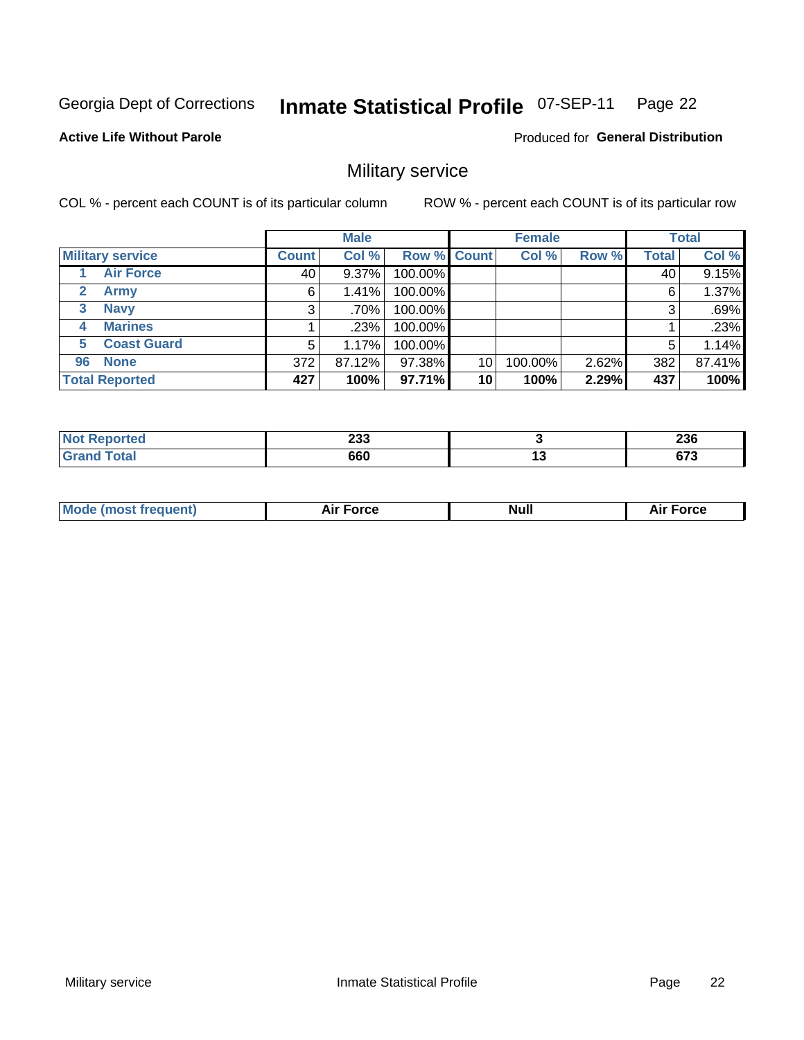Georgia Dept of Corrections **Inmate Statistical Profile** 07-SEP-11

**Active Life Without Parole**

Produced for **General Distribution**

## Military service

COL % - percent each COUNT is of its particular column ROW % - percent each COUNT is of its particular row

| Military service | Male | | | Female | | | Total | |
|---|---|---|---|---|---|---|---|---|
| | Count | Col % | Row % | Count | Col % | Row % | Total | Col % |
| 1 Air Force | 40 | 9.37% | 100.00% | | | | 40 | 9.15% |
| 2 Army | 6 | 1.41% | 100.00% | | | | 6 | 1.37% |
| 3 Navy | 3 | .70% | 100.00% | | | | 3 | .69% |
| 4 Marines | 1 | .23% | 100.00% | | | | 1 | .23% |
| 5 Coast Guard | 5 | 1.17% | 100.00% | | | | 5 | 1.14% |
| 96 None | 372 | 87.12% | 97.38% | 10 | 100.00% | 2.62% | 382 | 87.41% |
| **Total Reported** | **427** | **100%** | **97.71%** | **10** | **100%** | **2.29%** | **437** | **100%** |

| | Male | Female | Total |
|---|---|---|---|
| Not Reported | 233 | 3 | 236 |
| Grand Total | 660 | 13 | 673 |

| | Male | Female | Total |
|---|---|---|---|
| Mode (most frequent) | Air Force | Null | Air Force |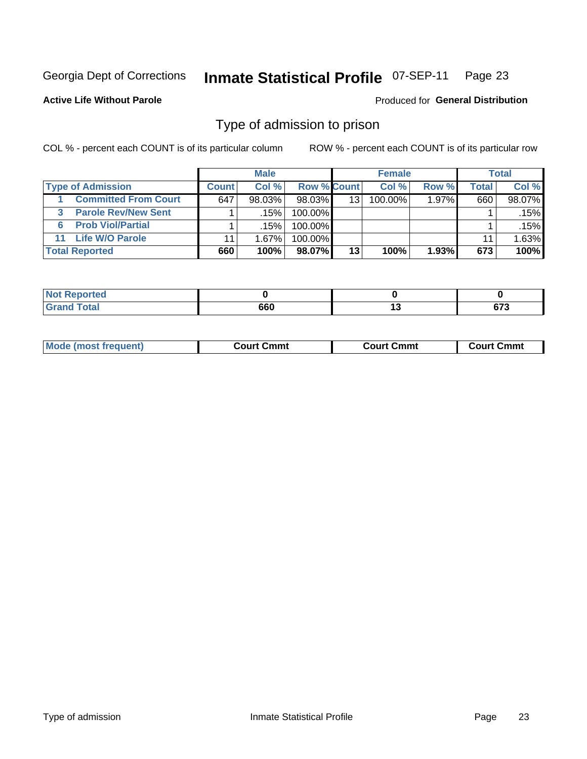Georgia Dept of Corrections **Inmate Statistical Profile** 07-SEP-11 Page 23

**Active Life Without Parole**

Produced for **General Distribution**

## Type of admission to prison

COL % - percent each COUNT is of its particular column

ROW % - percent each COUNT is of its particular row

| | Male | | | Female | | | Total | |
|---|---|---|---|---|---|---|---|---|
| Type of Admission | Count | Col % | Row % | Count | Col % | Row % | Total | Col % |
| 1 Committed From Court | 647 | 98.03% | 98.03% | 13 | 100.00% | 1.97% | 660 | 98.07% |
| 3 Parole Rev/New Sent | 1 | .15% | 100.00% | | | | 1 | .15% |
| 6 Prob Viol/Partial | 1 | .15% | 100.00% | | | | 1 | .15% |
| 11 Life W/O Parole | 11 | 1.67% | 100.00% | | | | 11 | 1.63% |
| **Total Reported** | **660** | **100%** | **98.07%** | **13** | **100%** | **1.93%** | **673** | **100%** |

| | Male | Female | Total |
|---|---|---|---|
| Not Reported | 0 | 0 | 0 |
| Grand Total | 660 | 13 | 673 |

| | Male | Female | Total |
|---|---|---|---|
| Mode (most frequent) | Court Cmmt | Court Cmmt | Court Cmmt |

Type of admission Inmate Statistical Profile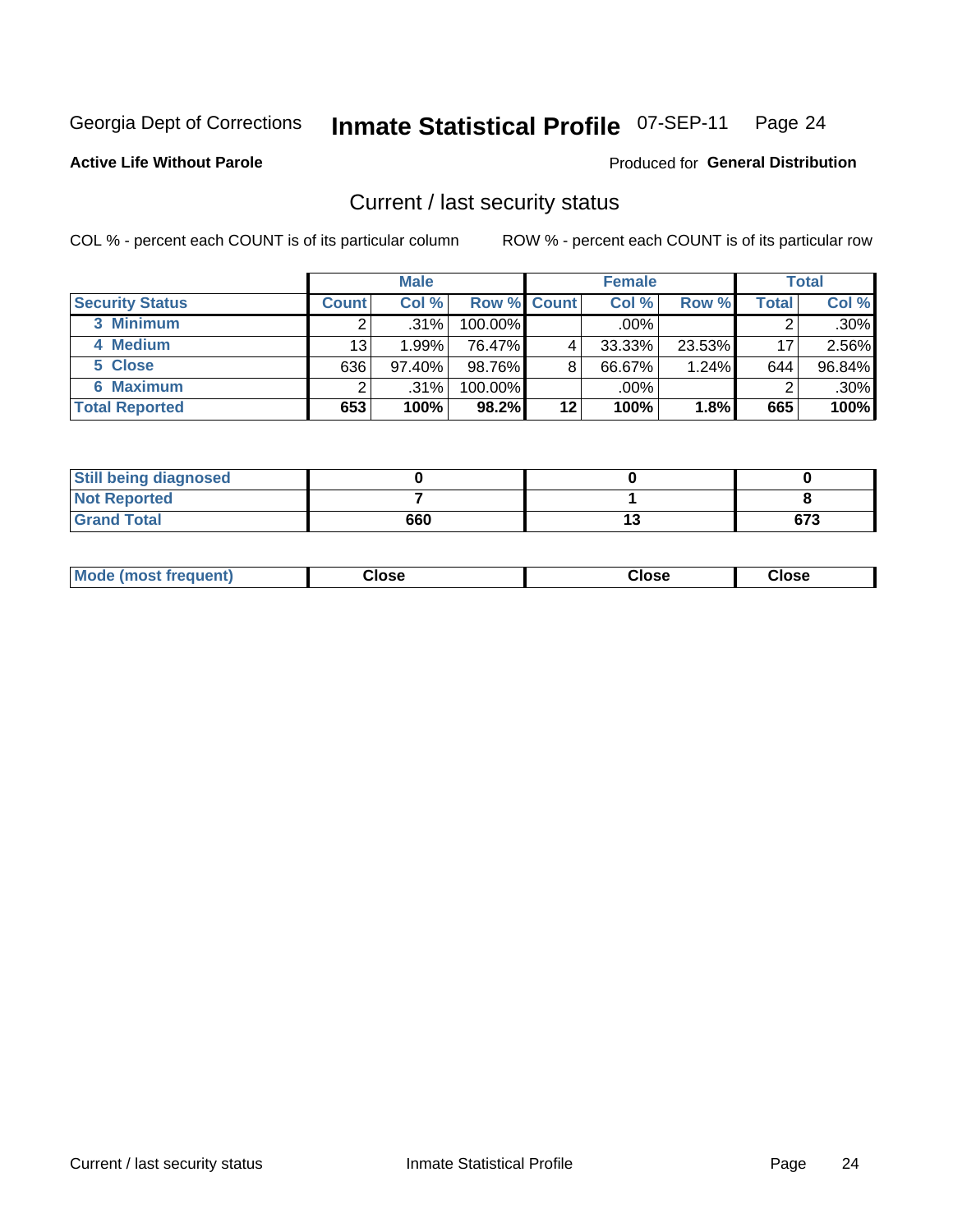Georgia Dept of Corrections **Inmate Statistical Profile** 07-SEP-11 Page 24

**Active Life Without Parole**

Produced for **General Distribution**

## Current / last security status

COL % - percent each COUNT is of its particular column

ROW % - percent each COUNT is of its particular row

| | Male | | | Female | | | Total | |
|---|---|---|---|---|---|---|---|---|
| **Security Status** | **Count** | **Col %** | **Row %** | **Count** | **Col %** | **Row %** | **Total** | **Col %** |
| 3 Minimum | 2 | .31% | 100.00% | | .00% | | 2 | .30% |
| 4 Medium | 13 | 1.99% | 76.47% | 4 | 33.33% | 23.53% | 17 | 2.56% |
| 5 Close | 636 | 97.40% | 98.76% | 8 | 66.67% | 1.24% | 644 | 96.84% |
| 6 Maximum | 2 | .31% | 100.00% | | .00% | | 2 | .30% |
| **Total Reported** | **653** | **100%** | **98.2%** | **12** | **100%** | **1.8%** | **665** | **100%** |

| | Male | Female | Total |
|---|---|---|---|
| **Still being diagnosed** | **0** | **0** | **0** |
| **Not Reported** | **7** | **1** | **8** |
| **Grand Total** | **660** | **13** | **673** |

| | Male | Female | Total |
|---|---|---|---|
| **Mode (most frequent)** | **Close** | **Close** | **Close** |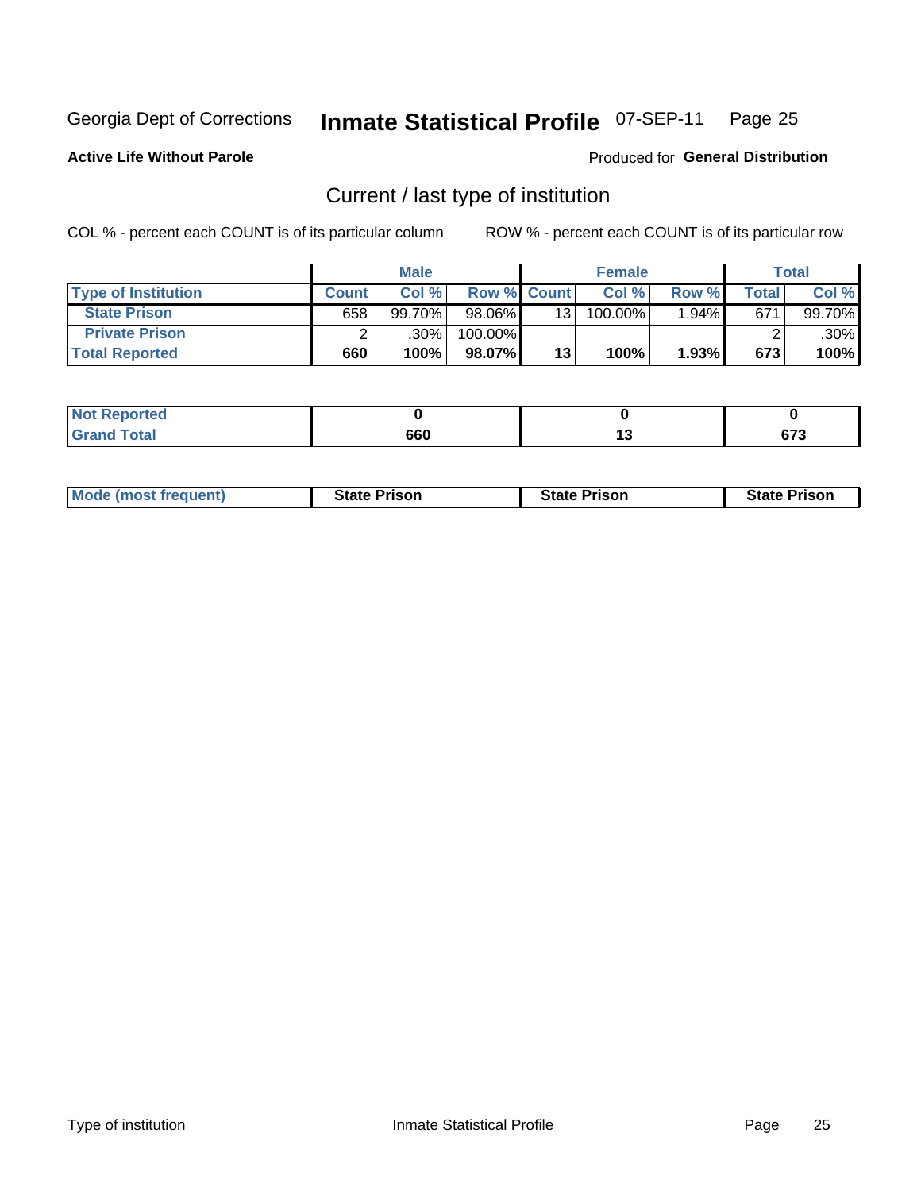Georgia Dept of Corrections **Inmate Statistical Profile** 07-SEP-11 Page 25

**Active Life Without Parole**

Produced for **General Distribution**

## Current / last type of institution

COL % - percent each COUNT is of its particular column ROW % - percent each COUNT is of its particular row

| | Male | | | Female | | | Total | |
|---|---|---|---|---|---|---|---|---|
| **Type of Institution** | **Count** | **Col %** | **Row %** | **Count** | **Col %** | **Row %** | **Total** | **Col %** |
| **State Prison** | 658 | 99.70% | 98.06% | 13 | 100.00% | 1.94% | 671 | 99.70% |
| **Private Prison** | 2 | .30% | 100.00% | | | | 2 | .30% |
| **Total Reported** | **660** | **100%** | **98.07%** | **13** | **100%** | **1.93%** | **673** | **100%** |

| | Male | Female | Total |
|---|---|---|---|
| **Not Reported** | **0** | **0** | **0** |
| **Grand Total** | **660** | **13** | **673** |

| | Male | Female | Total |
|---|---|---|---|
| **Mode (most frequent)** | **State Prison** | **State Prison** | **State Prison** |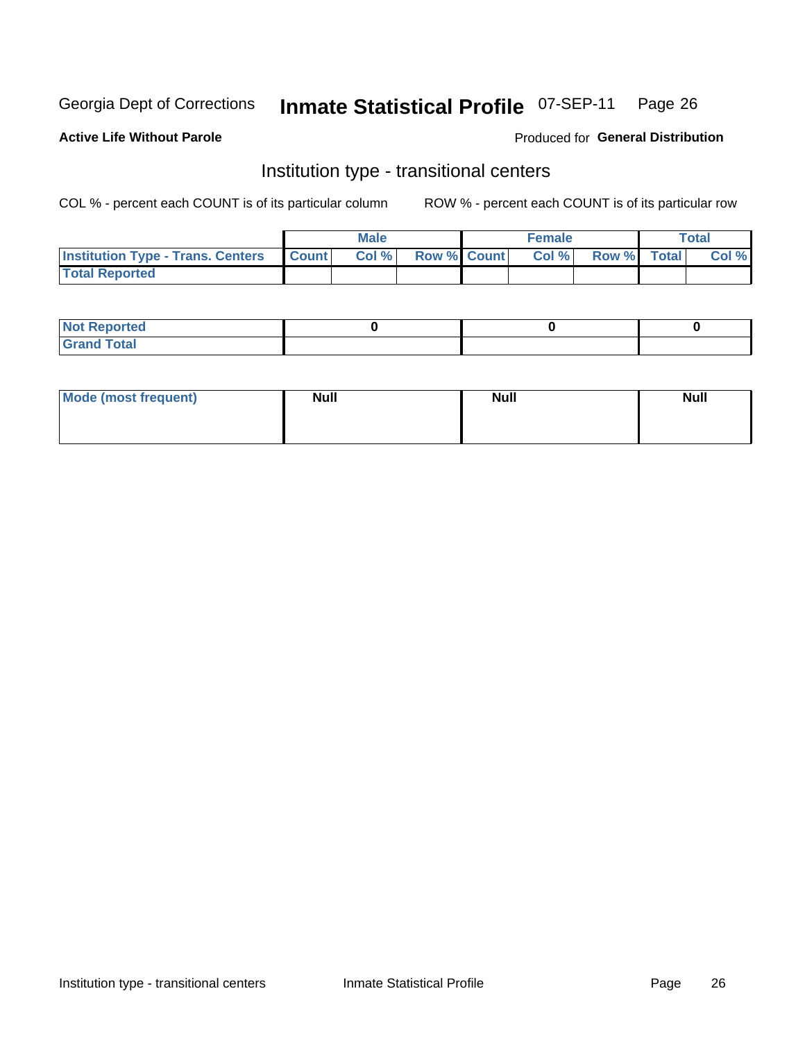Georgia Dept of Corrections **Inmate Statistical Profile** 07-SEP-11

**Active Life Without Parole** Produced for **General Distribution**

## Institution type - transitional centers

COL % - percent each COUNT is of its particular column ROW % - percent each COUNT is of its particular row

| | Male | | | Female | | | Total | |
|---|---|---|---|---|---|---|---|---|
| Institution Type - Trans. Centers | Count | Col % | Row % | Count | Col % | Row % | Total | Col % |
| Total Reported | | | | | | | | |

| | Male | Female | Total |
|---|---|---|---|
| Not Reported | 0 | 0 | 0 |
| Grand Total | | | |

| | Male | Female | Total |
|---|---|---|---|
| Mode (most frequent) | Null | Null | Null |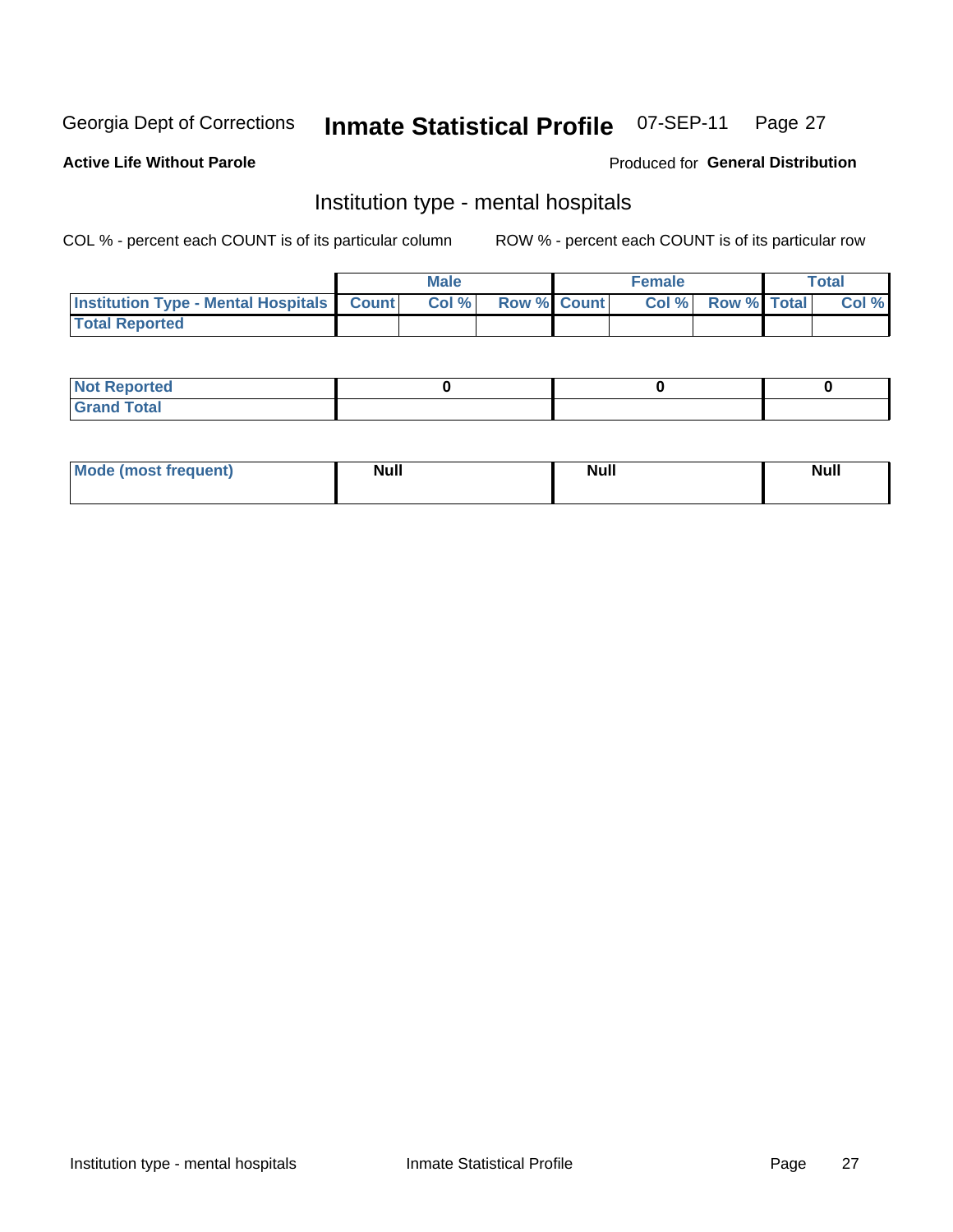Georgia Dept of Corrections **Inmate Statistical Profile** 07-SEP-11

**Active Life Without Parole**

Produced for **General Distribution**

## Institution type - mental hospitals

COL % - percent each COUNT is of its particular column

ROW % - percent each COUNT is of its particular row

| | Male | | | Female | | | Total | |
|---|---|---|---|---|---|---|---|---|
| **Institution Type - Mental Hospitals** | **Count** | **Col %** | **Row %** | **Count** | **Col %** | **Row %** | **Total** | **Col %** |
| **Total Reported** | | | | | | | | |

| | Male | Female | Total |
|---|---|---|---|
| **Not Reported** | **0** | **0** | **0** |
| **Grand Total** | | | |

| | Male | Female | Total |
|---|---|---|---|
| **Mode (most frequent)** | **Null** | **Null** | **Null** |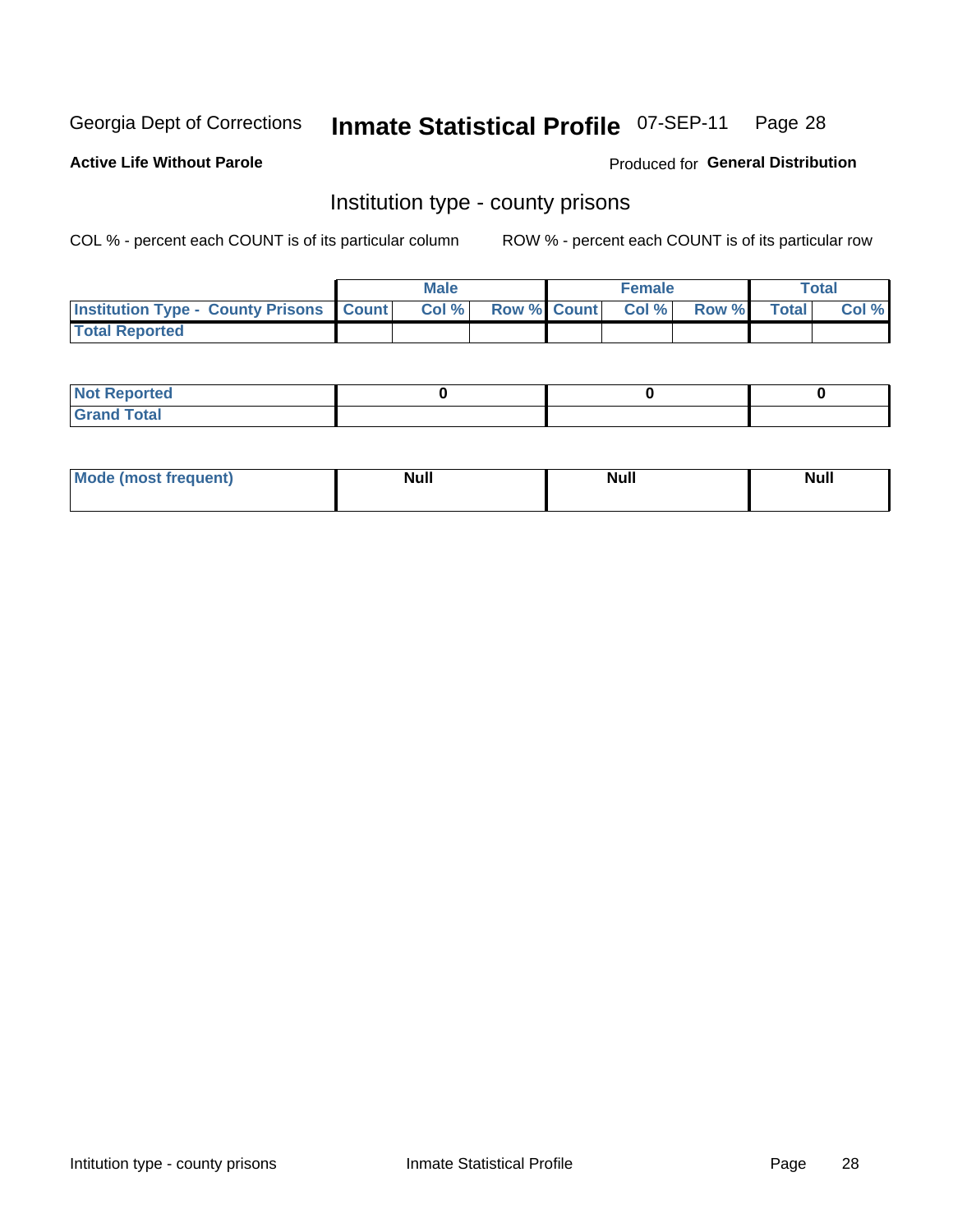Georgia Dept of Corrections **Inmate Statistical Profile** 07-SEP-11

**Active Life Without Parole**

Produced for **General Distribution**

## Institution type - county prisons

COL % - percent each COUNT is of its particular column

ROW % - percent each COUNT is of its particular row

| | Male | | | Female | | | Total | |
|---|---|---|---|---|---|---|---|---|
| **Institution Type - County Prisons** | **Count** | **Col %** | **Row %** | **Count** | **Col %** | **Row %** | **Total** | **Col %** |
| **Total Reported** | | | | | | | | |

| | Male | Female | Total |
|---|---|---|---|
| **Not Reported** | **0** | **0** | **0** |
| **Grand Total** | | | |

| | Male | Female | Total |
|---|---|---|---|
| **Mode (most frequent)** | **Null** | **Null** | **Null** |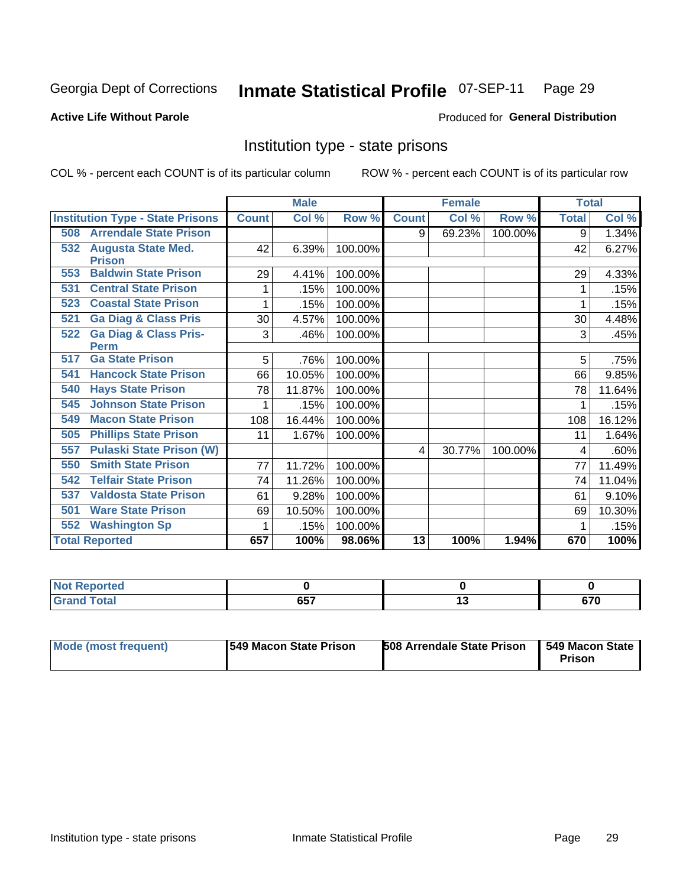Georgia Dept of Corrections **Inmate Statistical Profile** 07-SEP-11

**Active Life Without Parole**

Produced for **General Distribution**

## Institution type - state prisons

COL % - percent each COUNT is of its particular column

ROW % - percent each COUNT is of its particular row

| | Male | | | Female | | | Total | |
|---|---|---|---|---|---|---|---|---|
| **Institution Type - State Prisons** | **Count** | **Col %** | **Row %** | **Count** | **Col %** | **Row %** | **Total** | **Col %** |
| 508 Arrendale State Prison | | | | 9 | 69.23% | 100.00% | 9 | 1.34% |
| 532 Augusta State Med. Prison | 42 | 6.39% | 100.00% | | | | 42 | 6.27% |
| 553 Baldwin State Prison | 29 | 4.41% | 100.00% | | | | 29 | 4.33% |
| 531 Central State Prison | 1 | .15% | 100.00% | | | | 1 | .15% |
| 523 Coastal State Prison | 1 | .15% | 100.00% | | | | 1 | .15% |
| 521 Ga Diag & Class Pris | 30 | 4.57% | 100.00% | | | | 30 | 4.48% |
| 522 Ga Diag & Class Pris-Perm | 3 | .46% | 100.00% | | | | 3 | .45% |
| 517 Ga State Prison | 5 | .76% | 100.00% | | | | 5 | .75% |
| 541 Hancock State Prison | 66 | 10.05% | 100.00% | | | | 66 | 9.85% |
| 540 Hays State Prison | 78 | 11.87% | 100.00% | | | | 78 | 11.64% |
| 545 Johnson State Prison | 1 | .15% | 100.00% | | | | 1 | .15% |
| 549 Macon State Prison | 108 | 16.44% | 100.00% | | | | 108 | 16.12% |
| 505 Phillips State Prison | 11 | 1.67% | 100.00% | | | | 11 | 1.64% |
| 557 Pulaski State Prison (W) | | | | 4 | 30.77% | 100.00% | 4 | .60% |
| 550 Smith State Prison | 77 | 11.72% | 100.00% | | | | 77 | 11.49% |
| 542 Telfair State Prison | 74 | 11.26% | 100.00% | | | | 74 | 11.04% |
| 537 Valdosta State Prison | 61 | 9.28% | 100.00% | | | | 61 | 9.10% |
| 501 Ware State Prison | 69 | 10.50% | 100.00% | | | | 69 | 10.30% |
| 552 Washington Sp | 1 | .15% | 100.00% | | | | 1 | .15% |
| **Total Reported** | **657** | **100%** | **98.06%** | **13** | **100%** | **1.94%** | **670** | **100%** |

| | Male | Female | Total |
|---|---|---|---|
| **Not Reported** | **0** | **0** | **0** |
| **Grand Total** | **657** | **13** | **670** |

| | Male | Female | Total |
|---|---|---|---|
| **Mode (most frequent)** | **549 Macon State Prison** | **508 Arrendale State Prison** | **549 Macon State Prison** |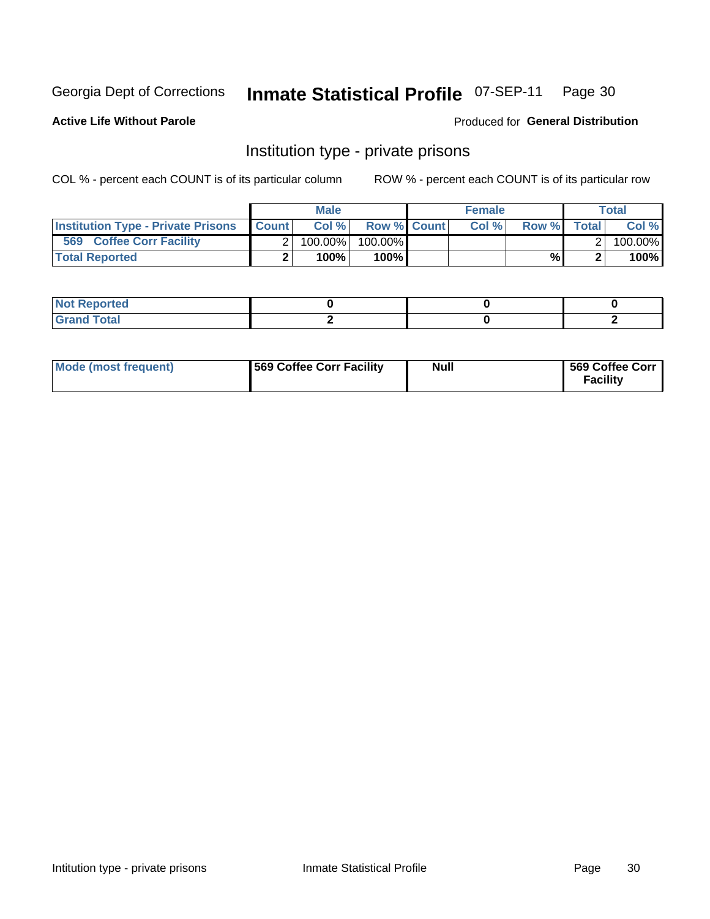Georgia Dept of Corrections **Inmate Statistical Profile** 07-SEP-11 Page 30

**Active Life Without Parole**

Produced for **General Distribution**

## Institution type - private prisons

COL % - percent each COUNT is of its particular column

ROW % - percent each COUNT is of its particular row

| | Male | | | Female | | | Total | |
|---|---|---|---|---|---|---|---|---|
| **Institution Type - Private Prisons** | **Count** | **Col %** | **Row %** | **Count** | **Col %** | **Row %** | **Total** | **Col %** |
| **569 Coffee Corr Facility** | 2 | 100.00% | 100.00% | | | | 2 | 100.00% |
| **Total Reported** | **2** | **100%** | **100%** | | | **%** | **2** | **100%** |

| | Male | Female | Total |
|---|---|---|---|
| **Not Reported** | **0** | **0** | **0** |
| **Grand Total** | **2** | **0** | **2** |

| | Male | Female | Total |
|---|---|---|---|
| **Mode (most frequent)** | **569 Coffee Corr Facility** | **Null** | **569 Coffee Corr Facility** |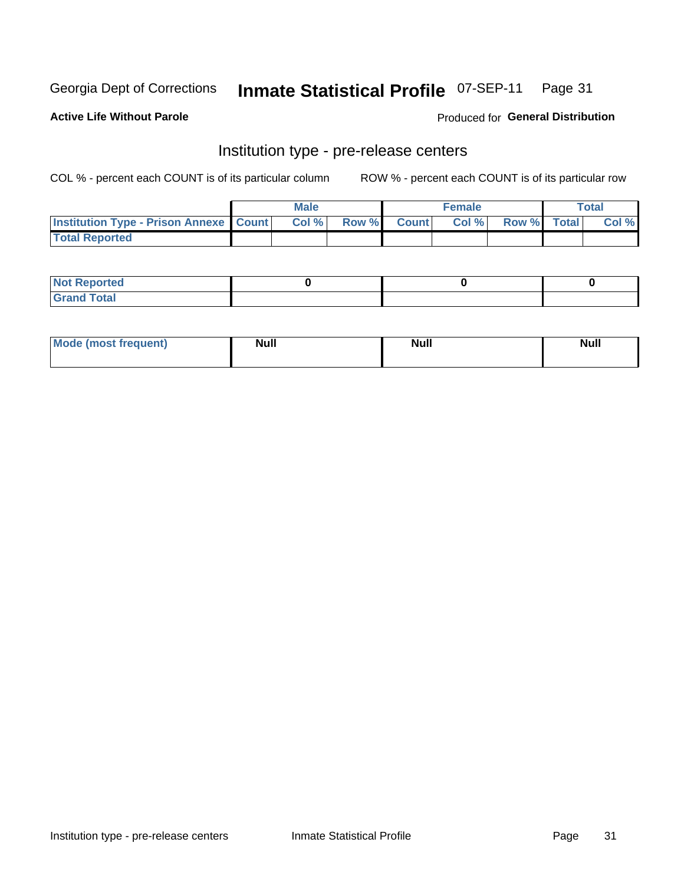Georgia Dept of Corrections **Inmate Statistical Profile** 07-SEP-11 Page 31

**Active Life Without Parole**

Produced for **General Distribution**

## Institution type - pre-release centers

COL % - percent each COUNT is of its particular column ROW % - percent each COUNT is of its particular row

| | Male | | | Female | | | Total | |
|---|---|---|---|---|---|---|---|---|
| Institution Type - Prison Annexe | Count | Col % | Row % | Count | Col % | Row % | Total | Col % |
| Total Reported | | | | | | | | |

| | Male | Female | Total |
|---|---|---|---|
| Not Reported | 0 | 0 | 0 |
| Grand Total | | | |

| | Male | Female | Total |
|---|---|---|---|
| Mode (most frequent) | Null | Null | Null |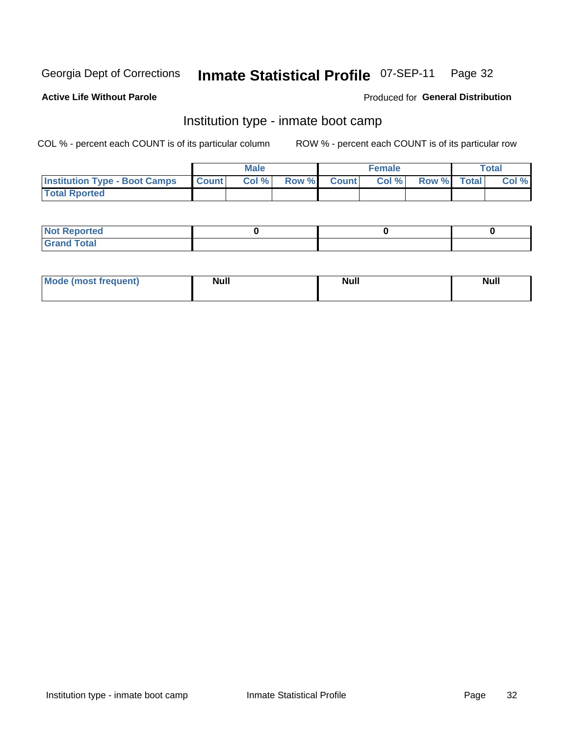Georgia Dept of Corrections **Inmate Statistical Profile** 07-SEP-11

**Active Life Without Parole**

Produced for **General Distribution**

## Institution type - inmate boot camp

COL % - percent each COUNT is of its particular column

ROW % - percent each COUNT is of its particular row

| | Male | | | Female | | | Total | |
|---|---|---|---|---|---|---|---|---|
| **Institution Type - Boot Camps** | **Count** | **Col %** | **Row %** | **Count** | **Col %** | **Row %** | **Total** | **Col %** |
| **Total Rported** | | | | | | | | |

| | Male | Female | Total |
|---|---|---|---|
| **Not Reported** | 0 | 0 | 0 |
| **Grand Total** | | | |

| | Male | Female | Total |
|---|---|---|---|
| **Mode (most frequent)** | Null | Null | Null |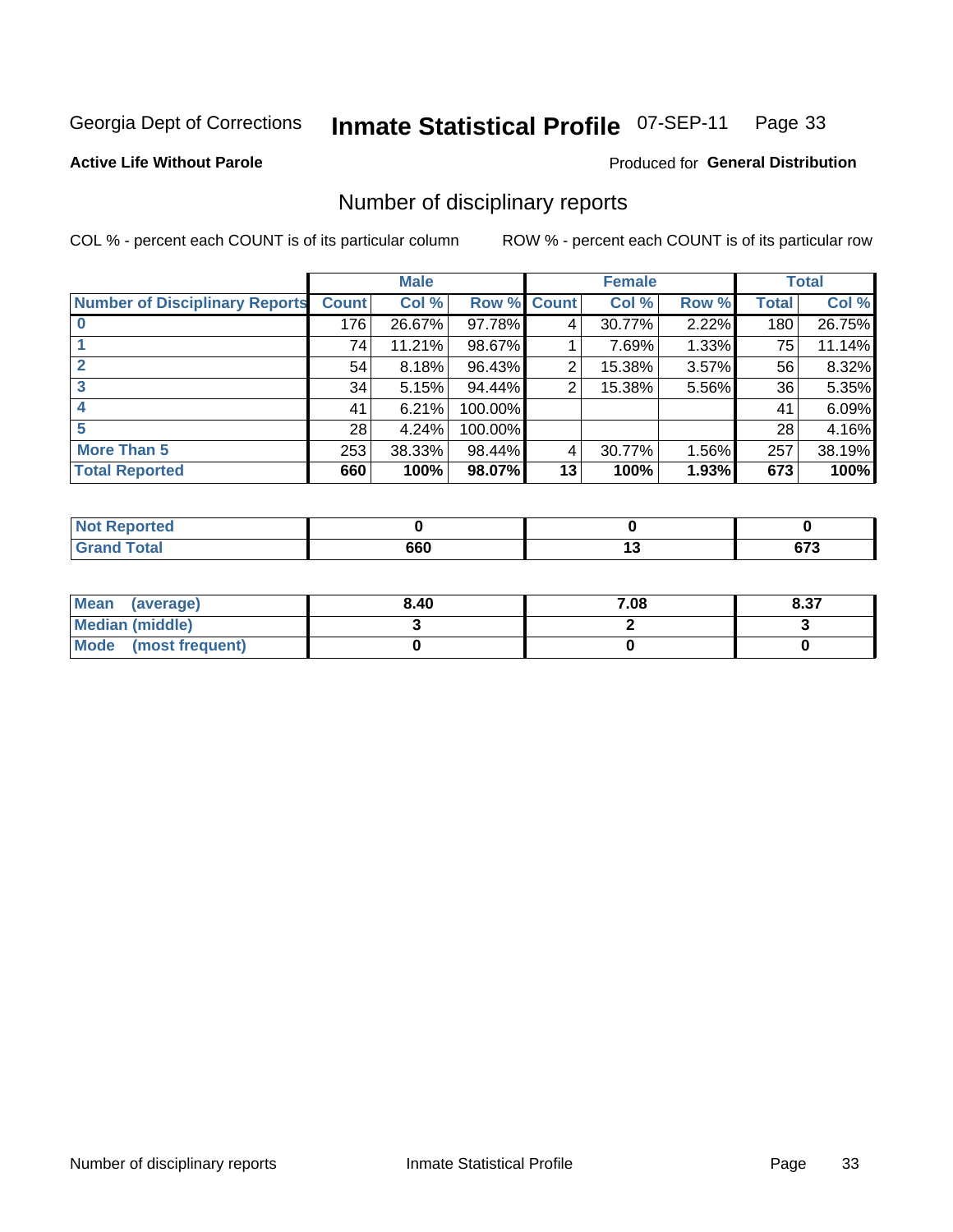Georgia Dept of Corrections **Inmate Statistical Profile** 07-SEP-11

**Active Life Without Parole**

Produced for **General Distribution**

## Number of disciplinary reports

COL % - percent each COUNT is of its particular column    ROW % - percent each COUNT is of its particular row

| | Male | | | Female | | | Total | |
|---|---|---|---|---|---|---|---|---|
| **Number of Disciplinary Reports** | **Count** | **Col %** | **Row %** | **Count** | **Col %** | **Row %** | **Total** | **Col %** |
| **0** | 176 | 26.67% | 97.78% | 4 | 30.77% | 2.22% | 180 | 26.75% |
| **1** | 74 | 11.21% | 98.67% | 1 | 7.69% | 1.33% | 75 | 11.14% |
| **2** | 54 | 8.18% | 96.43% | 2 | 15.38% | 3.57% | 56 | 8.32% |
| **3** | 34 | 5.15% | 94.44% | 2 | 15.38% | 5.56% | 36 | 5.35% |
| **4** | 41 | 6.21% | 100.00% | | | | 41 | 6.09% |
| **5** | 28 | 4.24% | 100.00% | | | | 28 | 4.16% |
| **More Than 5** | 253 | 38.33% | 98.44% | 4 | 30.77% | 1.56% | 257 | 38.19% |
| **Total Reported** | **660** | **100%** | **98.07%** | **13** | **100%** | **1.93%** | **673** | **100%** |

| | Male | Female | Total |
|---|---|---|---|
| **Not Reported** | **0** | **0** | **0** |
| **Grand Total** | **660** | **13** | **673** |

| | Male | Female | Total |
|---|---|---|---|
| **Mean (average)** | **8.40** | **7.08** | **8.37** |
| **Median (middle)** | **3** | **2** | **3** |
| **Mode (most frequent)** | **0** | **0** | **0** |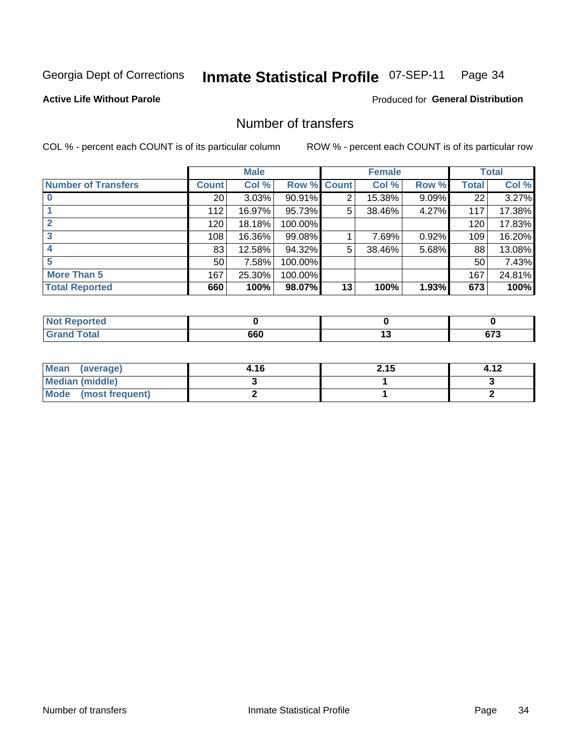Georgia Dept of Corrections **Inmate Statistical Profile** 07-SEP-11

**Active Life Without Parole**

Produced for **General Distribution**

## Number of transfers

COL % - percent each COUNT is of its particular column

ROW % - percent each COUNT is of its particular row

| | Male | | | Female | | | Total | |
|---|---|---|---|---|---|---|---|---|
| **Number of Transfers** | **Count** | **Col %** | **Row %** | **Count** | **Col %** | **Row %** | **Total** | **Col %** |
| **0** | 20 | 3.03% | 90.91% | 2 | 15.38% | 9.09% | 22 | 3.27% |
| **1** | 112 | 16.97% | 95.73% | 5 | 38.46% | 4.27% | 117 | 17.38% |
| **2** | 120 | 18.18% | 100.00% | | | | 120 | 17.83% |
| **3** | 108 | 16.36% | 99.08% | 1 | 7.69% | 0.92% | 109 | 16.20% |
| **4** | 83 | 12.58% | 94.32% | 5 | 38.46% | 5.68% | 88 | 13.08% |
| **5** | 50 | 7.58% | 100.00% | | | | 50 | 7.43% |
| **More Than 5** | 167 | 25.30% | 100.00% | | | | 167 | 24.81% |
| **Total Reported** | **660** | **100%** | **98.07%** | **13** | **100%** | **1.93%** | **673** | **100%** |

| | Male | Female | Total |
|---|---|---|---|
| **Not Reported** | **0** | **0** | **0** |
| **Grand Total** | **660** | **13** | **673** |

| | Male | Female | Total |
|---|---|---|---|
| **Mean (average)** | **4.16** | **2.15** | **4.12** |
| **Median (middle)** | **3** | **1** | **3** |
| **Mode (most frequent)** | **2** | **1** | **2** |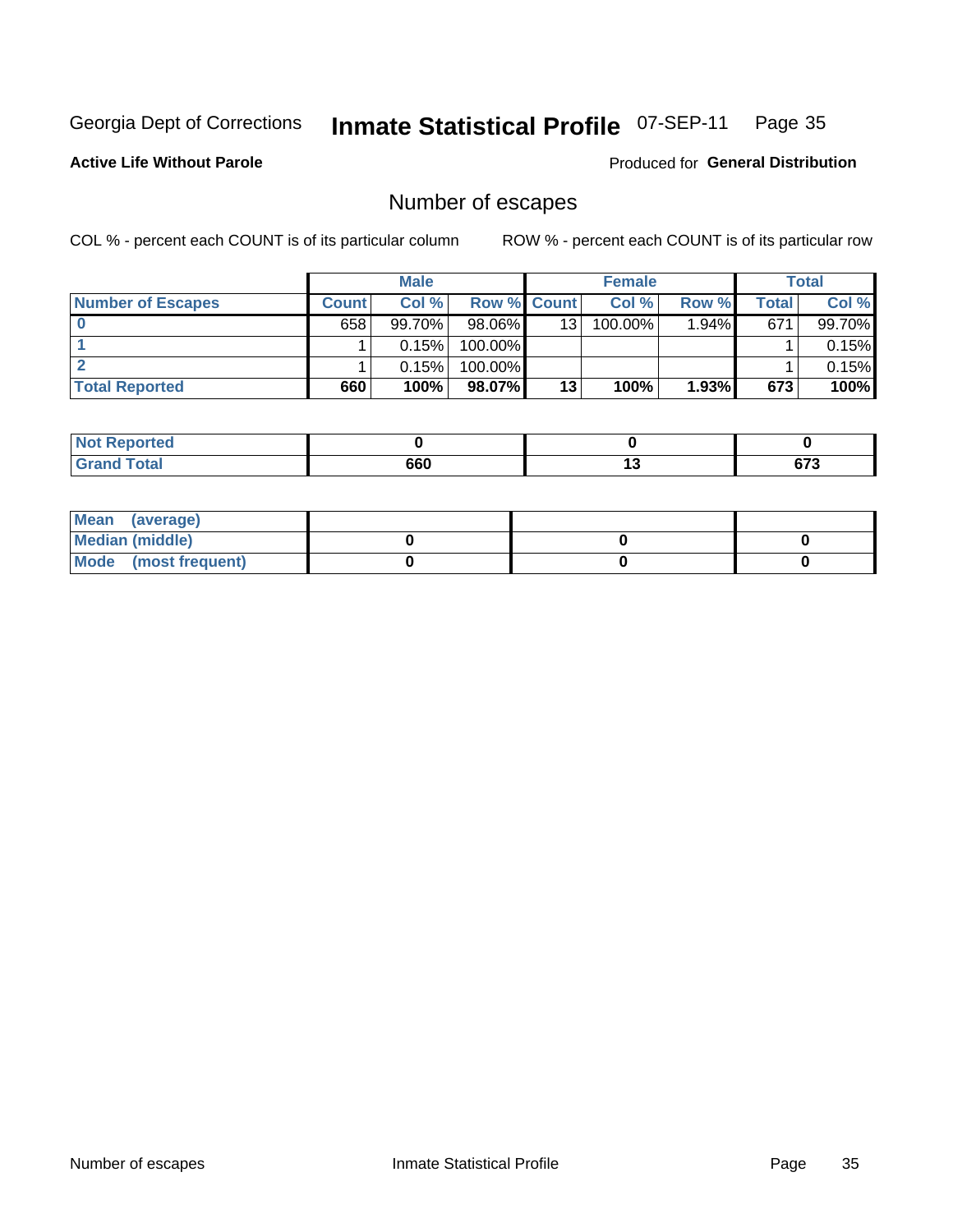Georgia Dept of Corrections **Inmate Statistical Profile** 07-SEP-11

**Active Life Without Parole**

Produced for **General Distribution**

## Number of escapes

COL % - percent each COUNT is of its particular column ROW % - percent each COUNT is of its particular row

| | Male | | | Female | | | Total | |
|---|---|---|---|---|---|---|---|---|
| **Number of Escapes** | **Count** | **Col %** | **Row %** | **Count** | **Col %** | **Row %** | **Total** | **Col %** |
| **0** | 658 | 99.70% | 98.06% | 13 | 100.00% | 1.94% | 671 | 99.70% |
| **1** | 1 | 0.15% | 100.00% | | | | 1 | 0.15% |
| **2** | 1 | 0.15% | 100.00% | | | | 1 | 0.15% |
| **Total Reported** | **660** | **100%** | **98.07%** | **13** | **100%** | **1.93%** | **673** | **100%** |

| | Male | Female | Total |
|---|---|---|---|
| **Not Reported** | **0** | **0** | **0** |
| **Grand Total** | **660** | **13** | **673** |

| | Male | Female | Total |
|---|---|---|---|
| **Mean (average)** | | | |
| **Median (middle)** | **0** | **0** | **0** |
| **Mode (most frequent)** | **0** | **0** | **0** |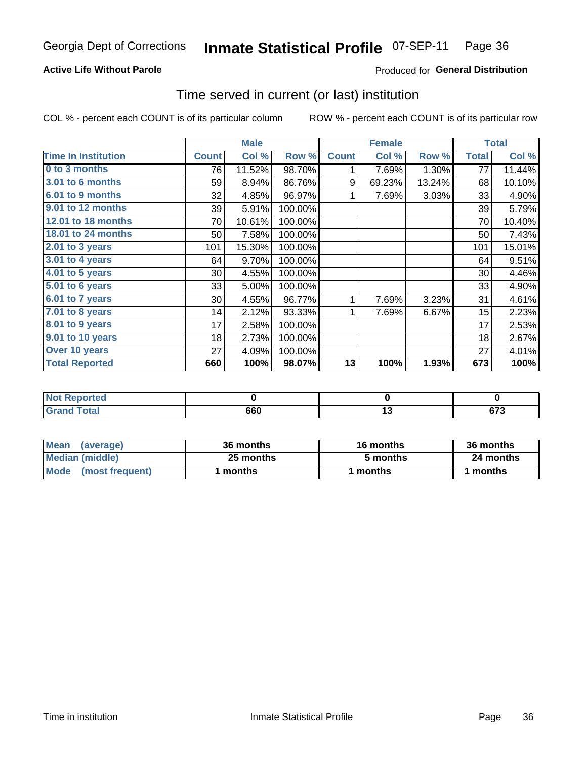Georgia Dept of Corrections **Inmate Statistical Profile** 07-SEP-11

**Active Life Without Parole** Produced for **General Distribution**

## Time served in current (or last) institution

COL % - percent each COUNT is of its particular column ROW % - percent each COUNT is of its particular row

| | Male | | | Female | | | Total | |
|---|---|---|---|---|---|---|---|---|
| Time In Institution | Count | Col % | Row % | Count | Col % | Row % | Total | Col % |
| 0 to 3 months | 76 | 11.52% | 98.70% | 1 | 7.69% | 1.30% | 77 | 11.44% |
| 3.01 to 6 months | 59 | 8.94% | 86.76% | 9 | 69.23% | 13.24% | 68 | 10.10% |
| 6.01 to 9 months | 32 | 4.85% | 96.97% | 1 | 7.69% | 3.03% | 33 | 4.90% |
| 9.01 to 12 months | 39 | 5.91% | 100.00% | | | | 39 | 5.79% |
| 12.01 to 18 months | 70 | 10.61% | 100.00% | | | | 70 | 10.40% |
| 18.01 to 24 months | 50 | 7.58% | 100.00% | | | | 50 | 7.43% |
| 2.01 to 3 years | 101 | 15.30% | 100.00% | | | | 101 | 15.01% |
| 3.01 to 4 years | 64 | 9.70% | 100.00% | | | | 64 | 9.51% |
| 4.01 to 5 years | 30 | 4.55% | 100.00% | | | | 30 | 4.46% |
| 5.01 to 6 years | 33 | 5.00% | 100.00% | | | | 33 | 4.90% |
| 6.01 to 7 years | 30 | 4.55% | 96.77% | 1 | 7.69% | 3.23% | 31 | 4.61% |
| 7.01 to 8 years | 14 | 2.12% | 93.33% | 1 | 7.69% | 6.67% | 15 | 2.23% |
| 8.01 to 9 years | 17 | 2.58% | 100.00% | | | | 17 | 2.53% |
| 9.01 to 10 years | 18 | 2.73% | 100.00% | | | | 18 | 2.67% |
| Over 10 years | 27 | 4.09% | 100.00% | | | | 27 | 4.01% |
| **Total Reported** | **660** | **100%** | **98.07%** | **13** | **100%** | **1.93%** | **673** | **100%** |

| | Male | Female | Total |
|---|---|---|---|
| Not Reported | 0 | 0 | 0 |
| Grand Total | 660 | 13 | 673 |

| | Male | Female | Total |
|---|---|---|---|
| Mean (average) | 36 months | 16 months | 36 months |
| Median (middle) | 25 months | 5 months | 24 months |
| Mode (most frequent) | 1 months | 1 months | 1 months |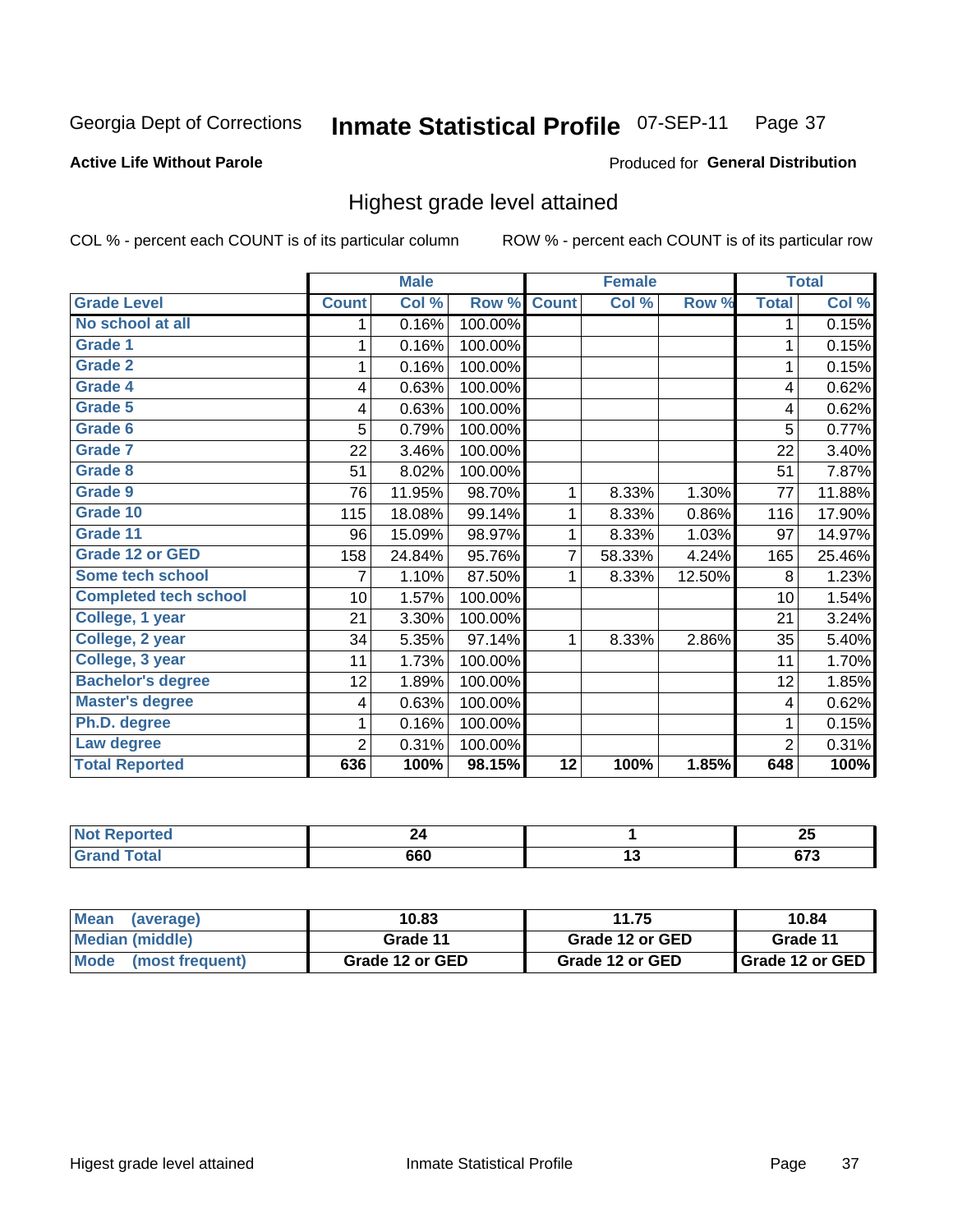Georgia Dept of Corrections **Inmate Statistical Profile** 07-SEP-11

**Active Life Without Parole**

Produced for **General Distribution**

## Highest grade level attained

COL % - percent each COUNT is of its particular column ROW % - percent each COUNT is of its particular row

| | Male | | | Female | | | Total | |
|---|---|---|---|---|---|---|---|---|
| **Grade Level** | **Count** | **Col %** | **Row %** | **Count** | **Col %** | **Row %** | **Total** | **Col %** |
| No school at all | 1 | 0.16% | 100.00% | | | | 1 | 0.15% |
| Grade 1 | 1 | 0.16% | 100.00% | | | | 1 | 0.15% |
| Grade 2 | 1 | 0.16% | 100.00% | | | | 1 | 0.15% |
| Grade 4 | 4 | 0.63% | 100.00% | | | | 4 | 0.62% |
| Grade 5 | 4 | 0.63% | 100.00% | | | | 4 | 0.62% |
| Grade 6 | 5 | 0.79% | 100.00% | | | | 5 | 0.77% |
| Grade 7 | 22 | 3.46% | 100.00% | | | | 22 | 3.40% |
| Grade 8 | 51 | 8.02% | 100.00% | | | | 51 | 7.87% |
| Grade 9 | 76 | 11.95% | 98.70% | 1 | 8.33% | 1.30% | 77 | 11.88% |
| Grade 10 | 115 | 18.08% | 99.14% | 1 | 8.33% | 0.86% | 116 | 17.90% |
| Grade 11 | 96 | 15.09% | 98.97% | 1 | 8.33% | 1.03% | 97 | 14.97% |
| Grade 12 or GED | 158 | 24.84% | 95.76% | 7 | 58.33% | 4.24% | 165 | 25.46% |
| Some tech school | 7 | 1.10% | 87.50% | 1 | 8.33% | 12.50% | 8 | 1.23% |
| Completed tech school | 10 | 1.57% | 100.00% | | | | 10 | 1.54% |
| College, 1 year | 21 | 3.30% | 100.00% | | | | 21 | 3.24% |
| College, 2 year | 34 | 5.35% | 97.14% | 1 | 8.33% | 2.86% | 35 | 5.40% |
| College, 3 year | 11 | 1.73% | 100.00% | | | | 11 | 1.70% |
| Bachelor's degree | 12 | 1.89% | 100.00% | | | | 12 | 1.85% |
| Master's degree | 4 | 0.63% | 100.00% | | | | 4 | 0.62% |
| Ph.D. degree | 1 | 0.16% | 100.00% | | | | 1 | 0.15% |
| Law degree | 2 | 0.31% | 100.00% | | | | 2 | 0.31% |
| **Total Reported** | **636** | **100%** | **98.15%** | **12** | **100%** | **1.85%** | **648** | **100%** |

| | Male | Female | Total |
|---|---|---|---|
| Not Reported | 24 | 1 | 25 |
| Grand Total | 660 | 13 | 673 |

| | Male | Female | Total |
|---|---|---|---|
| Mean (average) | 10.83 | 11.75 | 10.84 |
| Median (middle) | Grade 11 | Grade 12 or GED | Grade 11 |
| Mode (most frequent) | Grade 12 or GED | Grade 12 or GED | Grade 12 or GED |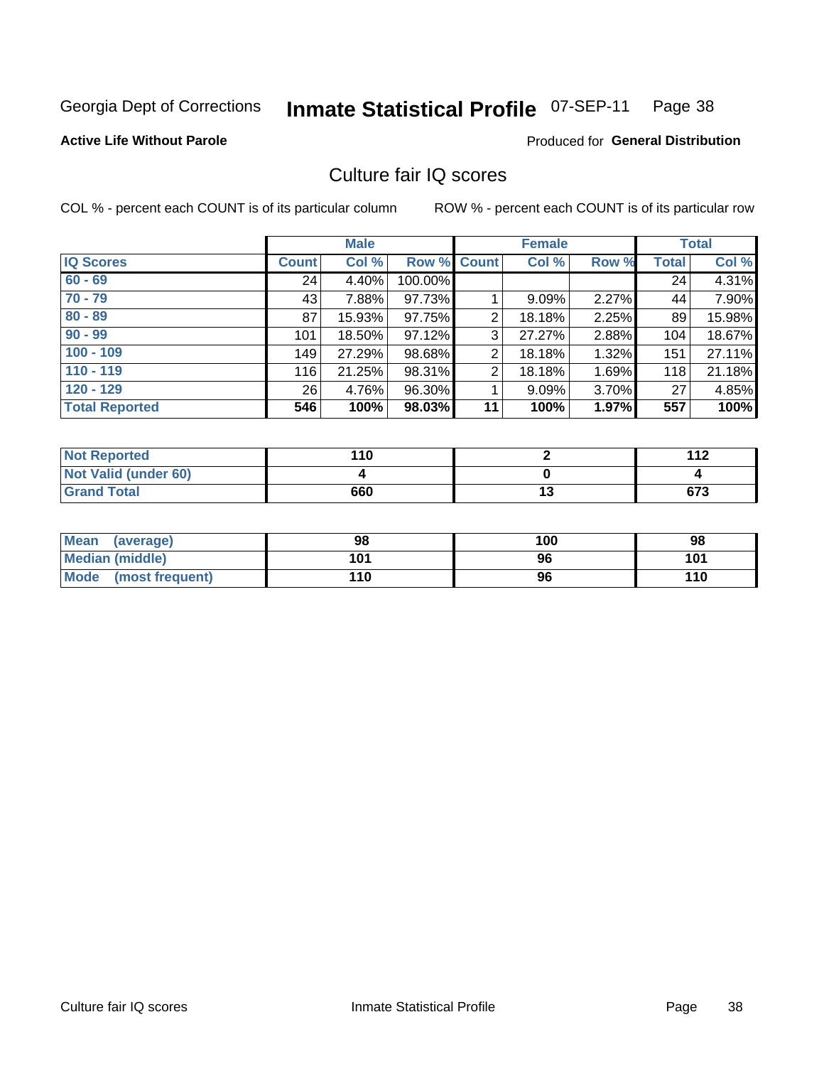Georgia Dept of Corrections **Inmate Statistical Profile** 07-SEP-11

**Active Life Without Parole**

Produced for **General Distribution**

## Culture fair IQ scores

COL % - percent each COUNT is of its particular column

ROW % - percent each COUNT is of its particular row

| | Male | | | Female | | | Total | |
|---|---|---|---|---|---|---|---|---|
| IQ Scores | Count | Col % | Row % | Count | Col % | Row % | Total | Col % |
| 60 - 69 | 24 | 4.40% | 100.00% | | | | 24 | 4.31% |
| 70 - 79 | 43 | 7.88% | 97.73% | 1 | 9.09% | 2.27% | 44 | 7.90% |
| 80 - 89 | 87 | 15.93% | 97.75% | 2 | 18.18% | 2.25% | 89 | 15.98% |
| 90 - 99 | 101 | 18.50% | 97.12% | 3 | 27.27% | 2.88% | 104 | 18.67% |
| 100 - 109 | 149 | 27.29% | 98.68% | 2 | 18.18% | 1.32% | 151 | 27.11% |
| 110 - 119 | 116 | 21.25% | 98.31% | 2 | 18.18% | 1.69% | 118 | 21.18% |
| 120 - 129 | 26 | 4.76% | 96.30% | 1 | 9.09% | 3.70% | 27 | 4.85% |
| **Total Reported** | **546** | **100%** | **98.03%** | **11** | **100%** | **1.97%** | **557** | **100%** |

| | Male | Female | Total |
|---|---|---|---|
| Not Reported | 110 | 2 | 112 |
| Not Valid (under 60) | 4 | 0 | 4 |
| Grand Total | 660 | 13 | 673 |

| | Male | Female | Total |
|---|---|---|---|
| Mean (average) | 98 | 100 | 98 |
| Median (middle) | 101 | 96 | 101 |
| Mode (most frequent) | 110 | 96 | 110 |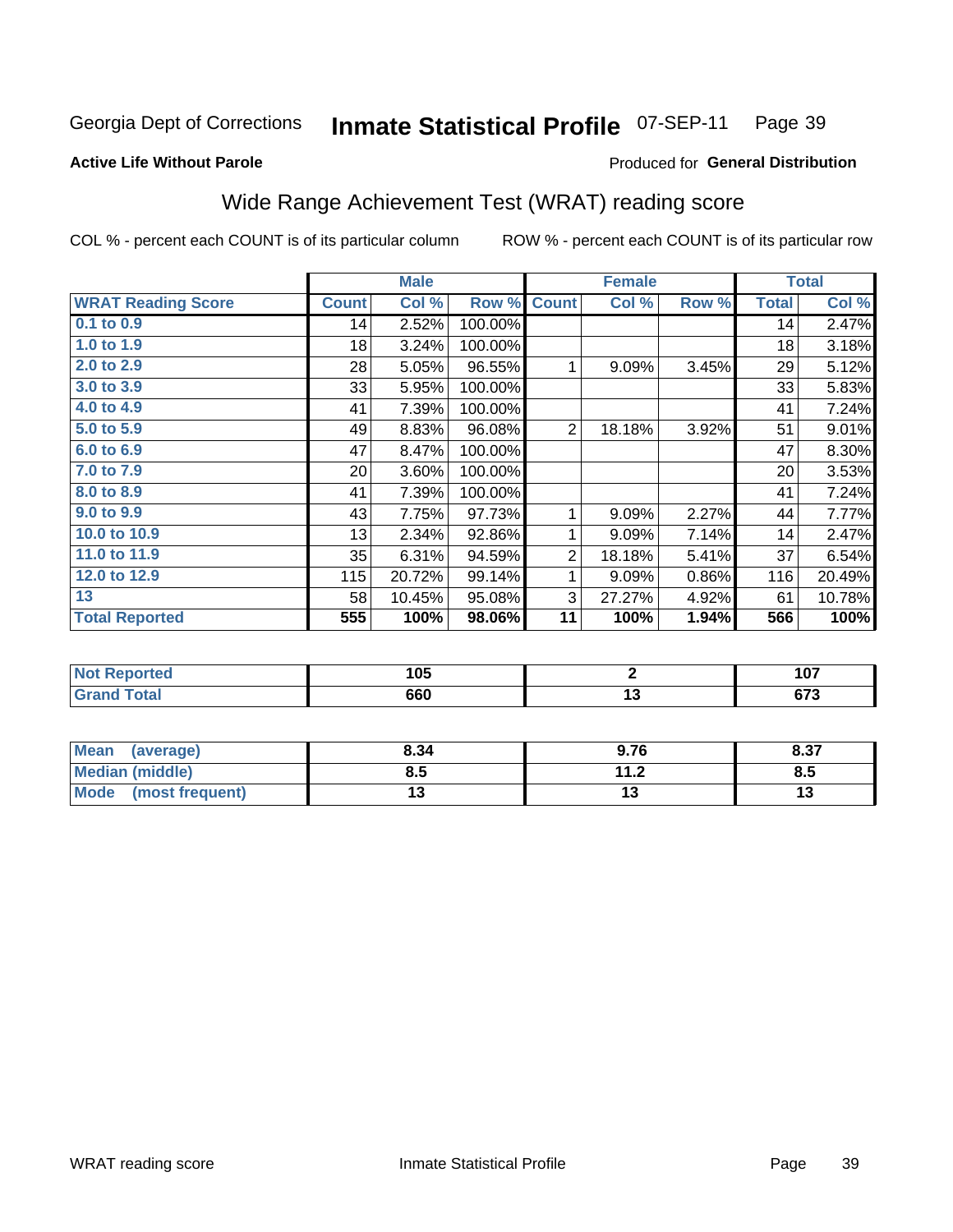Georgia Dept of Corrections **Inmate Statistical Profile** 07-SEP-11

**Active Life Without Parole**

Produced for **General Distribution**

## Wide Range Achievement Test (WRAT) reading score

COL % - percent each COUNT is of its particular column

ROW % - percent each COUNT is of its particular row

| | Male | | | Female | | | Total | |
|---|---|---|---|---|---|---|---|---|
| **WRAT Reading Score** | **Count** | **Col %** | **Row %** | **Count** | **Col %** | **Row %** | **Total** | **Col %** |
| 0.1 to 0.9 | 14 | 2.52% | 100.00% | | | | 14 | 2.47% |
| 1.0 to 1.9 | 18 | 3.24% | 100.00% | | | | 18 | 3.18% |
| 2.0 to 2.9 | 28 | 5.05% | 96.55% | 1 | 9.09% | 3.45% | 29 | 5.12% |
| 3.0 to 3.9 | 33 | 5.95% | 100.00% | | | | 33 | 5.83% |
| 4.0 to 4.9 | 41 | 7.39% | 100.00% | | | | 41 | 7.24% |
| 5.0 to 5.9 | 49 | 8.83% | 96.08% | 2 | 18.18% | 3.92% | 51 | 9.01% |
| 6.0 to 6.9 | 47 | 8.47% | 100.00% | | | | 47 | 8.30% |
| 7.0 to 7.9 | 20 | 3.60% | 100.00% | | | | 20 | 3.53% |
| 8.0 to 8.9 | 41 | 7.39% | 100.00% | | | | 41 | 7.24% |
| 9.0 to 9.9 | 43 | 7.75% | 97.73% | 1 | 9.09% | 2.27% | 44 | 7.77% |
| 10.0 to 10.9 | 13 | 2.34% | 92.86% | 1 | 9.09% | 7.14% | 14 | 2.47% |
| 11.0 to 11.9 | 35 | 6.31% | 94.59% | 2 | 18.18% | 5.41% | 37 | 6.54% |
| 12.0 to 12.9 | 115 | 20.72% | 99.14% | 1 | 9.09% | 0.86% | 116 | 20.49% |
| 13 | 58 | 10.45% | 95.08% | 3 | 27.27% | 4.92% | 61 | 10.78% |
| **Total Reported** | **555** | **100%** | **98.06%** | **11** | **100%** | **1.94%** | **566** | **100%** |

| | Male | Female | Total |
|---|---|---|---|
| Not Reported | 105 | 2 | 107 |
| Grand Total | 660 | 13 | 673 |

| | Male | Female | Total |
|---|---|---|---|
| Mean (average) | 8.34 | 9.76 | 8.37 |
| Median (middle) | 8.5 | 11.2 | 8.5 |
| Mode (most frequent) | 13 | 13 | 13 |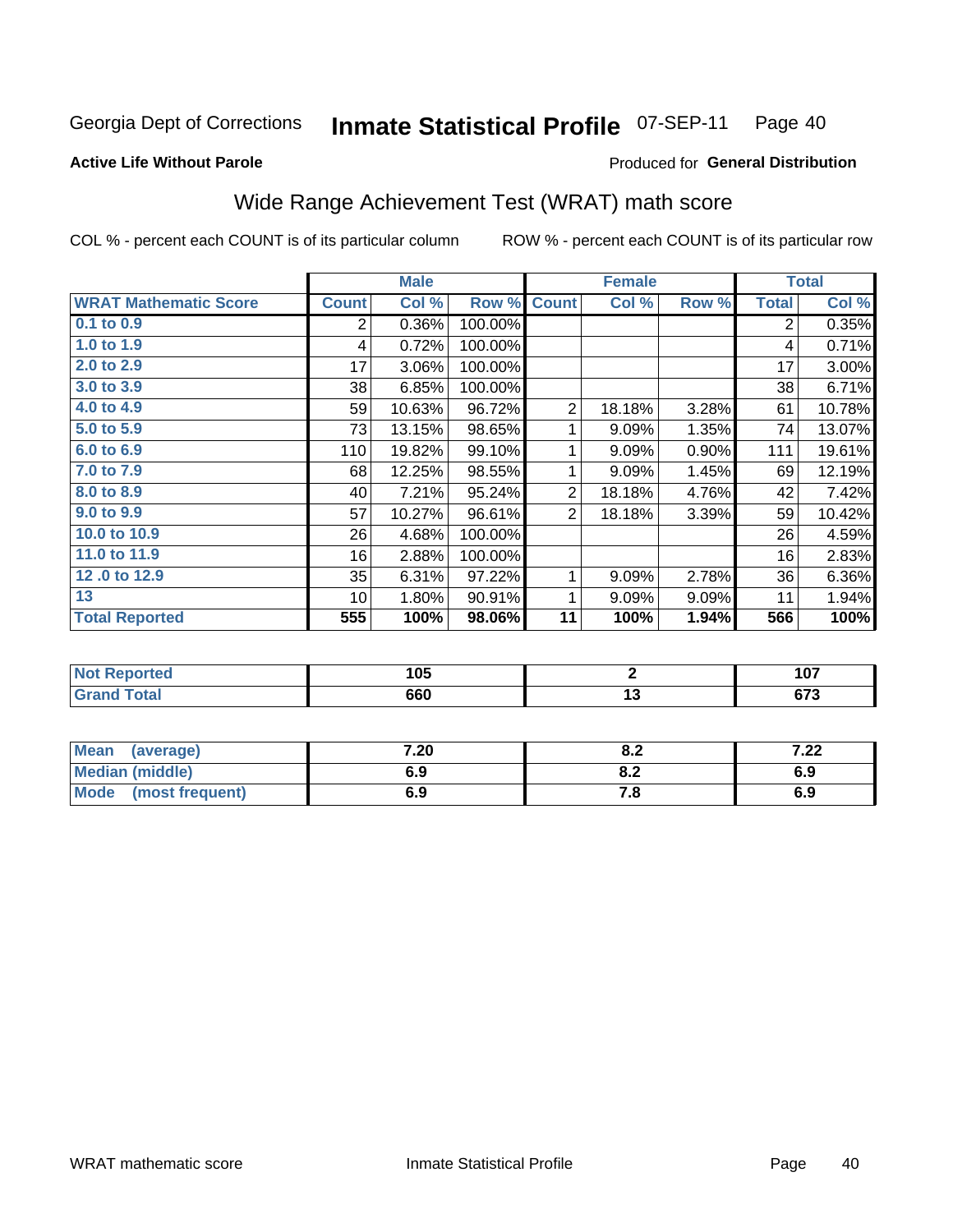Georgia Dept of Corrections **Inmate Statistical Profile** 07-SEP-11

**Active Life Without Parole**

Produced for **General Distribution**

## Wide Range Achievement Test (WRAT) math score

COL % - percent each COUNT is of its particular column ROW % - percent each COUNT is of its particular row

| | Male | | | Female | | | Total | |
|---|---|---|---|---|---|---|---|---|
| **WRAT Mathematic Score** | **Count** | **Col %** | **Row %** | **Count** | **Col %** | **Row %** | **Total** | **Col %** |
| 0.1 to 0.9 | 2 | 0.36% | 100.00% | | | | 2 | 0.35% |
| 1.0 to 1.9 | 4 | 0.72% | 100.00% | | | | 4 | 0.71% |
| 2.0 to 2.9 | 17 | 3.06% | 100.00% | | | | 17 | 3.00% |
| 3.0 to 3.9 | 38 | 6.85% | 100.00% | | | | 38 | 6.71% |
| 4.0 to 4.9 | 59 | 10.63% | 96.72% | 2 | 18.18% | 3.28% | 61 | 10.78% |
| 5.0 to 5.9 | 73 | 13.15% | 98.65% | 1 | 9.09% | 1.35% | 74 | 13.07% |
| 6.0 to 6.9 | 110 | 19.82% | 99.10% | 1 | 9.09% | 0.90% | 111 | 19.61% |
| 7.0 to 7.9 | 68 | 12.25% | 98.55% | 1 | 9.09% | 1.45% | 69 | 12.19% |
| 8.0 to 8.9 | 40 | 7.21% | 95.24% | 2 | 18.18% | 4.76% | 42 | 7.42% |
| 9.0 to 9.9 | 57 | 10.27% | 96.61% | 2 | 18.18% | 3.39% | 59 | 10.42% |
| 10.0 to 10.9 | 26 | 4.68% | 100.00% | | | | 26 | 4.59% |
| 11.0 to 11.9 | 16 | 2.88% | 100.00% | | | | 16 | 2.83% |
| 12 .0 to 12.9 | 35 | 6.31% | 97.22% | 1 | 9.09% | 2.78% | 36 | 6.36% |
| 13 | 10 | 1.80% | 90.91% | 1 | 9.09% | 9.09% | 11 | 1.94% |
| **Total Reported** | **555** | **100%** | **98.06%** | **11** | **100%** | **1.94%** | **566** | **100%** |

| | Male | Female | Total |
|---|---|---|---|
| Not Reported | 105 | 2 | 107 |
| Grand Total | 660 | 13 | 673 |

| | Male | Female | Total |
|---|---|---|---|
| Mean (average) | 7.20 | 8.2 | 7.22 |
| Median (middle) | 6.9 | 8.2 | 6.9 |
| Mode (most frequent) | 6.9 | 7.8 | 6.9 |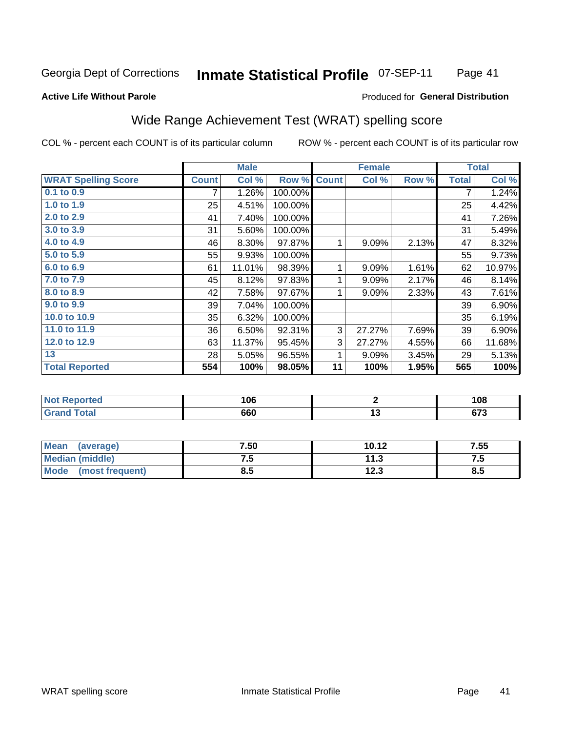Georgia Dept of Corrections **Inmate Statistical Profile** 07-SEP-11

**Active Life Without Parole**

Produced for **General Distribution**

## Wide Range Achievement Test (WRAT) spelling score

COL % - percent each COUNT is of its particular column    ROW % - percent each COUNT is of its particular row

| | Male | | | Female | | | Total | |
|---|---|---|---|---|---|---|---|---|
| **WRAT Spelling Score** | **Count** | **Col %** | **Row %** | **Count** | **Col %** | **Row %** | **Total** | **Col %** |
| 0.1 to 0.9 | 7 | 1.26% | 100.00% | | | | 7 | 1.24% |
| 1.0 to 1.9 | 25 | 4.51% | 100.00% | | | | 25 | 4.42% |
| 2.0 to 2.9 | 41 | 7.40% | 100.00% | | | | 41 | 7.26% |
| 3.0 to 3.9 | 31 | 5.60% | 100.00% | | | | 31 | 5.49% |
| 4.0 to 4.9 | 46 | 8.30% | 97.87% | 1 | 9.09% | 2.13% | 47 | 8.32% |
| 5.0 to 5.9 | 55 | 9.93% | 100.00% | | | | 55 | 9.73% |
| 6.0 to 6.9 | 61 | 11.01% | 98.39% | 1 | 9.09% | 1.61% | 62 | 10.97% |
| 7.0 to 7.9 | 45 | 8.12% | 97.83% | 1 | 9.09% | 2.17% | 46 | 8.14% |
| 8.0 to 8.9 | 42 | 7.58% | 97.67% | 1 | 9.09% | 2.33% | 43 | 7.61% |
| 9.0 to 9.9 | 39 | 7.04% | 100.00% | | | | 39 | 6.90% |
| 10.0 to 10.9 | 35 | 6.32% | 100.00% | | | | 35 | 6.19% |
| 11.0 to 11.9 | 36 | 6.50% | 92.31% | 3 | 27.27% | 7.69% | 39 | 6.90% |
| 12.0 to 12.9 | 63 | 11.37% | 95.45% | 3 | 27.27% | 4.55% | 66 | 11.68% |
| 13 | 28 | 5.05% | 96.55% | 1 | 9.09% | 3.45% | 29 | 5.13% |
| **Total Reported** | **554** | **100%** | **98.05%** | **11** | **100%** | **1.95%** | **565** | **100%** |

| | Male | Female | Total |
|---|---|---|---|
| Not Reported | 106 | 2 | 108 |
| Grand Total | 660 | 13 | 673 |

| | Male | Female | Total |
|---|---|---|---|
| Mean (average) | 7.50 | 10.12 | 7.55 |
| Median (middle) | 7.5 | 11.3 | 7.5 |
| Mode (most frequent) | 8.5 | 12.3 | 8.5 |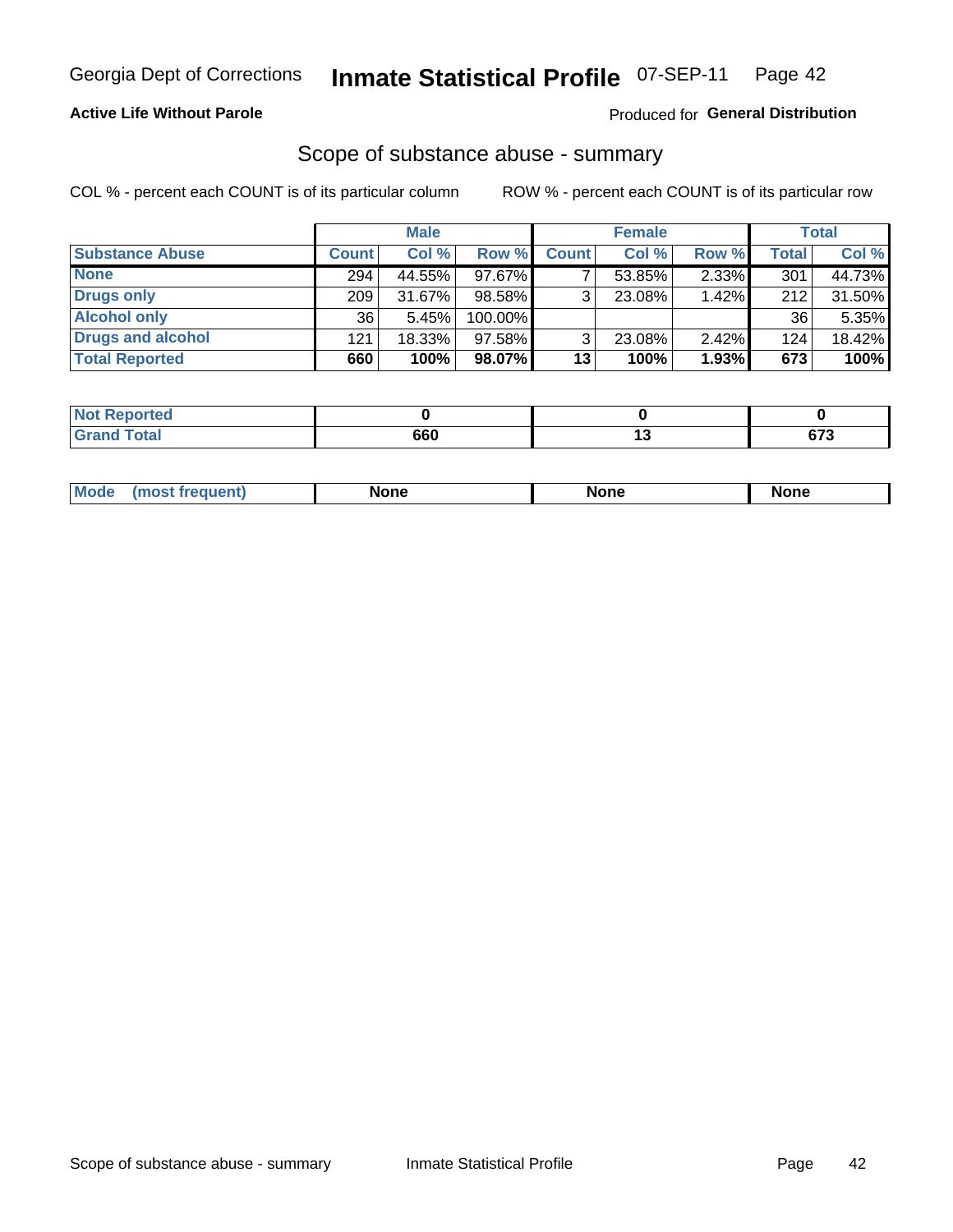Georgia Dept of Corrections **Inmate Statistical Profile** 07-SEP-11

**Active Life Without Parole**

Produced for **General Distribution**

## Scope of substance abuse - summary

COL % - percent each COUNT is of its particular column

ROW % - percent each COUNT is of its particular row

| | Male | | | Female | | | Total | |
|---|---|---|---|---|---|---|---|---|
| **Substance Abuse** | **Count** | **Col %** | **Row %** | **Count** | **Col %** | **Row %** | **Total** | **Col %** |
| **None** | 294 | 44.55% | 97.67% | 7 | 53.85% | 2.33% | 301 | 44.73% |
| **Drugs only** | 209 | 31.67% | 98.58% | 3 | 23.08% | 1.42% | 212 | 31.50% |
| **Alcohol only** | 36 | 5.45% | 100.00% | | | | 36 | 5.35% |
| **Drugs and alcohol** | 121 | 18.33% | 97.58% | 3 | 23.08% | 2.42% | 124 | 18.42% |
| **Total Reported** | **660** | **100%** | **98.07%** | **13** | **100%** | **1.93%** | **673** | **100%** |

| | Male | Female | Total |
|---|---|---|---|
| **Not Reported** | **0** | **0** | **0** |
| **Grand Total** | **660** | **13** | **673** |

| | Male | Female | Total |
|---|---|---|---|
| **Mode (most frequent)** | **None** | **None** | **None** |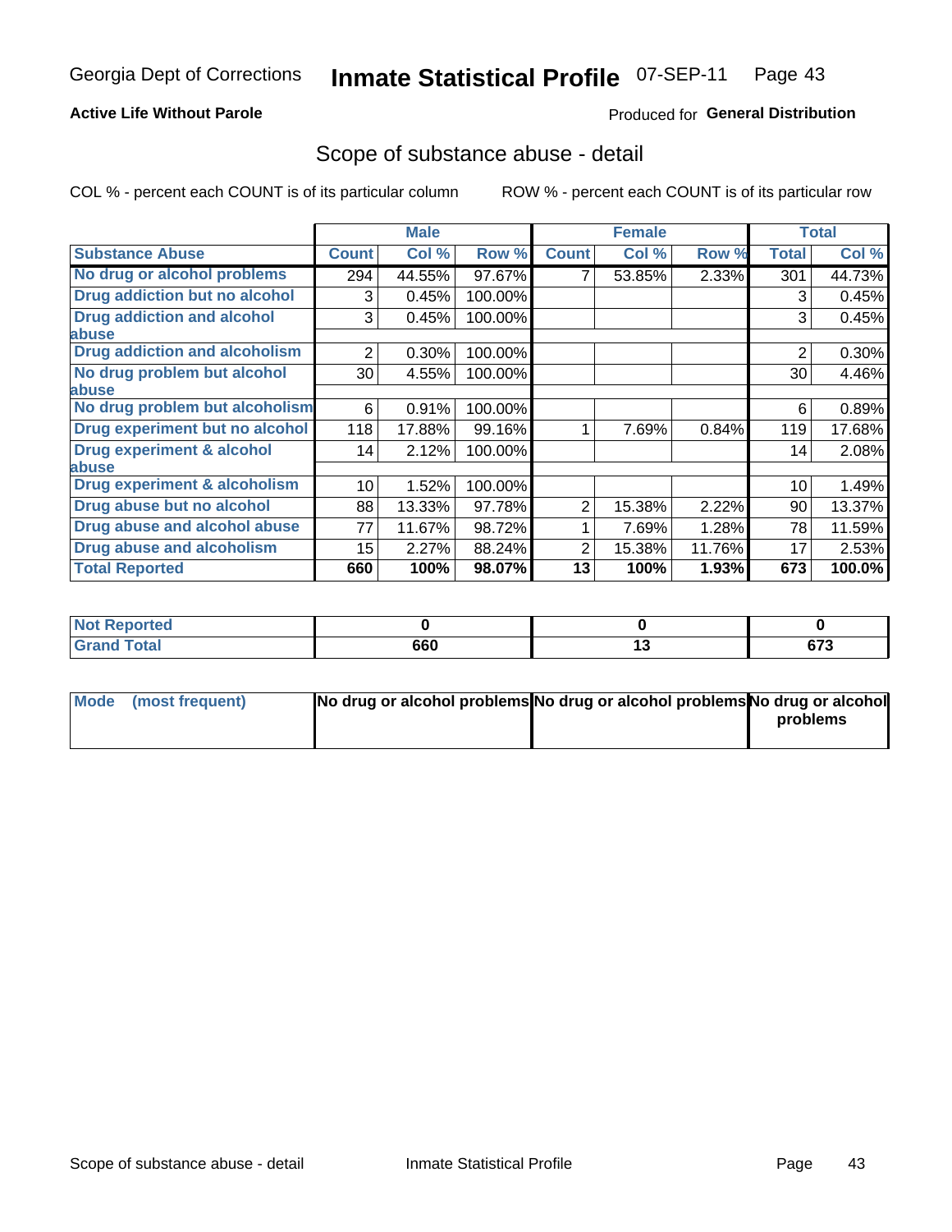Georgia Dept of Corrections **Inmate Statistical Profile** 07-SEP-11

**Active Life Without Parole**

Produced for **General Distribution**

## Scope of substance abuse - detail

COL % - percent each COUNT is of its particular column ROW % - percent each COUNT is of its particular row

| | Male | | | Female | | | Total | |
|---|---|---|---|---|---|---|---|---|
| **Substance Abuse** | **Count** | **Col %** | **Row %** | **Count** | **Col %** | **Row %** | **Total** | **Col %** |
| **No drug or alcohol problems** | 294 | 44.55% | 97.67% | 7 | 53.85% | 2.33% | 301 | 44.73% |
| **Drug addiction but no alcohol** | 3 | 0.45% | 100.00% | | | | 3 | 0.45% |
| **Drug addiction and alcohol abuse** | 3 | 0.45% | 100.00% | | | | 3 | 0.45% |
| **Drug addiction and alcoholism** | 2 | 0.30% | 100.00% | | | | 2 | 0.30% |
| **No drug problem but alcohol abuse** | 30 | 4.55% | 100.00% | | | | 30 | 4.46% |
| **No drug problem but alcoholism** | 6 | 0.91% | 100.00% | | | | 6 | 0.89% |
| **Drug experiment but no alcohol** | 118 | 17.88% | 99.16% | 1 | 7.69% | 0.84% | 119 | 17.68% |
| **Drug experiment & alcohol abuse** | 14 | 2.12% | 100.00% | | | | 14 | 2.08% |
| **Drug experiment & alcoholism** | 10 | 1.52% | 100.00% | | | | 10 | 1.49% |
| **Drug abuse but no alcohol** | 88 | 13.33% | 97.78% | 2 | 15.38% | 2.22% | 90 | 13.37% |
| **Drug abuse and alcohol abuse** | 77 | 11.67% | 98.72% | 1 | 7.69% | 1.28% | 78 | 11.59% |
| **Drug abuse and alcoholism** | 15 | 2.27% | 88.24% | 2 | 15.38% | 11.76% | 17 | 2.53% |
| **Total Reported** | **660** | **100%** | **98.07%** | **13** | **100%** | **1.93%** | **673** | **100.0%** |

| | Male | Female | Total |
|---|---|---|---|
| **Not Reported** | **0** | **0** | **0** |
| **Grand Total** | **660** | **13** | **673** |

| | Male | Female | Total |
|---|---|---|---|
| **Mode (most frequent)** | **No drug or alcohol problems** | **No drug or alcohol problems** | **No drug or alcohol problems** |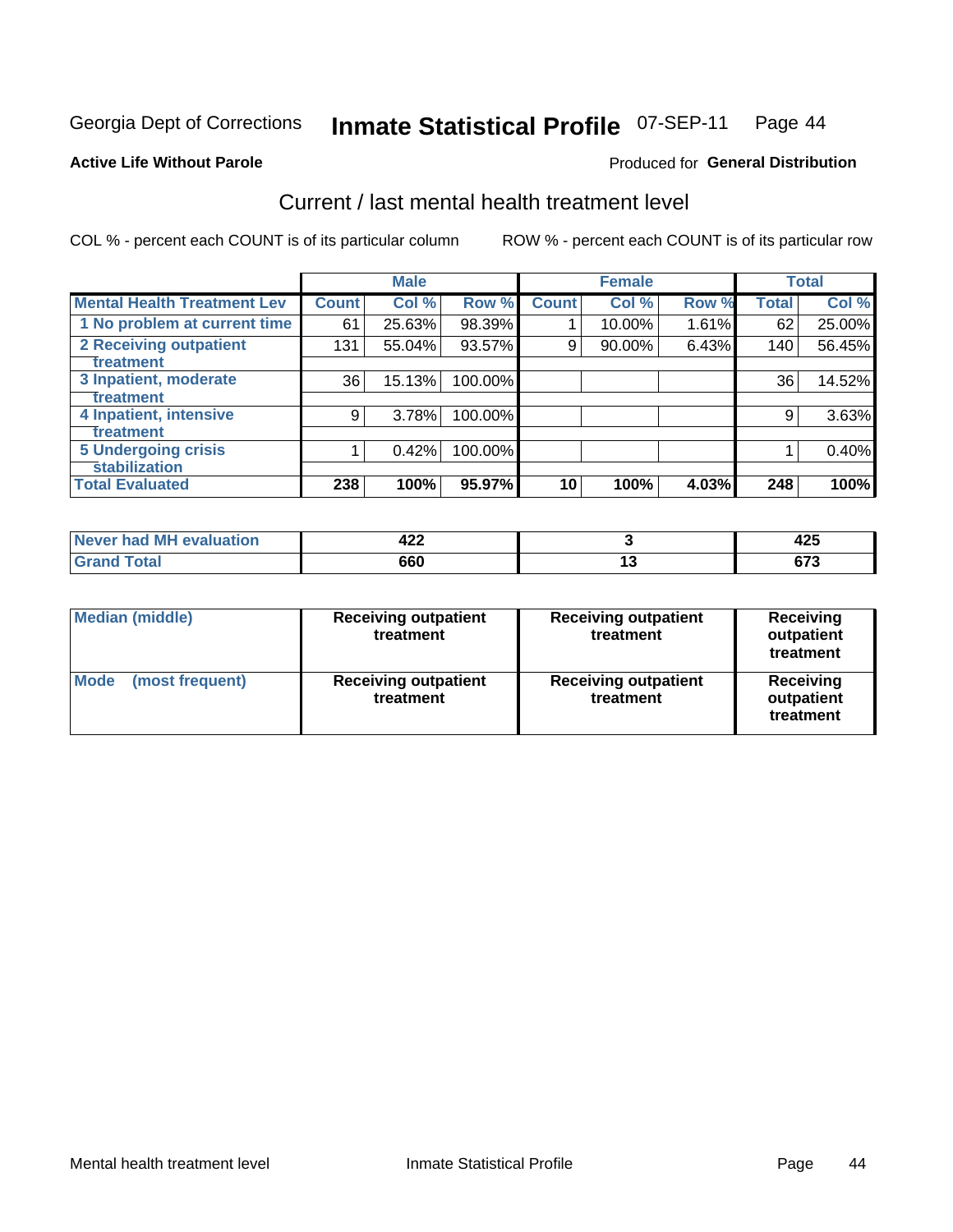Georgia Dept of Corrections **Inmate Statistical Profile** 07-SEP-11

**Active Life Without Parole**

Produced for **General Distribution**

## Current / last mental health treatment level

COL % - percent each COUNT is of its particular column ROW % - percent each COUNT is of its particular row

| | Male | | | Female | | | Total | |
|---|---|---|---|---|---|---|---|---|
| **Mental Health Treatment Lev** | **Count** | **Col %** | **Row %** | **Count** | **Col %** | **Row %** | **Total** | **Col %** |
| 1 No problem at current time | 61 | 25.63% | 98.39% | 1 | 10.00% | 1.61% | 62 | 25.00% |
| 2 Receiving outpatient treatment | 131 | 55.04% | 93.57% | 9 | 90.00% | 6.43% | 140 | 56.45% |
| 3 Inpatient, moderate treatment | 36 | 15.13% | 100.00% | | | | 36 | 14.52% |
| 4 Inpatient, intensive treatment | 9 | 3.78% | 100.00% | | | | 9 | 3.63% |
| 5 Undergoing crisis stabilization | 1 | 0.42% | 100.00% | | | | 1 | 0.40% |
| **Total Evaluated** | **238** | **100%** | **95.97%** | **10** | **100%** | **4.03%** | **248** | **100%** |

| | Male | Female | Total |
|---|---|---|---|
| Never had MH evaluation | 422 | 3 | 425 |
| Grand Total | 660 | 13 | 673 |

| | Male | Female | Total |
|---|---|---|---|
| Median (middle) | Receiving outpatient treatment | Receiving outpatient treatment | Receiving outpatient treatment |
| Mode (most frequent) | Receiving outpatient treatment | Receiving outpatient treatment | Receiving outpatient treatment |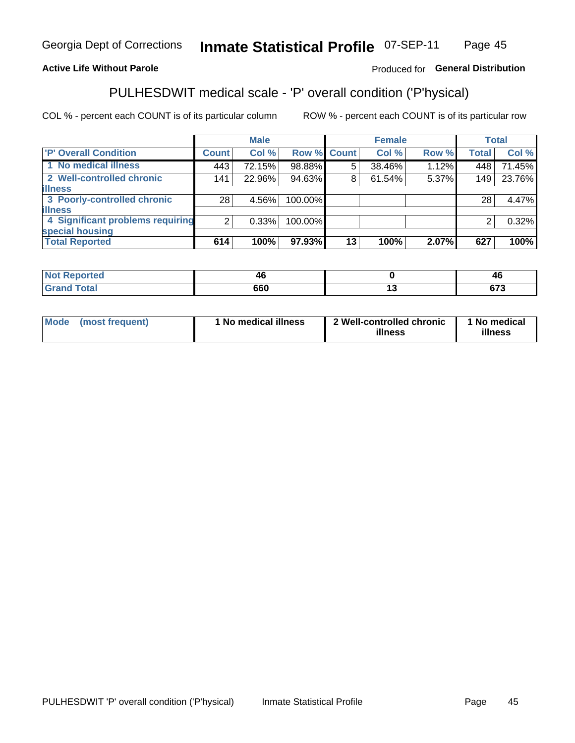Georgia Dept of Corrections **Inmate Statistical Profile** 07-SEP-11

**Active Life Without Parole** Produced for **General Distribution**

## PULHESDWIT medical scale - 'P' overall condition ('P'hysical)

COL % - percent each COUNT is of its particular column ROW % - percent each COUNT is of its particular row

| | Male | | | Female | | | Total | |
|---|---|---|---|---|---|---|---|---|
| 'P' Overall Condition | Count | Col % | Row % | Count | Col % | Row % | Total | Col % |
| 1 No medical illness | 443 | 72.15% | 98.88% | 5 | 38.46% | 1.12% | 448 | 71.45% |
| 2 Well-controlled chronic illness | 141 | 22.96% | 94.63% | 8 | 61.54% | 5.37% | 149 | 23.76% |
| 3 Poorly-controlled chronic illness | 28 | 4.56% | 100.00% | | | | 28 | 4.47% |
| 4 Significant problems requiring special housing | 2 | 0.33% | 100.00% | | | | 2 | 0.32% |
| **Total Reported** | **614** | **100%** | **97.93%** | **13** | **100%** | **2.07%** | **627** | **100%** |

| | Male | Female | Total |
|---|---|---|---|
| **Not Reported** | **46** | **0** | **46** |
| **Grand Total** | **660** | **13** | **673** |

| | Male | Female | Total |
|---|---|---|---|
| **Mode (most frequent)** | **1 No medical illness** | **2 Well-controlled chronic illness** | **1 No medical illness** |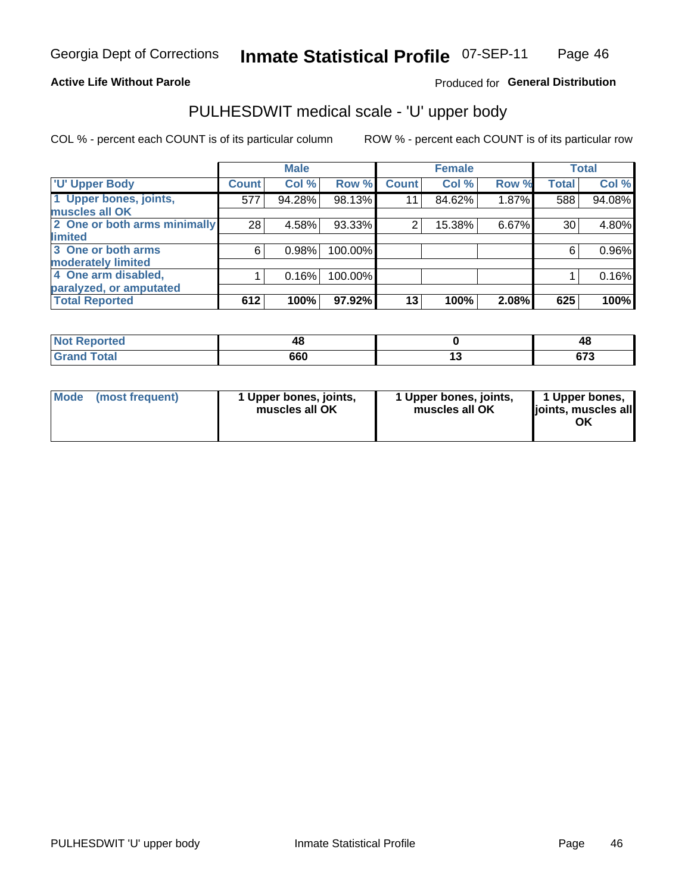Georgia Dept of Corrections **Inmate Statistical Profile** 07-SEP-11

**Active Life Without Parole**

Produced for **General Distribution**

## PULHESDWIT medical scale - 'U' upper body

COL % - percent each COUNT is of its particular column ROW % - percent each COUNT is of its particular row

| | Male | | | Female | | | Total | |
|---|---|---|---|---|---|---|---|---|
| 'U' Upper Body | Count | Col % | Row % | Count | Col % | Row % | Total | Col % |
| 1 Upper bones, joints, muscles all OK | 577 | 94.28% | 98.13% | 11 | 84.62% | 1.87% | 588 | 94.08% |
| 2 One or both arms minimally limited | 28 | 4.58% | 93.33% | 2 | 15.38% | 6.67% | 30 | 4.80% |
| 3 One or both arms moderately limited | 6 | 0.98% | 100.00% | | | | 6 | 0.96% |
| 4 One arm disabled, paralyzed, or amputated | 1 | 0.16% | 100.00% | | | | 1 | 0.16% |
| **Total Reported** | **612** | **100%** | **97.92%** | **13** | **100%** | **2.08%** | **625** | **100%** |

| | Male | Female | Total |
|---|---|---|---|
| Not Reported | 48 | 0 | 48 |
| Grand Total | 660 | 13 | 673 |

| | Male | Female | Total |
|---|---|---|---|
| Mode (most frequent) | 1 Upper bones, joints, muscles all OK | 1 Upper bones, joints, muscles all OK | 1 Upper bones, joints, muscles all OK |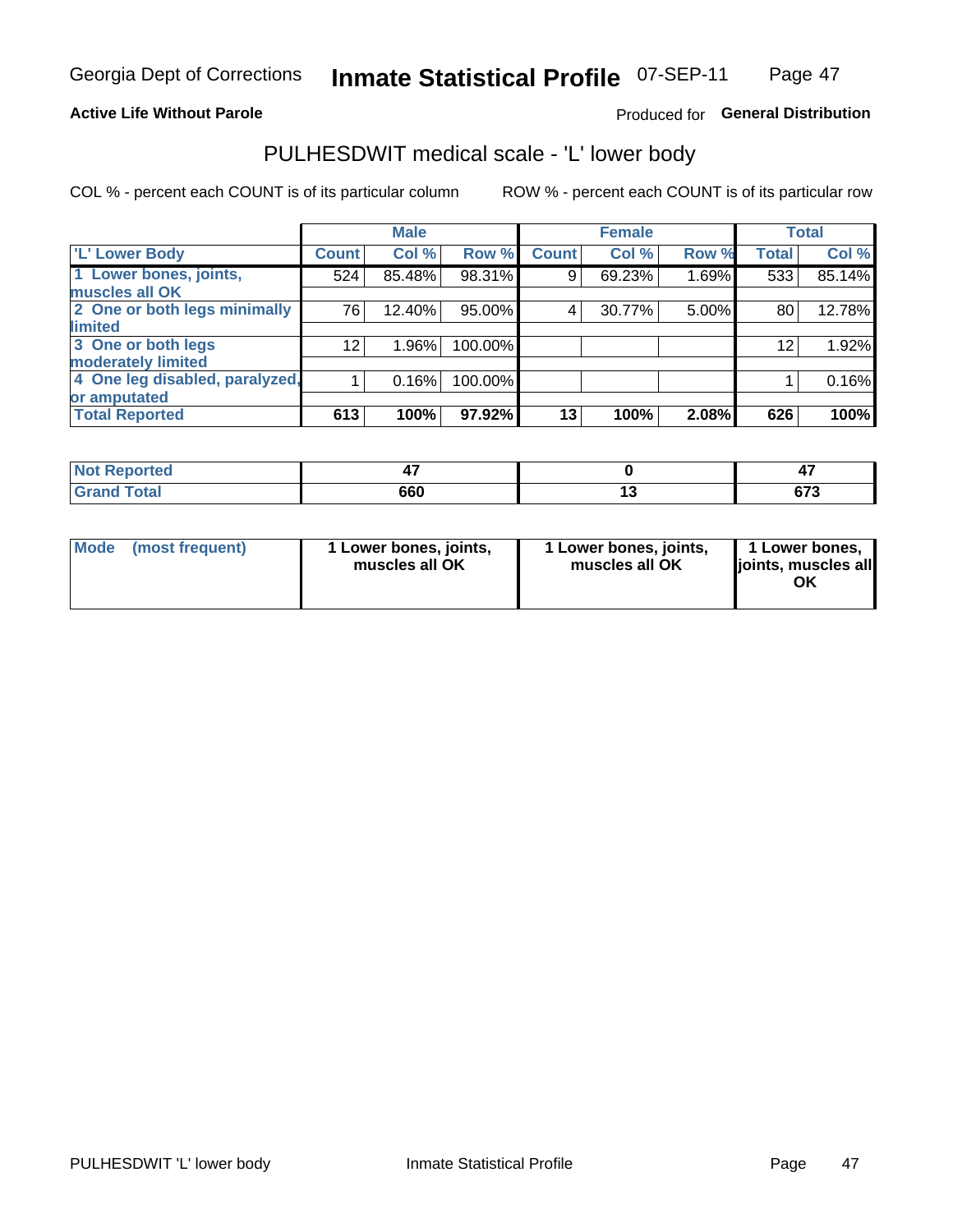Georgia Dept of Corrections **Inmate Statistical Profile** 07-SEP-11

**Active Life Without Parole**

Produced for **General Distribution**

## PULHESDWIT medical scale - 'L' lower body

COL % - percent each COUNT is of its particular column

ROW % - percent each COUNT is of its particular row

| | Male | | | Female | | | Total | |
|---|---|---|---|---|---|---|---|---|
| 'L' Lower Body | Count | Col % | Row % | Count | Col % | Row % | Total | Col % |
| 1 Lower bones, joints, muscles all OK | 524 | 85.48% | 98.31% | 9 | 69.23% | 1.69% | 533 | 85.14% |
| 2 One or both legs minimally limited | 76 | 12.40% | 95.00% | 4 | 30.77% | 5.00% | 80 | 12.78% |
| 3 One or both legs moderately limited | 12 | 1.96% | 100.00% | | | | 12 | 1.92% |
| 4 One leg disabled, paralyzed, or amputated | 1 | 0.16% | 100.00% | | | | 1 | 0.16% |
| **Total Reported** | **613** | **100%** | **97.92%** | **13** | **100%** | **2.08%** | **626** | **100%** |

| | Male | Female | Total |
|---|---|---|---|
| Not Reported | 47 | 0 | 47 |
| Grand Total | 660 | 13 | 673 |

| | Male | Female | Total |
|---|---|---|---|
| Mode (most frequent) | 1 Lower bones, joints, muscles all OK | 1 Lower bones, joints, muscles all OK | 1 Lower bones, joints, muscles all OK |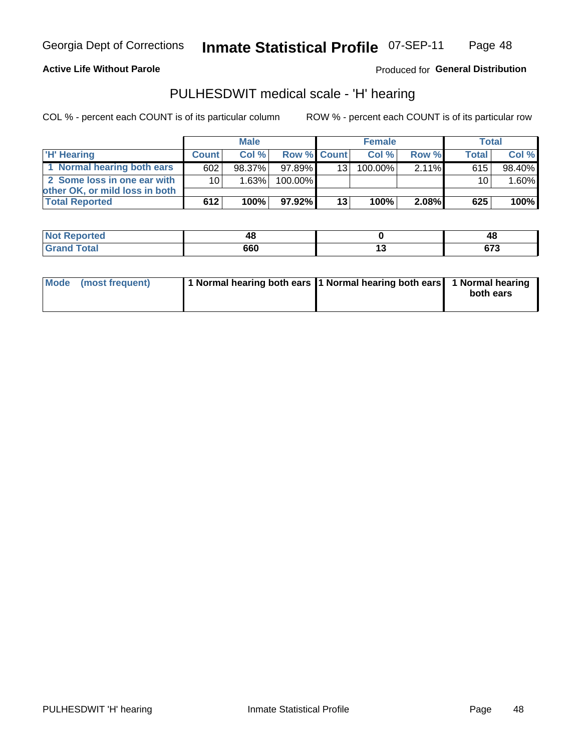Georgia Dept of Corrections **Inmate Statistical Profile** 07-SEP-11

**Active Life Without Parole**

Produced for **General Distribution**

## PULHESDWIT medical scale - 'H' hearing

COL % - percent each COUNT is of its particular column

ROW % - percent each COUNT is of its particular row

| | Male | | | Female | | | Total | |
|---|---|---|---|---|---|---|---|---|
| 'H' Hearing | Count | Col % | Row % | Count | Col % | Row % | Total | Col % |
| 1 Normal hearing both ears | 602 | 98.37% | 97.89% | 13 | 100.00% | 2.11% | 615 | 98.40% |
| 2 Some loss in one ear with other OK, or mild loss in both | 10 | 1.63% | 100.00% | | | | 10 | 1.60% |
| **Total Reported** | **612** | **100%** | **97.92%** | **13** | **100%** | **2.08%** | **625** | **100%** |

| | Male | Female | Total |
|---|---|---|---|
| **Not Reported** | **48** | **0** | **48** |
| **Grand Total** | **660** | **13** | **673** |

| | Male | Female | Total |
|---|---|---|---|
| Mode (most frequent) | **1 Normal hearing both ears** | **1 Normal hearing both ears** | **1 Normal hearing both ears** |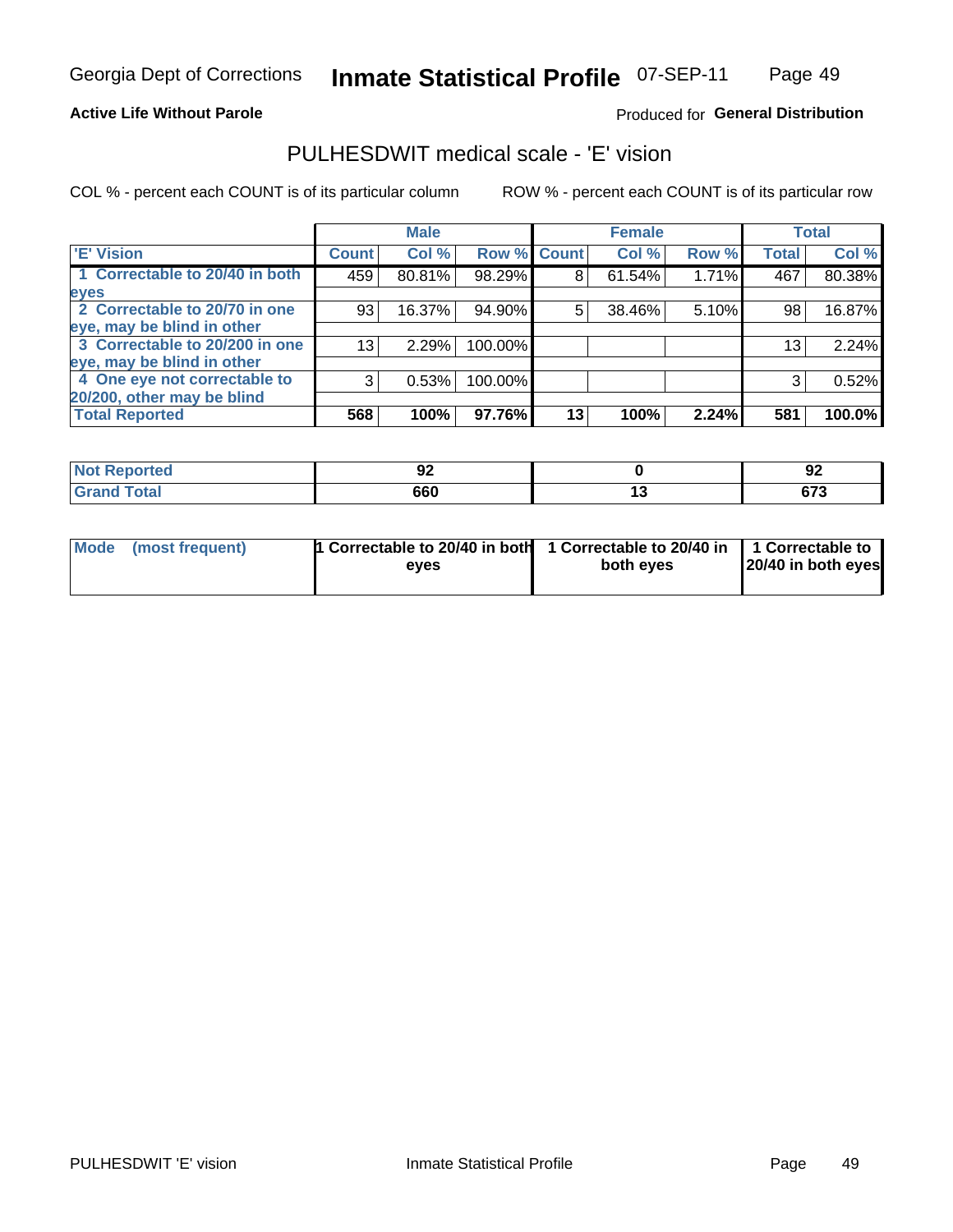Georgia Dept of Corrections **Inmate Statistical Profile** 07-SEP-11

**Active Life Without Parole**

Produced for **General Distribution**

## PULHESDWIT medical scale - 'E' vision

COL % - percent each COUNT is of its particular column

ROW % - percent each COUNT is of its particular row

| | Male | | | Female | | | Total | |
|---|---|---|---|---|---|---|---|---|
| 'E' Vision | Count | Col % | Row % | Count | Col % | Row % | Total | Col % |
| 1 Correctable to 20/40 in both eyes | 459 | 80.81% | 98.29% | 8 | 61.54% | 1.71% | 467 | 80.38% |
| 2 Correctable to 20/70 in one eye, may be blind in other | 93 | 16.37% | 94.90% | 5 | 38.46% | 5.10% | 98 | 16.87% |
| 3 Correctable to 20/200 in one eye, may be blind in other | 13 | 2.29% | 100.00% | | | | 13 | 2.24% |
| 4 One eye not correctable to 20/200, other may be blind | 3 | 0.53% | 100.00% | | | | 3 | 0.52% |
| **Total Reported** | **568** | **100%** | **97.76%** | **13** | **100%** | **2.24%** | **581** | **100.0%** |

| | Male | Female | Total |
|---|---|---|---|
| Not Reported | 92 | 0 | 92 |
| Grand Total | 660 | 13 | 673 |

| | Male | Female | Total |
|---|---|---|---|
| Mode (most frequent) | 1 Correctable to 20/40 in both eyes | 1 Correctable to 20/40 in both eyes | 1 Correctable to 20/40 in both eyes |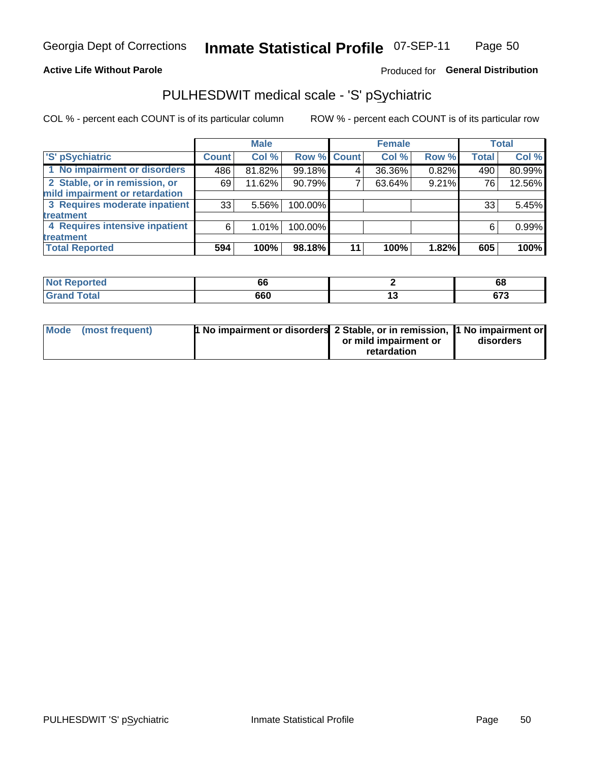Georgia Dept of Corrections **Inmate Statistical Profile** 07-SEP-11

**Active Life Without Parole**

Produced for **General Distribution**

## PULHESDWIT medical scale - 'S' pSychiatric

COL % - percent each COUNT is of its particular column    ROW % - percent each COUNT is of its particular row

| 'S' pSychiatric | Male | | | Female | | | Total | |
|---|---|---|---|---|---|---|---|---|
| | Count | Col % | Row % | Count | Col % | Row % | Total | Col % |
| 1 No impairment or disorders | 486 | 81.82% | 99.18% | 4 | 36.36% | 0.82% | 490 | 80.99% |
| 2 Stable, or in remission, or mild impairment or retardation | 69 | 11.62% | 90.79% | 7 | 63.64% | 9.21% | 76 | 12.56% |
| 3 Requires moderate inpatient treatment | 33 | 5.56% | 100.00% | | | | 33 | 5.45% |
| 4 Requires intensive inpatient treatment | 6 | 1.01% | 100.00% | | | | 6 | 0.99% |
| **Total Reported** | **594** | **100%** | **98.18%** | **11** | **100%** | **1.82%** | **605** | **100%** |

| | Male | Female | Total |
|---|---|---|---|
| Not Reported | 66 | 2 | 68 |
| Grand Total | 660 | 13 | 673 |

| | Male | Female | Total |
|---|---|---|---|
| Mode (most frequent) | 1 No impairment or disorders | 2 Stable, or in remission, or mild impairment or retardation | 1 No impairment or disorders |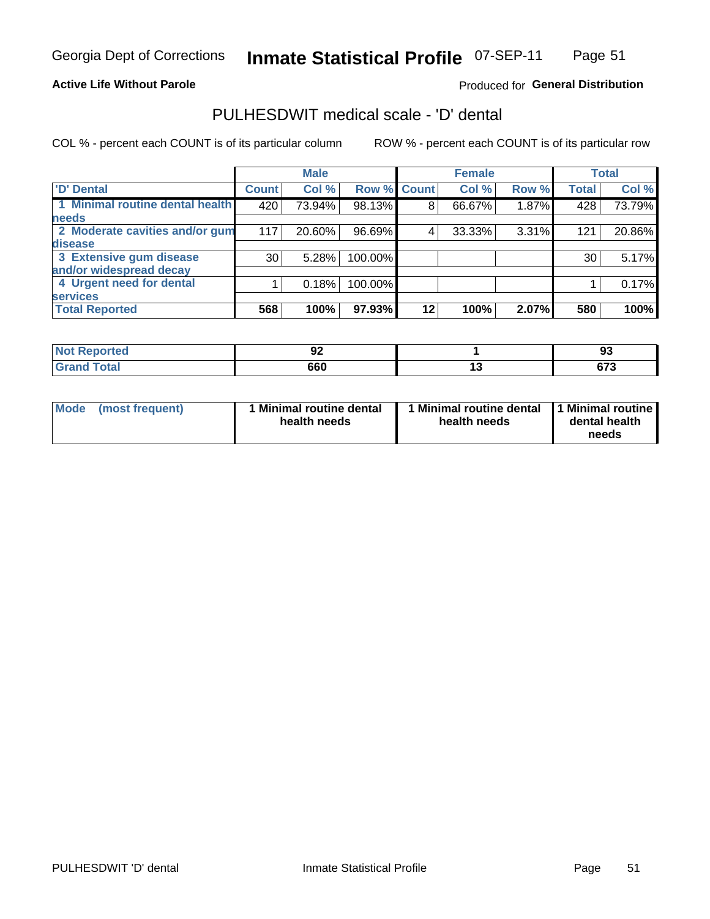Georgia Dept of Corrections **Inmate Statistical Profile** 07-SEP-11

**Active Life Without Parole**

Produced for **General Distribution**

## PULHESDWIT medical scale - 'D' dental

COL % - percent each COUNT is of its particular column

ROW % - percent each COUNT is of its particular row

| | Male | | | Female | | | Total | |
|---|---|---|---|---|---|---|---|---|
| 'D' Dental | Count | Col % | Row % | Count | Col % | Row % | Total | Col % |
| 1 Minimal routine dental health needs | 420 | 73.94% | 98.13% | 8 | 66.67% | 1.87% | 428 | 73.79% |
| 2 Moderate cavities and/or gum disease | 117 | 20.60% | 96.69% | 4 | 33.33% | 3.31% | 121 | 20.86% |
| 3 Extensive gum disease and/or widespread decay | 30 | 5.28% | 100.00% | | | | 30 | 5.17% |
| 4 Urgent need for dental services | 1 | 0.18% | 100.00% | | | | 1 | 0.17% |
| **Total Reported** | **568** | **100%** | **97.93%** | **12** | **100%** | **2.07%** | **580** | **100%** |

| | Male | Female | Total |
|---|---|---|---|
| Not Reported | 92 | 1 | 93 |
| Grand Total | 660 | 13 | 673 |

| | Male | Female | Total |
|---|---|---|---|
| Mode (most frequent) | 1 Minimal routine dental health needs | 1 Minimal routine dental health needs | 1 Minimal routine dental health needs |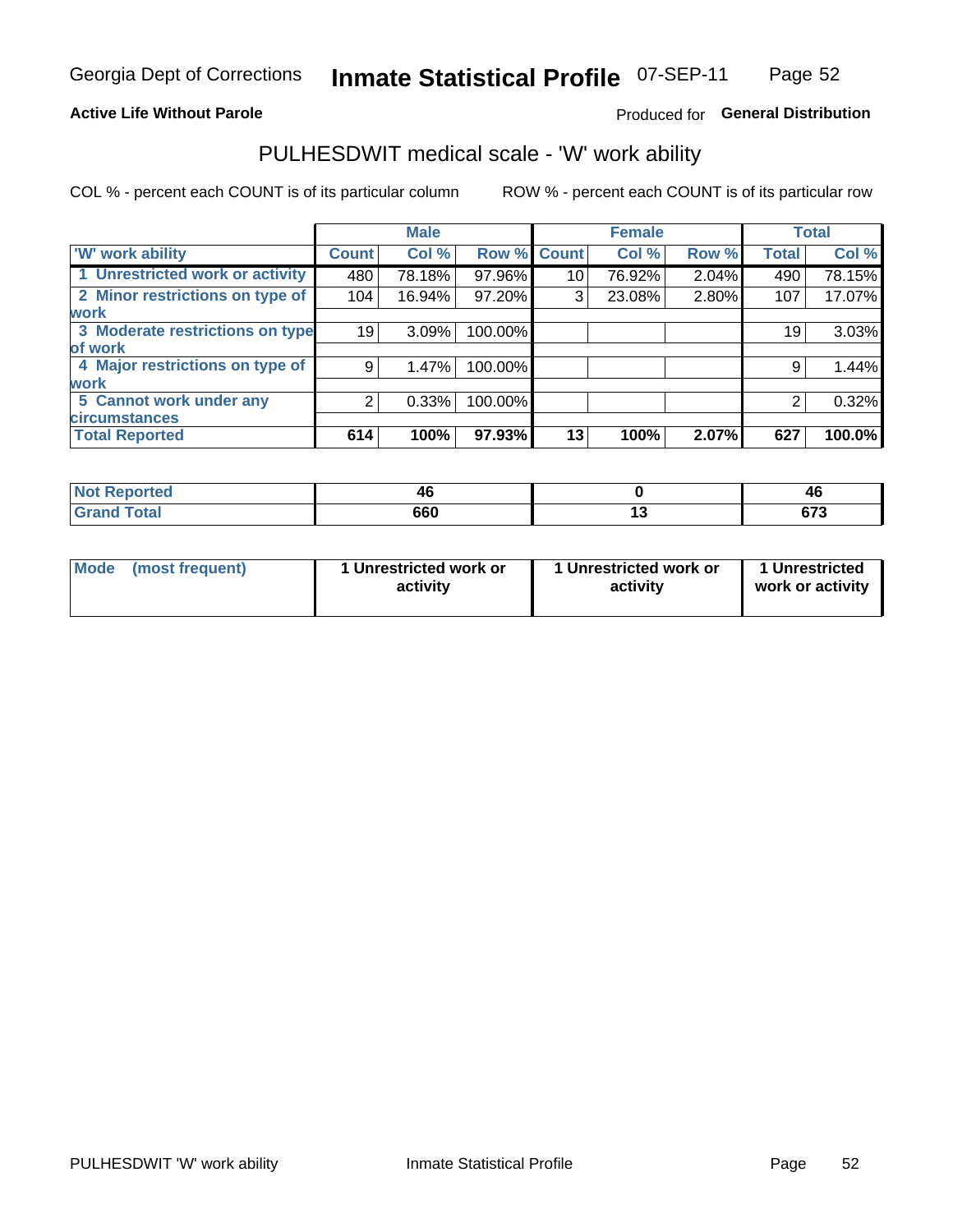Georgia Dept of Corrections **Inmate Statistical Profile** 07-SEP-11

**Active Life Without Parole**

Produced for **General Distribution**

## PULHESDWIT medical scale - 'W' work ability

COL % - percent each COUNT is of its particular column

ROW % - percent each COUNT is of its particular row

| | Male | | | Female | | | Total | |
|---|---|---|---|---|---|---|---|---|
| 'W' work ability | Count | Col % | Row % | Count | Col % | Row % | Total | Col % |
| 1 Unrestricted work or activity | 480 | 78.18% | 97.96% | 10 | 76.92% | 2.04% | 490 | 78.15% |
| 2 Minor restrictions on type of work | 104 | 16.94% | 97.20% | 3 | 23.08% | 2.80% | 107 | 17.07% |
| 3 Moderate restrictions on type of work | 19 | 3.09% | 100.00% | | | | 19 | 3.03% |
| 4 Major restrictions on type of work | 9 | 1.47% | 100.00% | | | | 9 | 1.44% |
| 5 Cannot work under any circumstances | 2 | 0.33% | 100.00% | | | | 2 | 0.32% |
| **Total Reported** | **614** | **100%** | **97.93%** | **13** | **100%** | **2.07%** | **627** | **100.0%** |

| | Male | Female | Total |
|---|---|---|---|
| Not Reported | 46 | 0 | 46 |
| Grand Total | 660 | 13 | 673 |

| | Male | Female | Total |
|---|---|---|---|
| Mode (most frequent) | 1 Unrestricted work or activity | 1 Unrestricted work or activity | 1 Unrestricted work or activity |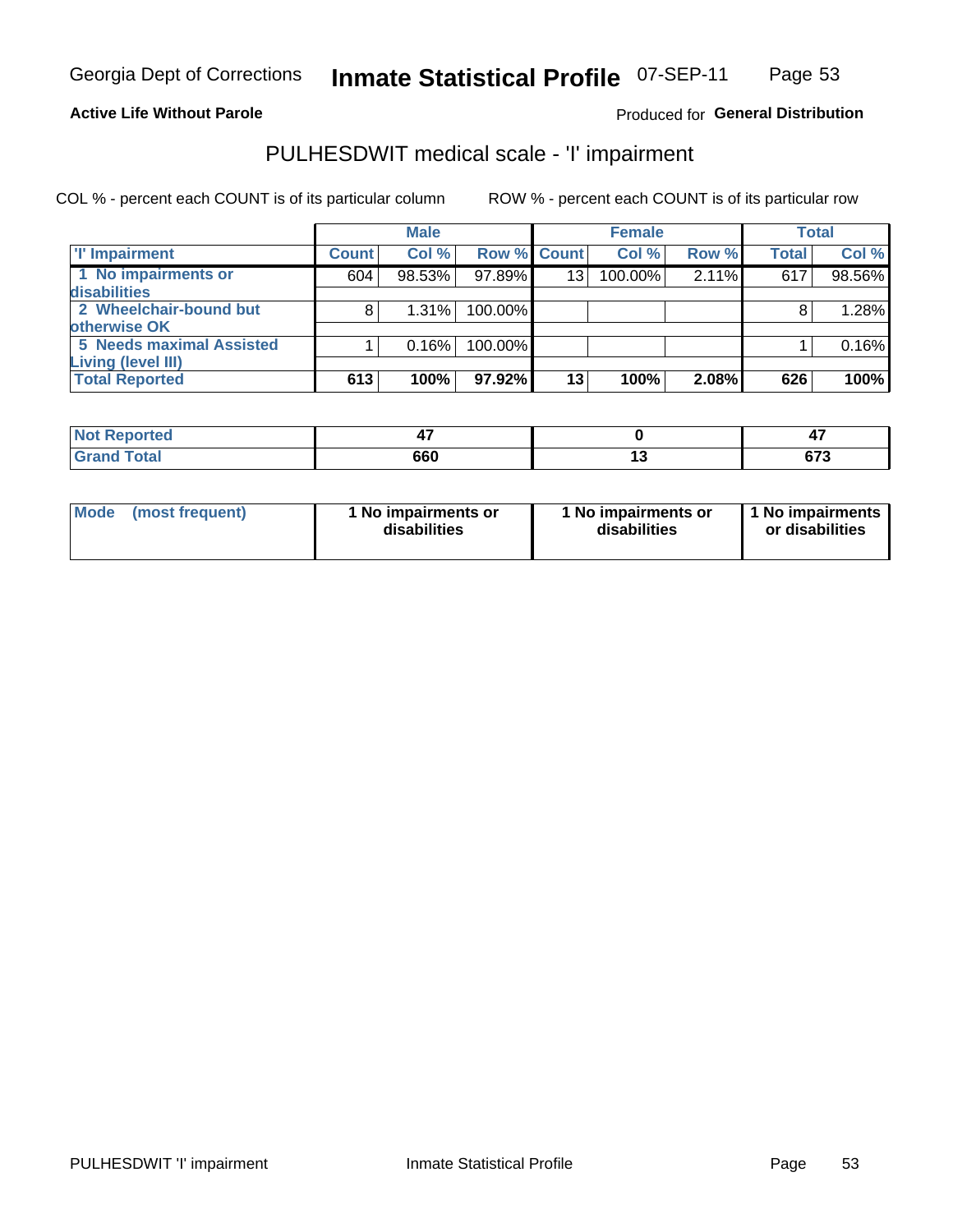Georgia Dept of Corrections **Inmate Statistical Profile** 07-SEP-11

**Active Life Without Parole**

Produced for **General Distribution**

## PULHESDWIT medical scale - 'I' impairment

COL % - percent each COUNT is of its particular column    ROW % - percent each COUNT is of its particular row

| | Male | | | Female | | | Total | |
|---|---|---|---|---|---|---|---|---|
| 'I' Impairment | Count | Col % | Row % | Count | Col % | Row % | Total | Col % |
| 1 No impairments or disabilities | 604 | 98.53% | 97.89% | 13 | 100.00% | 2.11% | 617 | 98.56% |
| 2 Wheelchair-bound but otherwise OK | 8 | 1.31% | 100.00% | | | | 8 | 1.28% |
| 5 Needs maximal Assisted Living (level III) | 1 | 0.16% | 100.00% | | | | 1 | 0.16% |
| **Total Reported** | **613** | **100%** | **97.92%** | **13** | **100%** | **2.08%** | **626** | **100%** |

| | Male | Female | Total |
|---|---|---|---|
| Not Reported | 47 | 0 | 47 |
| Grand Total | 660 | 13 | 673 |

| | Male | Female | Total |
|---|---|---|---|
| Mode (most frequent) | 1 No impairments or disabilities | 1 No impairments or disabilities | 1 No impairments or disabilities |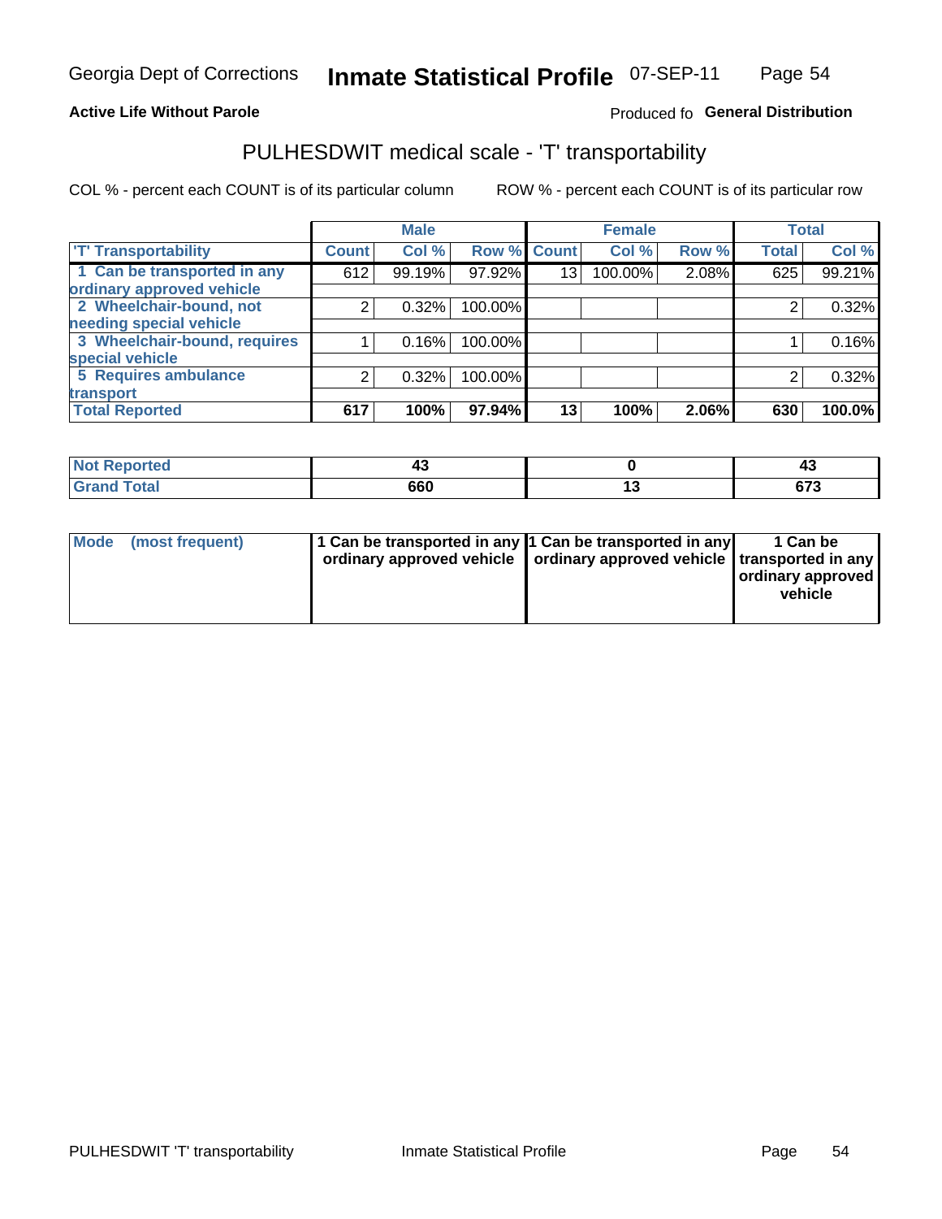Georgia Dept of Corrections **Inmate Statistical Profile** 07-SEP-11

**Active Life Without Parole**

Produced fo **General Distribution**

## PULHESDWIT medical scale - 'T' transportability

COL % - percent each COUNT is of its particular column

ROW % - percent each COUNT is of its particular row

| | Male | | | Female | | | Total | |
|---|---|---|---|---|---|---|---|---|
| 'T' Transportability | Count | Col % | Row % | Count | Col % | Row % | Total | Col % |
| 1 Can be transported in any ordinary approved vehicle | 612 | 99.19% | 97.92% | 13 | 100.00% | 2.08% | 625 | 99.21% |
| 2 Wheelchair-bound, not needing special vehicle | 2 | 0.32% | 100.00% | | | | 2 | 0.32% |
| 3 Wheelchair-bound, requires special vehicle | 1 | 0.16% | 100.00% | | | | 1 | 0.16% |
| 5 Requires ambulance transport | 2 | 0.32% | 100.00% | | | | 2 | 0.32% |
| **Total Reported** | **617** | **100%** | **97.94%** | **13** | **100%** | **2.06%** | **630** | **100.0%** |

| | Male | Female | Total |
|---|---|---|---|
| **Not Reported** | **43** | **0** | **43** |
| **Grand Total** | **660** | **13** | **673** |

| | Male | Female | Total |
|---|---|---|---|
| **Mode (most frequent)** | **1 Can be transported in any ordinary approved vehicle** | **1 Can be transported in any ordinary approved vehicle** | **1 Can be transported in any ordinary approved vehicle** |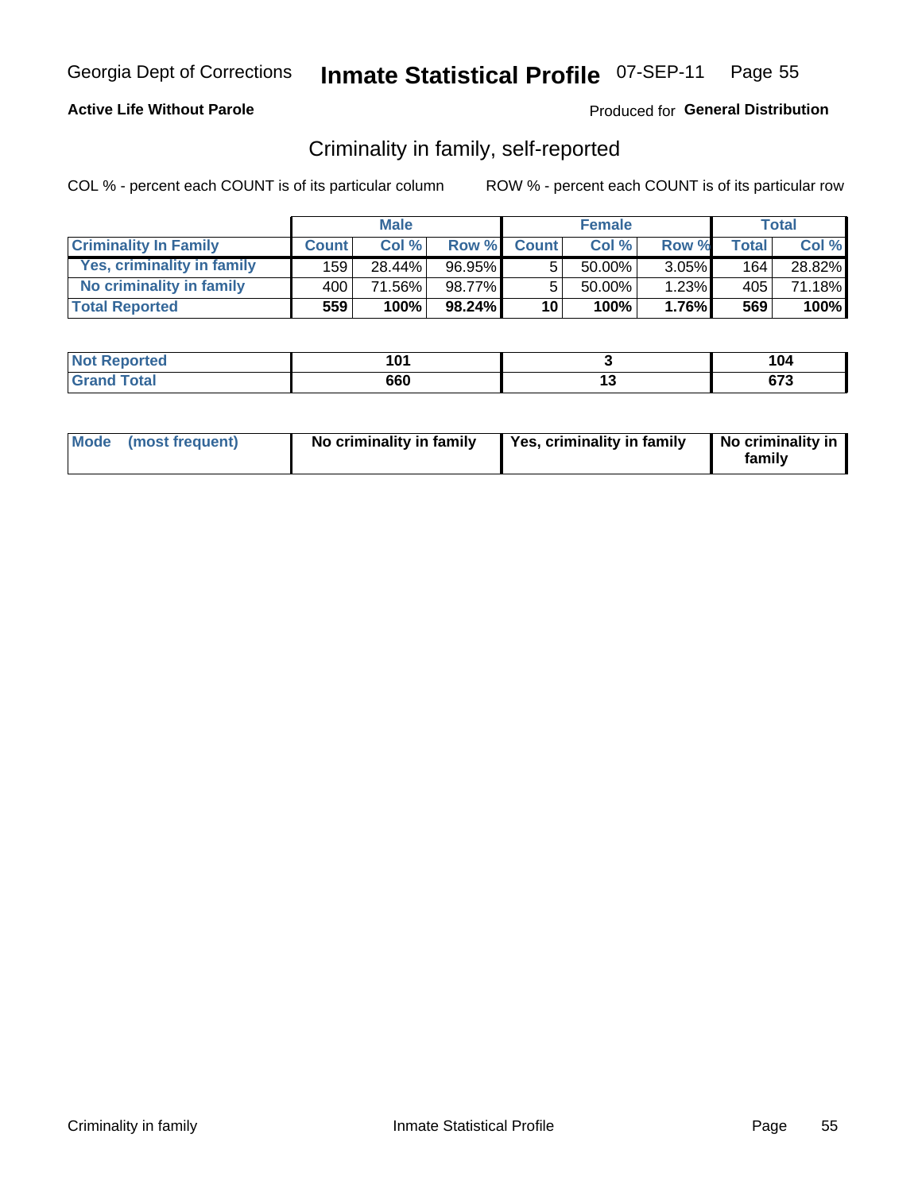**Active Life Without Parole**

Produced for **General Distribution**

## Criminality in family, self-reported

COL % - percent each COUNT is of its particular column

ROW % - percent each COUNT is of its particular row

| | Male | | | Female | | | Total | |
|---|---|---|---|---|---|---|---|---|
| **Criminality In Family** | **Count** | **Col %** | **Row %** | **Count** | **Col %** | **Row %** | **Total** | **Col %** |
| Yes, criminality in family | 159 | 28.44% | 96.95% | 5 | 50.00% | 3.05% | 164 | 28.82% |
| No criminality in family | 400 | 71.56% | 98.77% | 5 | 50.00% | 1.23% | 405 | 71.18% |
| **Total Reported** | **559** | **100%** | **98.24%** | **10** | **100%** | **1.76%** | **569** | **100%** |

| | Male | Female | Total |
|---|---|---|---|
| **Not Reported** | **101** | **3** | **104** |
| **Grand Total** | **660** | **13** | **673** |

| | Male | Female | Total |
|---|---|---|---|
| **Mode (most frequent)** | **No criminality in family** | **Yes, criminality in family** | **No criminality in family** |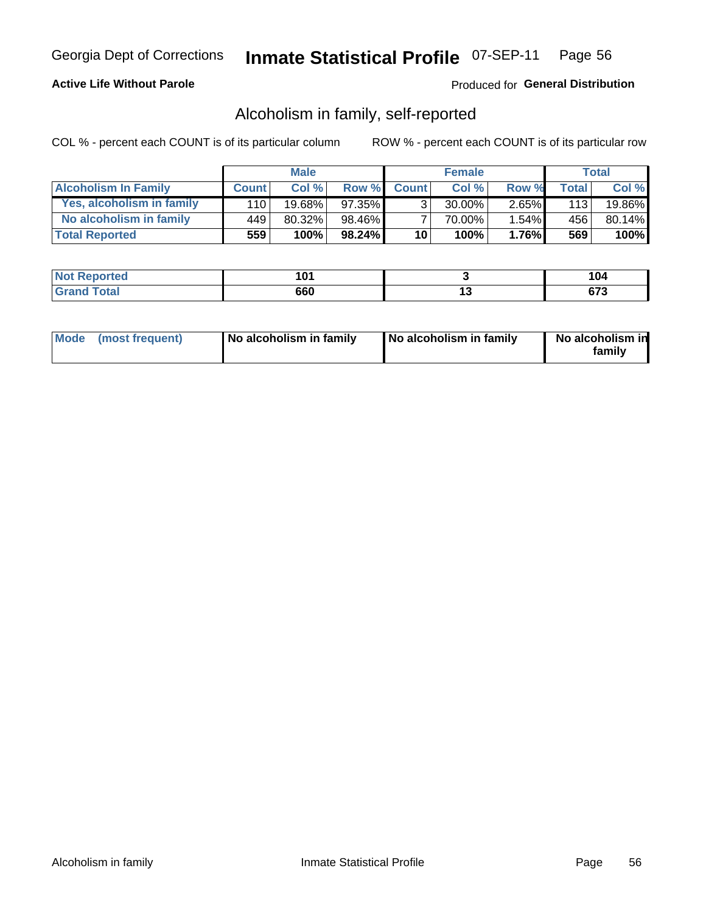Georgia Dept of Corrections **Inmate Statistical Profile** 07-SEP-11

**Active Life Without Parole**

Produced for **General Distribution**

## Alcoholism in family, self-reported

COL % - percent each COUNT is of its particular column

ROW % - percent each COUNT is of its particular row

| | Male | | | Female | | | Total | |
|---|---|---|---|---|---|---|---|---|
| **Alcoholism In Family** | **Count** | **Col %** | **Row %** | **Count** | **Col %** | **Row %** | **Total** | **Col %** |
| **Yes, alcoholism in family** | 110 | 19.68% | 97.35% | 3 | 30.00% | 2.65% | 113 | 19.86% |
| **No alcoholism in family** | 449 | 80.32% | 98.46% | 7 | 70.00% | 1.54% | 456 | 80.14% |
| **Total Reported** | **559** | **100%** | **98.24%** | **10** | **100%** | **1.76%** | **569** | **100%** |

| | Male | Female | Total |
|---|---|---|---|
| **Not Reported** | **101** | **3** | **104** |
| **Grand Total** | **660** | **13** | **673** |

| | Male | Female | Total |
|---|---|---|---|
| **Mode (most frequent)** | **No alcoholism in family** | **No alcoholism in family** | **No alcoholism in family** |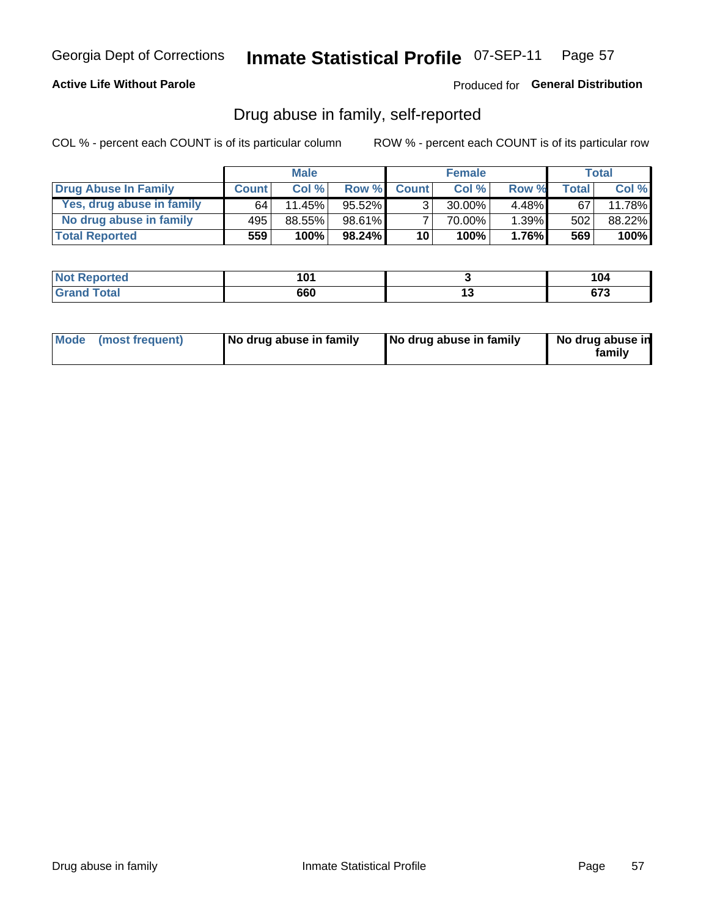Georgia Dept of Corrections **Inmate Statistical Profile** 07-SEP-11

**Active Life Without Parole**

Produced for **General Distribution**

## Drug abuse in family, self-reported

COL % - percent each COUNT is of its particular column

ROW % - percent each COUNT is of its particular row

| | Male | | | Female | | | Total | |
|---|---|---|---|---|---|---|---|---|
| **Drug Abuse In Family** | **Count** | **Col %** | **Row %** | **Count** | **Col %** | **Row %** | **Total** | **Col %** |
| Yes, drug abuse in family | 64 | 11.45% | 95.52% | 3 | 30.00% | 4.48% | 67 | 11.78% |
| No drug abuse in family | 495 | 88.55% | 98.61% | 7 | 70.00% | 1.39% | 502 | 88.22% |
| **Total Reported** | **559** | **100%** | **98.24%** | **10** | **100%** | **1.76%** | **569** | **100%** |

| | Male | Female | Total |
|---|---|---|---|
| **Not Reported** | **101** | **3** | **104** |
| **Grand Total** | **660** | **13** | **673** |

| | Male | Female | Total |
|---|---|---|---|
| **Mode (most frequent)** | **No drug abuse in family** | **No drug abuse in family** | **No drug abuse in family** |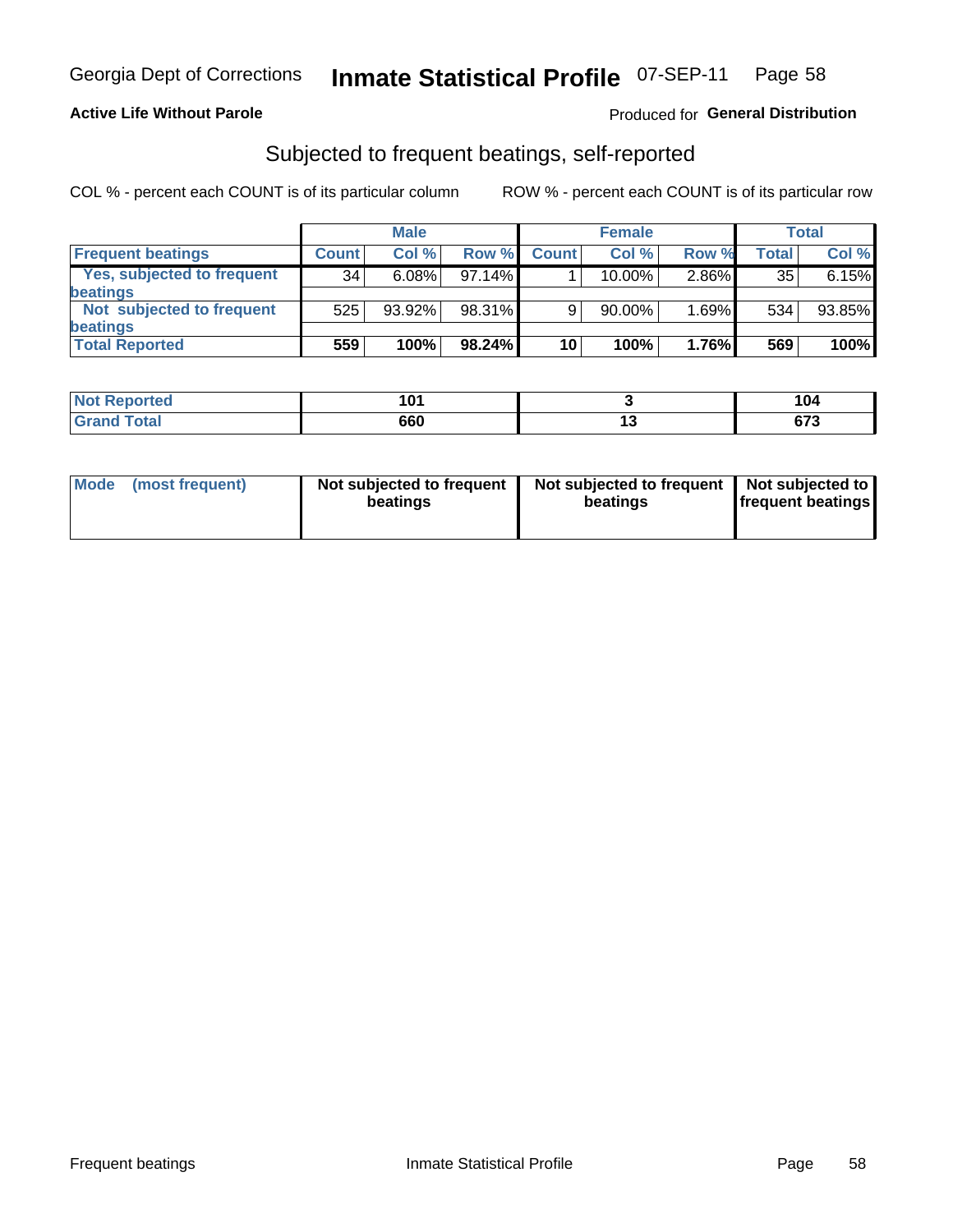**Active Life Without Parole**

Produced for **General Distribution**

## Subjected to frequent beatings, self-reported

COL % - percent each COUNT is of its particular column

ROW % - percent each COUNT is of its particular row

| | Male | | | Female | | | Total | |
|---|---|---|---|---|---|---|---|---|
| **Frequent beatings** | **Count** | **Col %** | **Row %** | **Count** | **Col %** | **Row %** | **Total** | **Col %** |
| Yes, subjected to frequent beatings | 34 | 6.08% | 97.14% | 1 | 10.00% | 2.86% | 35 | 6.15% |
| Not subjected to frequent beatings | 525 | 93.92% | 98.31% | 9 | 90.00% | 1.69% | 534 | 93.85% |
| **Total Reported** | **559** | **100%** | **98.24%** | **10** | **100%** | **1.76%** | **569** | **100%** |

| | Male | Female | Total |
|---|---|---|---|
| **Not Reported** | **101** | **3** | **104** |
| **Grand Total** | **660** | **13** | **673** |

| | Male | Female | Total |
|---|---|---|---|
| **Mode (most frequent)** | **Not subjected to frequent beatings** | **Not subjected to frequent beatings** | **Not subjected to frequent beatings** |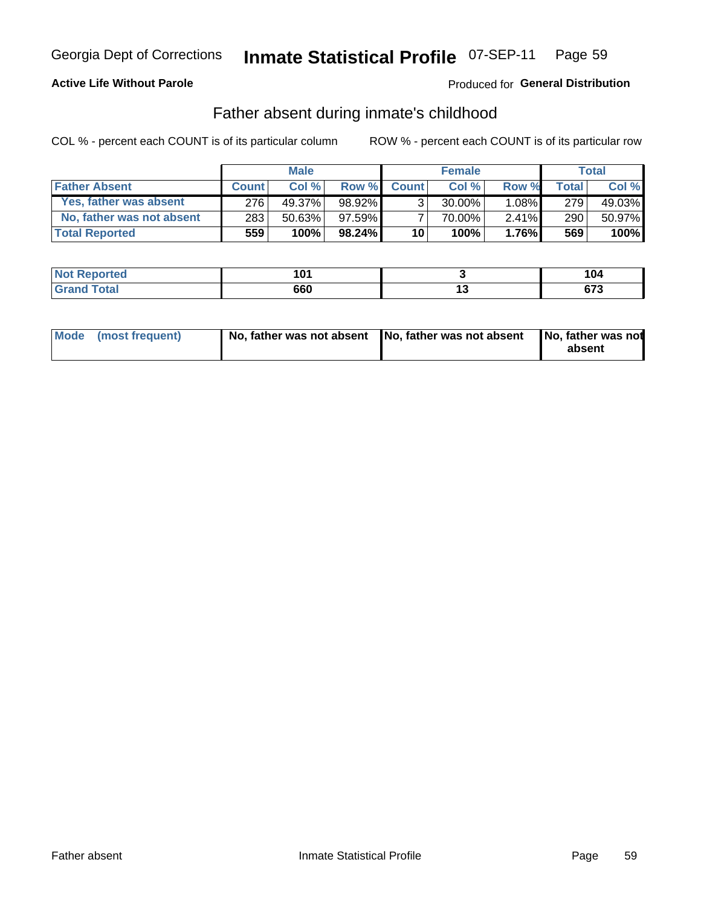Georgia Dept of Corrections **Inmate Statistical Profile** 07-SEP-11

**Active Life Without Parole** Produced for **General Distribution**

## Father absent during inmate's childhood

COL % - percent each COUNT is of its particular column ROW % - percent each COUNT is of its particular row

| | Male | | | Female | | | Total | |
|---|---|---|---|---|---|---|---|---|
| **Father Absent** | **Count** | **Col %** | **Row %** | **Count** | **Col %** | **Row %** | **Total** | **Col %** |
| Yes, father was absent | 276 | 49.37% | 98.92% | 3 | 30.00% | 1.08% | 279 | 49.03% |
| No, father was not absent | 283 | 50.63% | 97.59% | 7 | 70.00% | 2.41% | 290 | 50.97% |
| **Total Reported** | **559** | **100%** | **98.24%** | **10** | **100%** | **1.76%** | **569** | **100%** |

| | Male | Female | Total |
|---|---|---|---|
| **Not Reported** | **101** | **3** | **104** |
| **Grand Total** | **660** | **13** | **673** |

| | Male | Female | Total |
|---|---|---|---|
| **Mode (most frequent)** | **No, father was not absent** | **No, father was not absent** | **No, father was not absent** |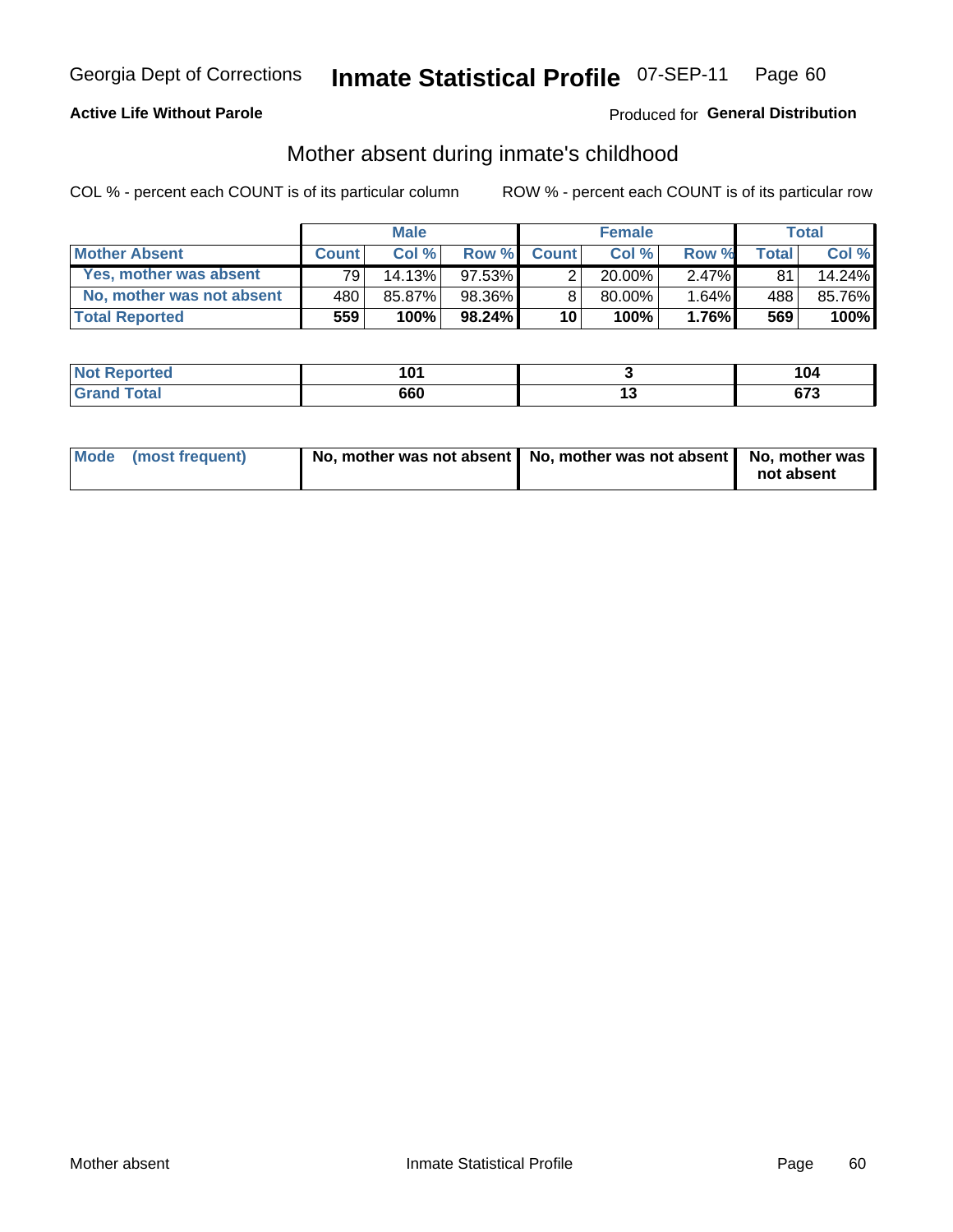Georgia Dept of Corrections **Inmate Statistical Profile** 07-SEP-11

**Active Life Without Parole**

Produced for **General Distribution**

## Mother absent during inmate's childhood

COL % - percent each COUNT is of its particular column

ROW % - percent each COUNT is of its particular row

| | Male | | | Female | | | Total | |
|---|---|---|---|---|---|---|---|---|
| **Mother Absent** | **Count** | **Col %** | **Row %** | **Count** | **Col %** | **Row %** | **Total** | **Col %** |
| **Yes, mother was absent** | 79 | 14.13% | 97.53% | 2 | 20.00% | 2.47% | 81 | 14.24% |
| **No, mother was not absent** | 480 | 85.87% | 98.36% | 8 | 80.00% | 1.64% | 488 | 85.76% |
| **Total Reported** | **559** | **100%** | **98.24%** | **10** | **100%** | **1.76%** | **569** | **100%** |

| | Male | Female | Total |
|---|---|---|---|
| **Not Reported** | **101** | **3** | **104** |
| **Grand Total** | **660** | **13** | **673** |

| | Male | Female | Total |
|---|---|---|---|
| **Mode (most frequent)** | **No, mother was not absent** | **No, mother was not absent** | **No, mother was not absent** |

Mother absent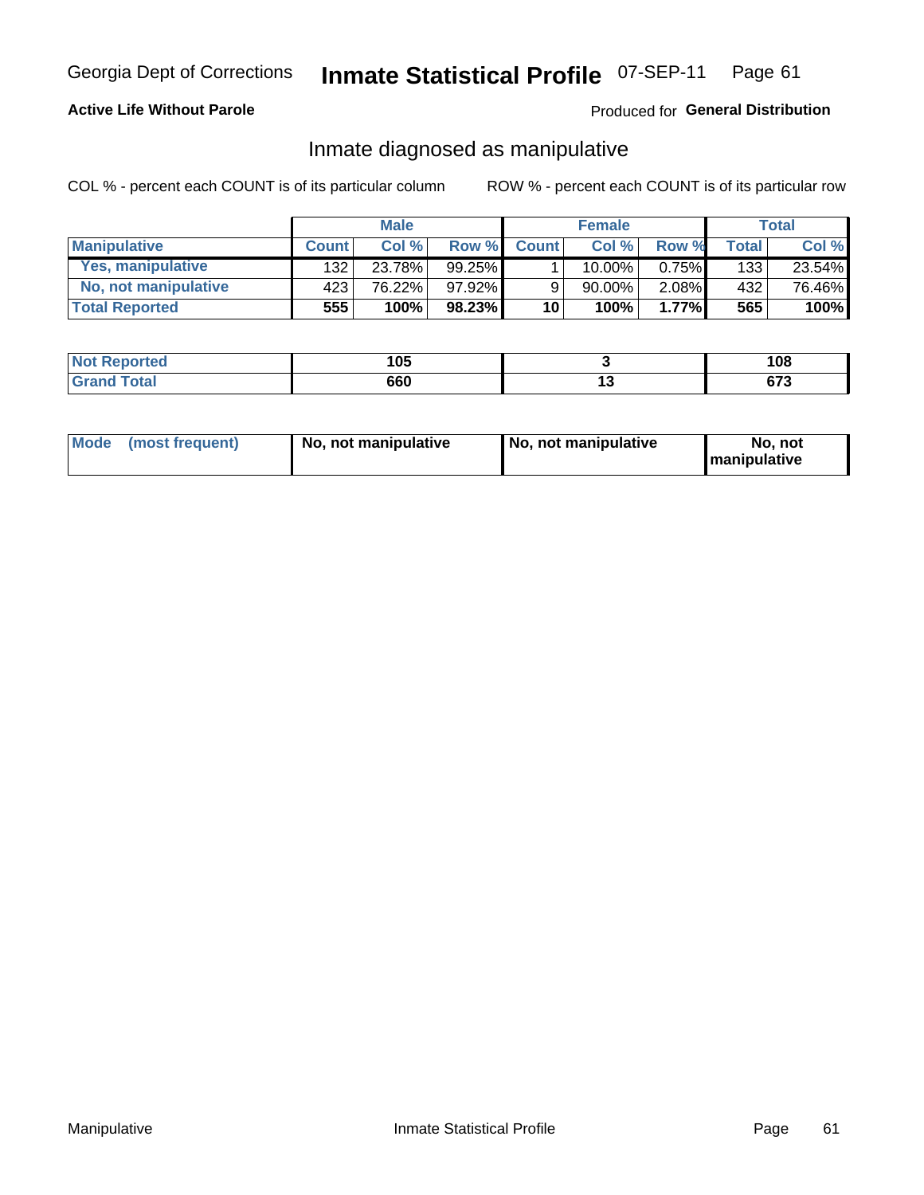Georgia Dept of Corrections **Inmate Statistical Profile** 07-SEP-11

**Active Life Without Parole**

Produced for **General Distribution**

## Inmate diagnosed as manipulative

COL % - percent each COUNT is of its particular column     ROW % - percent each COUNT is of its particular row

| | Male | | | Female | | | Total | |
|---|---|---|---|---|---|---|---|---|
| **Manipulative** | **Count** | **Col %** | **Row %** | **Count** | **Col %** | **Row %** | **Total** | **Col %** |
| **Yes, manipulative** | 132 | 23.78% | 99.25% | 1 | 10.00% | 0.75% | 133 | 23.54% |
| **No, not manipulative** | 423 | 76.22% | 97.92% | 9 | 90.00% | 2.08% | 432 | 76.46% |
| **Total Reported** | **555** | **100%** | **98.23%** | **10** | **100%** | **1.77%** | **565** | **100%** |

| | Male | Female | Total |
|---|---|---|---|
| **Not Reported** | **105** | **3** | **108** |
| **Grand Total** | **660** | **13** | **673** |

| | Male | Female | Total |
|---|---|---|---|
| **Mode (most frequent)** | **No, not manipulative** | **No, not manipulative** | **No, not manipulative** |

Manipulative     Inmate Statistical Profile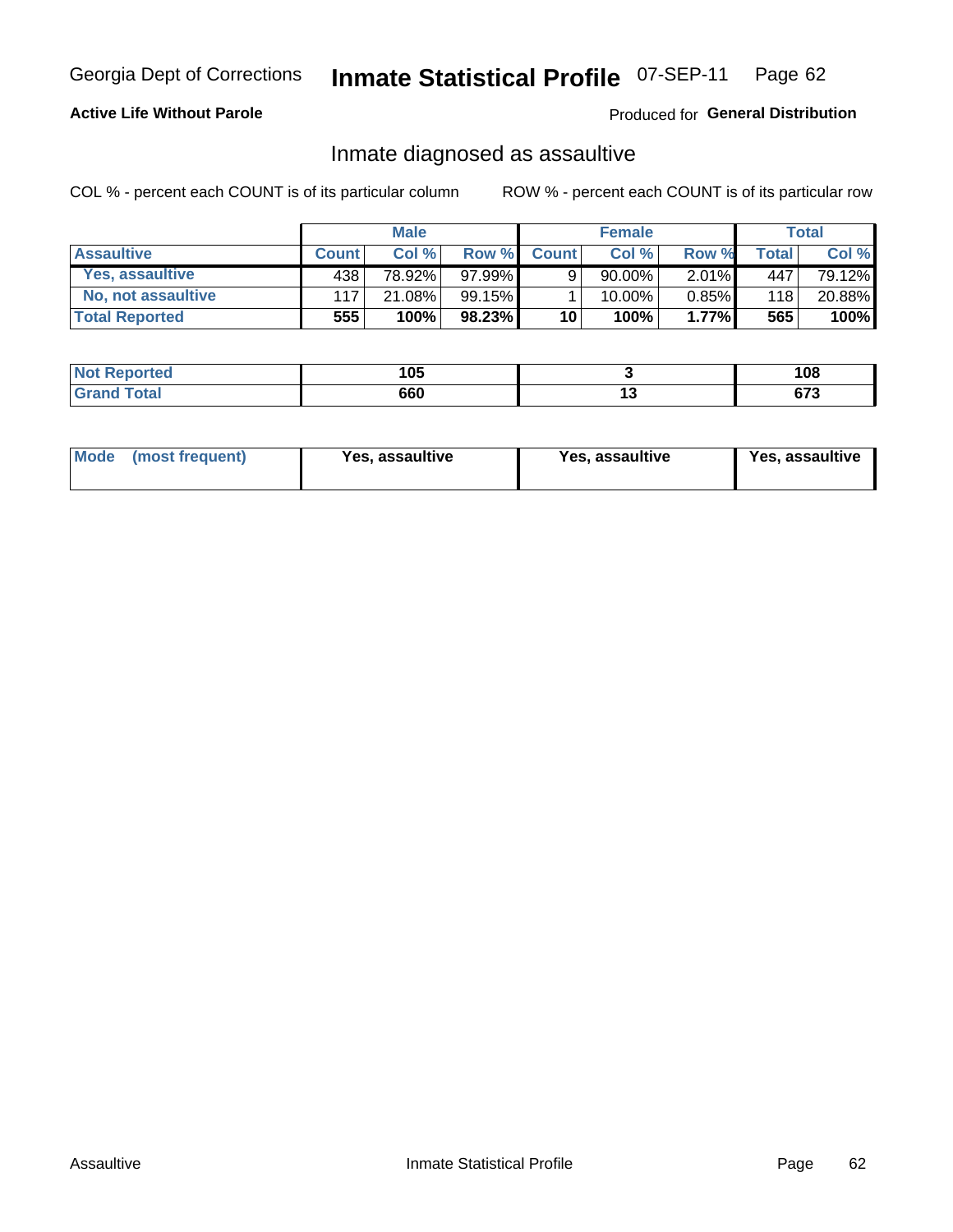Georgia Dept of Corrections **Inmate Statistical Profile** 07-SEP-11

**Active Life Without Parole**

Produced for **General Distribution**

## Inmate diagnosed as assaultive

COL % - percent each COUNT is of its particular column

ROW % - percent each COUNT is of its particular row

| | Male | | | Female | | | Total | |
|---|---|---|---|---|---|---|---|---|
| **Assaultive** | **Count** | **Col %** | **Row %** | **Count** | **Col %** | **Row %** | **Total** | **Col %** |
| **Yes, assaultive** | 438 | 78.92% | 97.99% | 9 | 90.00% | 2.01% | 447 | 79.12% |
| **No, not assaultive** | 117 | 21.08% | 99.15% | 1 | 10.00% | 0.85% | 118 | 20.88% |
| **Total Reported** | **555** | **100%** | **98.23%** | **10** | **100%** | **1.77%** | **565** | **100%** |

| | Male | Female | Total |
|---|---|---|---|
| **Not Reported** | **105** | **3** | **108** |
| **Grand Total** | **660** | **13** | **673** |

| | Male | Female | Total |
|---|---|---|---|
| **Mode (most frequent)** | **Yes, assaultive** | **Yes, assaultive** | **Yes, assaultive** |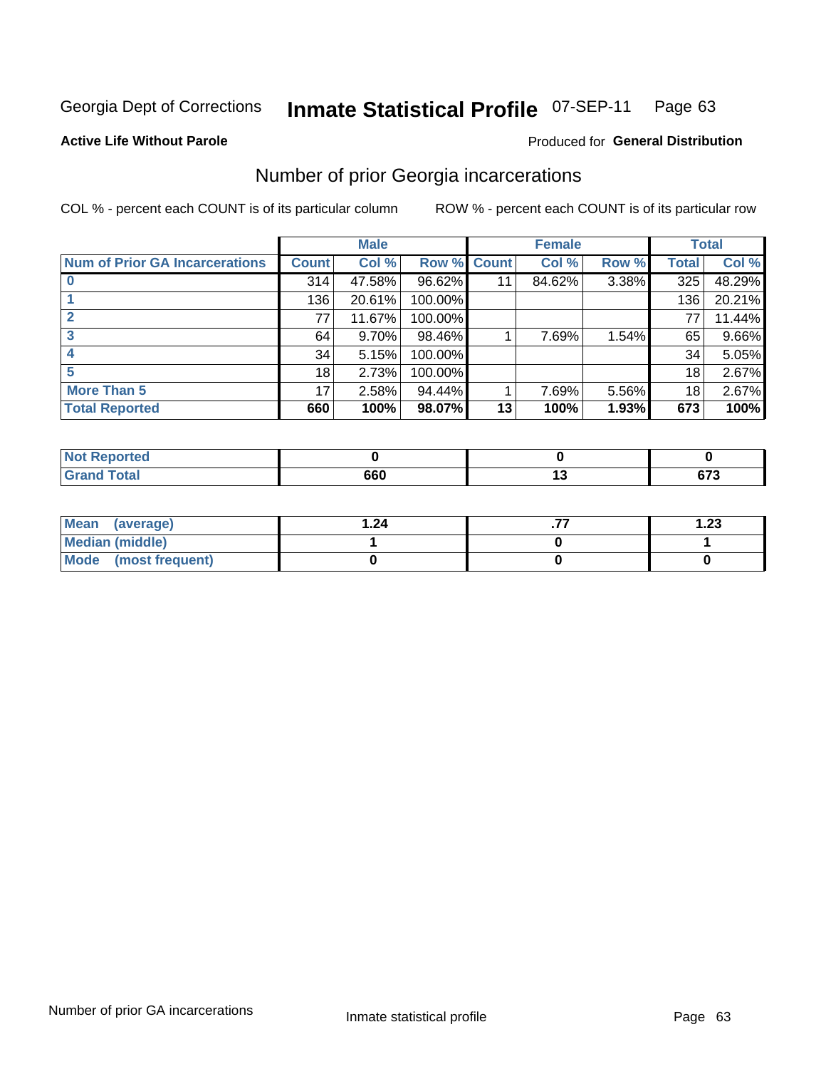Georgia Dept of Corrections **Inmate Statistical Profile** 07-SEP-11

**Active Life Without Parole**

Produced for **General Distribution**

## Number of prior Georgia incarcerations

COL % - percent each COUNT is of its particular column ROW % - percent each COUNT is of its particular row

| | Male | | | Female | | | Total | |
|---|---|---|---|---|---|---|---|---|
| **Num of Prior GA Incarcerations** | **Count** | **Col %** | **Row %** | **Count** | **Col %** | **Row %** | **Total** | **Col %** |
| **0** | 314 | 47.58% | 96.62% | 11 | 84.62% | 3.38% | 325 | 48.29% |
| **1** | 136 | 20.61% | 100.00% | | | | 136 | 20.21% |
| **2** | 77 | 11.67% | 100.00% | | | | 77 | 11.44% |
| **3** | 64 | 9.70% | 98.46% | 1 | 7.69% | 1.54% | 65 | 9.66% |
| **4** | 34 | 5.15% | 100.00% | | | | 34 | 5.05% |
| **5** | 18 | 2.73% | 100.00% | | | | 18 | 2.67% |
| **More Than 5** | 17 | 2.58% | 94.44% | 1 | 7.69% | 5.56% | 18 | 2.67% |
| **Total Reported** | **660** | **100%** | **98.07%** | **13** | **100%** | **1.93%** | **673** | **100%** |

| | Male | Female | Total |
|---|---|---|---|
| **Not Reported** | **0** | **0** | **0** |
| **Grand Total** | **660** | **13** | **673** |

| | Male | Female | Total |
|---|---|---|---|
| **Mean (average)** | **1.24** | **.77** | **1.23** |
| **Median (middle)** | **1** | **0** | **1** |
| **Mode (most frequent)** | **0** | **0** | **0** |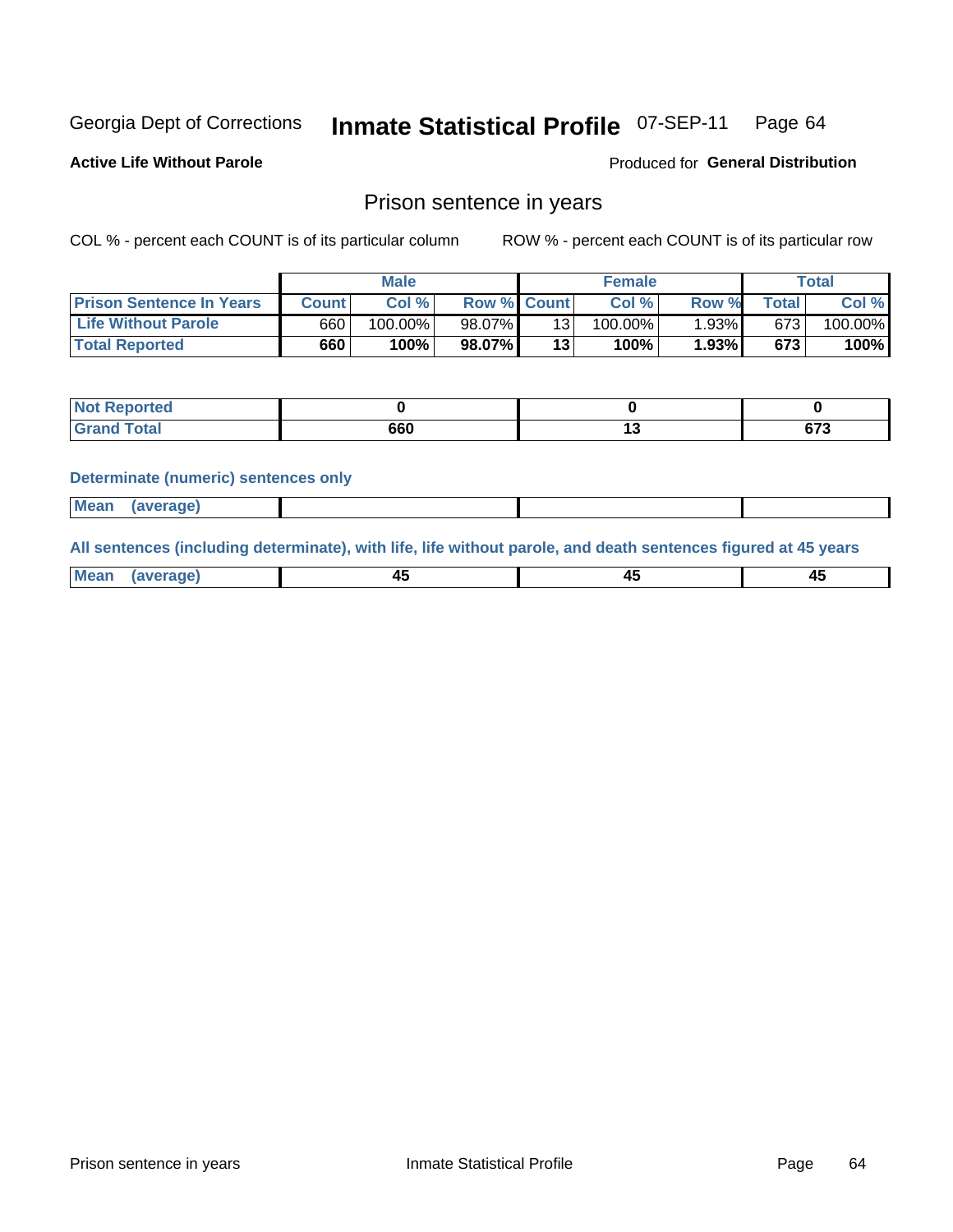Georgia Dept of Corrections **Inmate Statistical Profile** 07-SEP-11 Page 64

**Active Life Without Parole**

Produced for **General Distribution**

## Prison sentence in years

COL % - percent each COUNT is of its particular column    ROW % - percent each COUNT is of its particular row

| | Male | | | Female | | | Total | |
|---|---|---|---|---|---|---|---|---|
| **Prison Sentence In Years** | **Count** | **Col %** | **Row %** | **Count** | **Col %** | **Row %** | **Total** | **Col %** |
| **Life Without Parole** | 660 | 100.00% | 98.07% | 13 | 100.00% | 1.93% | 673 | 100.00% |
| **Total Reported** | **660** | **100%** | **98.07%** | **13** | **100%** | **1.93%** | **673** | **100%** |

| | Male | Female | Total |
|---|---|---|---|
| **Not Reported** | **0** | **0** | **0** |
| **Grand Total** | **660** | **13** | **673** |

**Determinate (numeric) sentences only**

| | Male | Female | Total |
|---|---|---|---|
| **Mean (average)** | | | |

**All sentences (including determinate), with life, life without parole, and death sentences figured at 45 years**

| | Male | Female | Total |
|---|---|---|---|
| **Mean (average)** | **45** | **45** | **45** |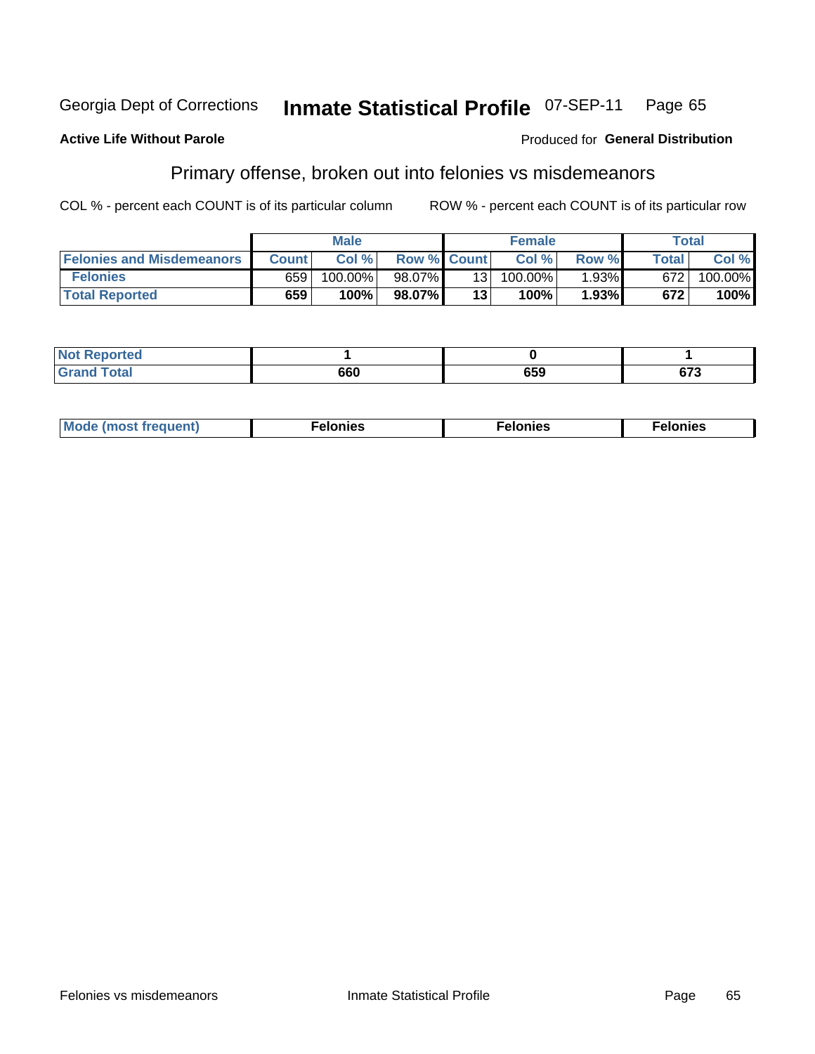Georgia Dept of Corrections **Inmate Statistical Profile** 07-SEP-11

**Active Life Without Parole**

Produced for **General Distribution**

## Primary offense, broken out into felonies vs misdemeanors

COL % - percent each COUNT is of its particular column

ROW % - percent each COUNT is of its particular row

| | Male | | | Female | | | Total | |
|---|---|---|---|---|---|---|---|---|
| Felonies and Misdemeanors | Count | Col % | Row % | Count | Col % | Row % | Total | Col % |
| Felonies | 659 | 100.00% | 98.07% | 13 | 100.00% | 1.93% | 672 | 100.00% |
| **Total Reported** | **659** | **100%** | **98.07%** | **13** | **100%** | **1.93%** | **672** | **100%** |

| | Male | Female | Total |
|---|---|---|---|
| Not Reported | 1 | 0 | 1 |
| Grand Total | 660 | 659 | 673 |

| | Male | Female | Total |
|---|---|---|---|
| Mode (most frequent) | Felonies | Felonies | Felonies |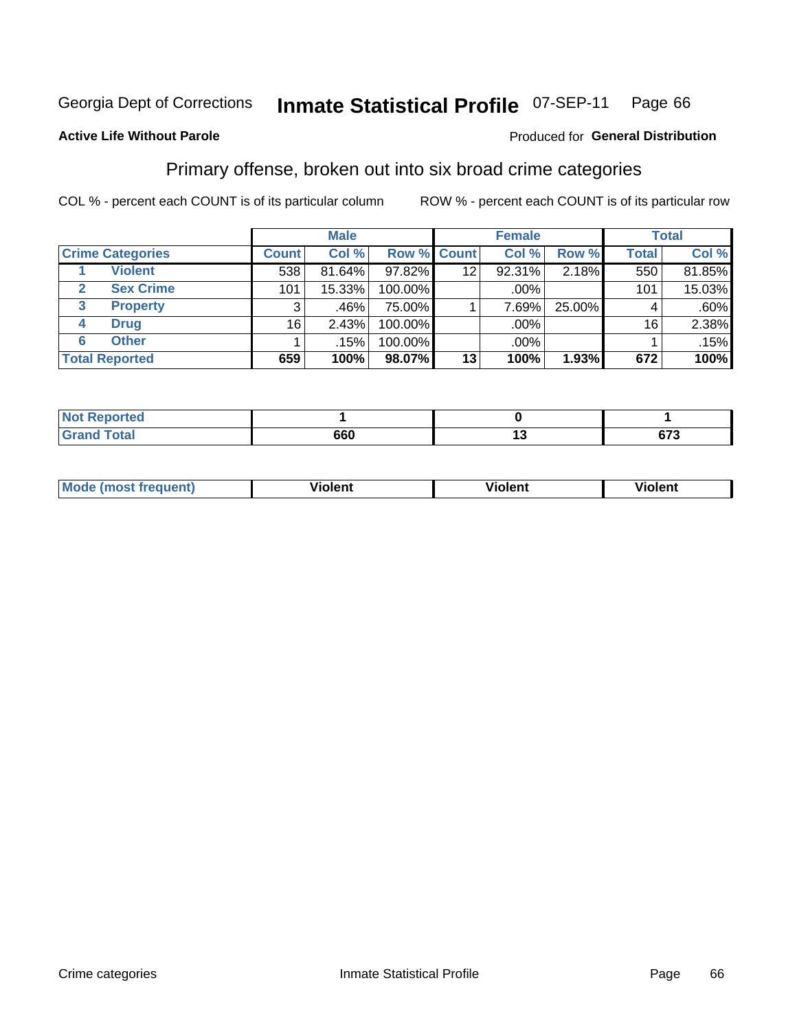Georgia Dept of Corrections **Inmate Statistical Profile** 07-SEP-11

**Active Life Without Parole**

Produced for **General Distribution**

## Primary offense, broken out into six broad crime categories

COL % - percent each COUNT is of its particular column

ROW % - percent each COUNT is of its particular row

| Crime Categories | | Male | | | Female | | | Total | |
|---|---|---|---|---|---|---|---|---|---|
| | | Count | Col % | Row % | Count | Col % | Row % | Total | Col % |
| 1 | Violent | 538 | 81.64% | 97.82% | 12 | 92.31% | 2.18% | 550 | 81.85% |
| 2 | Sex Crime | 101 | 15.33% | 100.00% | | .00% | | 101 | 15.03% |
| 3 | Property | 3 | .46% | 75.00% | 1 | 7.69% | 25.00% | 4 | .60% |
| 4 | Drug | 16 | 2.43% | 100.00% | | .00% | | 16 | 2.38% |
| 6 | Other | 1 | .15% | 100.00% | | .00% | | 1 | .15% |
| **Total Reported** | | **659** | **100%** | **98.07%** | **13** | **100%** | **1.93%** | **672** | **100%** |

| | Male | Female | Total |
|---|---|---|---|
| Not Reported | 1 | 0 | 1 |
| Grand Total | 660 | 13 | 673 |

| | Male | Female | Total |
|---|---|---|---|
| Mode (most frequent) | Violent | Violent | Violent |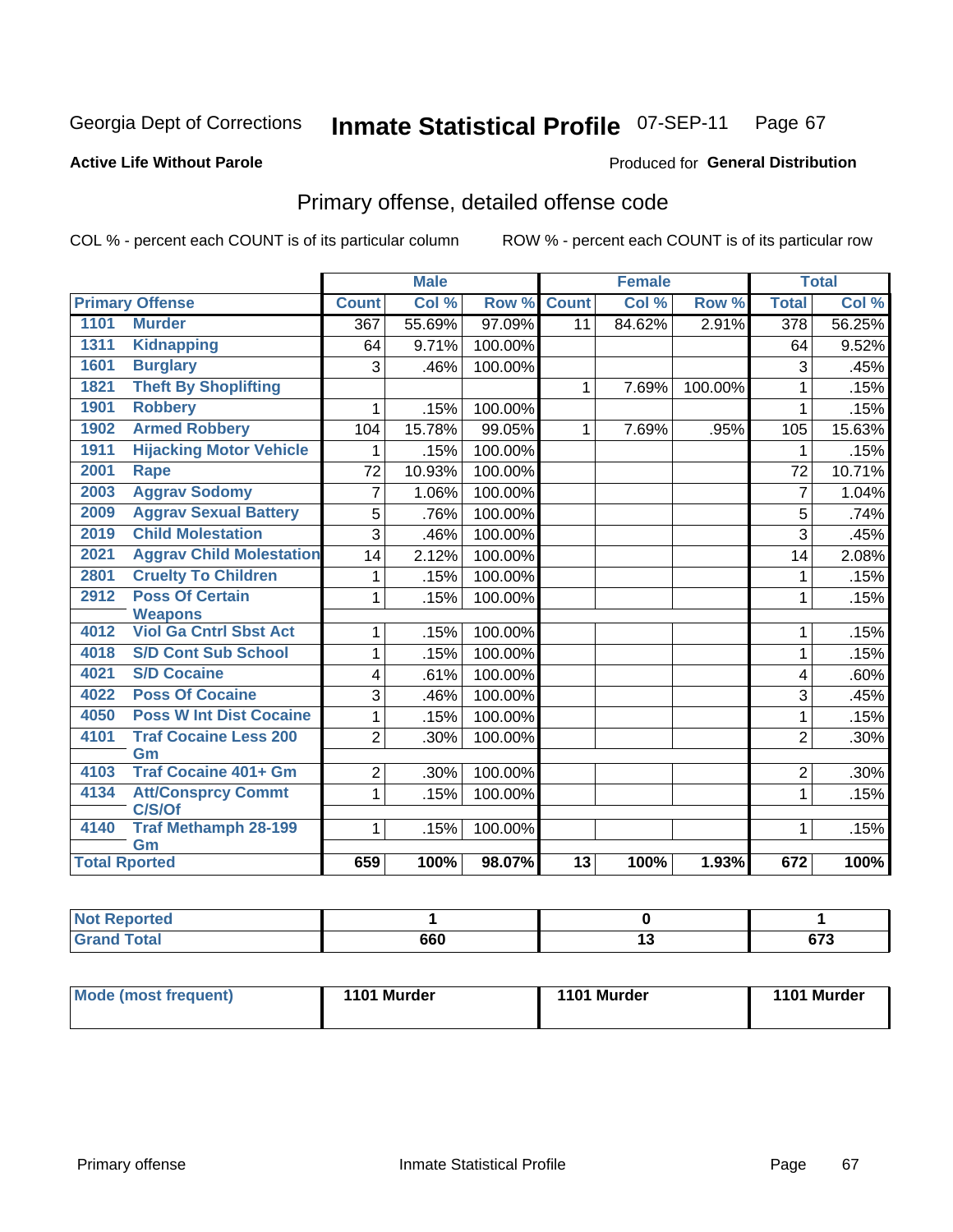Georgia Dept of Corrections

# Inmate Statistical Profile 07-SEP-11

**Active Life Without Parole**

Produced for **General Distribution**

## Primary offense, detailed offense code

COL % - percent each COUNT is of its particular column

ROW % - percent each COUNT is of its particular row

| Primary Offense | | Male | | | Female | | | Total | |
|---|---|---|---|---|---|---|---|---|---|
| | | Count | Col % | Row % | Count | Col % | Row % | Total | Col % |
| 1101 | Murder | 367 | 55.69% | 97.09% | 11 | 84.62% | 2.91% | 378 | 56.25% |
| 1311 | Kidnapping | 64 | 9.71% | 100.00% | | | | 64 | 9.52% |
| 1601 | Burglary | 3 | .46% | 100.00% | | | | 3 | .45% |
| 1821 | Theft By Shoplifting | | | | 1 | 7.69% | 100.00% | 1 | .15% |
| 1901 | Robbery | 1 | .15% | 100.00% | | | | 1 | .15% |
| 1902 | Armed Robbery | 104 | 15.78% | 99.05% | 1 | 7.69% | .95% | 105 | 15.63% |
| 1911 | Hijacking Motor Vehicle | 1 | .15% | 100.00% | | | | 1 | .15% |
| 2001 | Rape | 72 | 10.93% | 100.00% | | | | 72 | 10.71% |
| 2003 | Aggrav Sodomy | 7 | 1.06% | 100.00% | | | | 7 | 1.04% |
| 2009 | Aggrav Sexual Battery | 5 | .76% | 100.00% | | | | 5 | .74% |
| 2019 | Child Molestation | 3 | .46% | 100.00% | | | | 3 | .45% |
| 2021 | Aggrav Child Molestation | 14 | 2.12% | 100.00% | | | | 14 | 2.08% |
| 2801 | Cruelty To Children | 1 | .15% | 100.00% | | | | 1 | .15% |
| 2912 | Poss Of Certain Weapons | 1 | .15% | 100.00% | | | | 1 | .15% |
| 4012 | Viol Ga Cntrl Sbst Act | 1 | .15% | 100.00% | | | | 1 | .15% |
| 4018 | S/D Cont Sub School | 1 | .15% | 100.00% | | | | 1 | .15% |
| 4021 | S/D Cocaine | 4 | .61% | 100.00% | | | | 4 | .60% |
| 4022 | Poss Of Cocaine | 3 | .46% | 100.00% | | | | 3 | .45% |
| 4050 | Poss W Int Dist Cocaine | 1 | .15% | 100.00% | | | | 1 | .15% |
| 4101 | Traf Cocaine Less 200 Gm | 2 | .30% | 100.00% | | | | 2 | .30% |
| 4103 | Traf Cocaine 401+ Gm | 2 | .30% | 100.00% | | | | 2 | .30% |
| 4134 | Att/Consprcy Commt C/S/Of | 1 | .15% | 100.00% | | | | 1 | .15% |
| 4140 | Traf Methamph 28-199 Gm | 1 | .15% | 100.00% | | | | 1 | .15% |
| Total Rported | | 659 | 100% | 98.07% | 13 | 100% | 1.93% | 672 | 100% |

| | Male | Female | Total |
|---|---|---|---|
| Not Reported | 1 | 0 | 1 |
| Grand Total | 660 | 13 | 673 |

| | Male | Female | Total |
|---|---|---|---|
| Mode (most frequent) | 1101 Murder | 1101 Murder | 1101 Murder |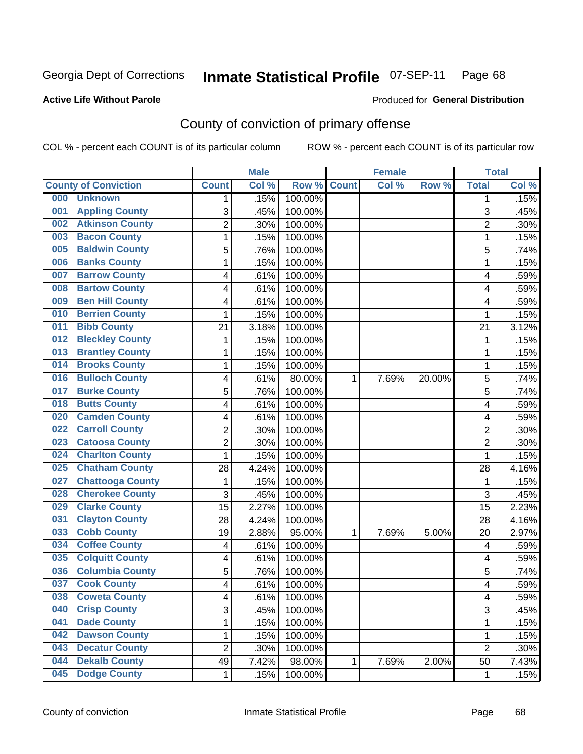Georgia Dept of Corrections

# Inmate Statistical Profile 07-SEP-11

**Active Life Without Parole**

Produced for **General Distribution**

## County of conviction of primary offense

COL % - percent each COUNT is of its particular column

ROW % - percent each COUNT is of its particular row

| County of Conviction | Male | | | Female | | | Total | |
|---|---|---|---|---|---|---|---|---|
| | Count | Col % | Row % | Count | Col % | Row % | Total | Col % |
| 000 Unknown | 1 | .15% | 100.00% | | | | 1 | .15% |
| 001 Appling County | 3 | .45% | 100.00% | | | | 3 | .45% |
| 002 Atkinson County | 2 | .30% | 100.00% | | | | 2 | .30% |
| 003 Bacon County | 1 | .15% | 100.00% | | | | 1 | .15% |
| 005 Baldwin County | 5 | .76% | 100.00% | | | | 5 | .74% |
| 006 Banks County | 1 | .15% | 100.00% | | | | 1 | .15% |
| 007 Barrow County | 4 | .61% | 100.00% | | | | 4 | .59% |
| 008 Bartow County | 4 | .61% | 100.00% | | | | 4 | .59% |
| 009 Ben Hill County | 4 | .61% | 100.00% | | | | 4 | .59% |
| 010 Berrien County | 1 | .15% | 100.00% | | | | 1 | .15% |
| 011 Bibb County | 21 | 3.18% | 100.00% | | | | 21 | 3.12% |
| 012 Bleckley County | 1 | .15% | 100.00% | | | | 1 | .15% |
| 013 Brantley County | 1 | .15% | 100.00% | | | | 1 | .15% |
| 014 Brooks County | 1 | .15% | 100.00% | | | | 1 | .15% |
| 016 Bulloch County | 4 | .61% | 80.00% | 1 | 7.69% | 20.00% | 5 | .74% |
| 017 Burke County | 5 | .76% | 100.00% | | | | 5 | .74% |
| 018 Butts County | 4 | .61% | 100.00% | | | | 4 | .59% |
| 020 Camden County | 4 | .61% | 100.00% | | | | 4 | .59% |
| 022 Carroll County | 2 | .30% | 100.00% | | | | 2 | .30% |
| 023 Catoosa County | 2 | .30% | 100.00% | | | | 2 | .30% |
| 024 Charlton County | 1 | .15% | 100.00% | | | | 1 | .15% |
| 025 Chatham County | 28 | 4.24% | 100.00% | | | | 28 | 4.16% |
| 027 Chattooga County | 1 | .15% | 100.00% | | | | 1 | .15% |
| 028 Cherokee County | 3 | .45% | 100.00% | | | | 3 | .45% |
| 029 Clarke County | 15 | 2.27% | 100.00% | | | | 15 | 2.23% |
| 031 Clayton County | 28 | 4.24% | 100.00% | | | | 28 | 4.16% |
| 033 Cobb County | 19 | 2.88% | 95.00% | 1 | 7.69% | 5.00% | 20 | 2.97% |
| 034 Coffee County | 4 | .61% | 100.00% | | | | 4 | .59% |
| 035 Colquitt County | 4 | .61% | 100.00% | | | | 4 | .59% |
| 036 Columbia County | 5 | .76% | 100.00% | | | | 5 | .74% |
| 037 Cook County | 4 | .61% | 100.00% | | | | 4 | .59% |
| 038 Coweta County | 4 | .61% | 100.00% | | | | 4 | .59% |
| 040 Crisp County | 3 | .45% | 100.00% | | | | 3 | .45% |
| 041 Dade County | 1 | .15% | 100.00% | | | | 1 | .15% |
| 042 Dawson County | 1 | .15% | 100.00% | | | | 1 | .15% |
| 043 Decatur County | 2 | .30% | 100.00% | | | | 2 | .30% |
| 044 Dekalb County | 49 | 7.42% | 98.00% | 1 | 7.69% | 2.00% | 50 | 7.43% |
| 045 Dodge County | 1 | .15% | 100.00% | | | | 1 | .15% |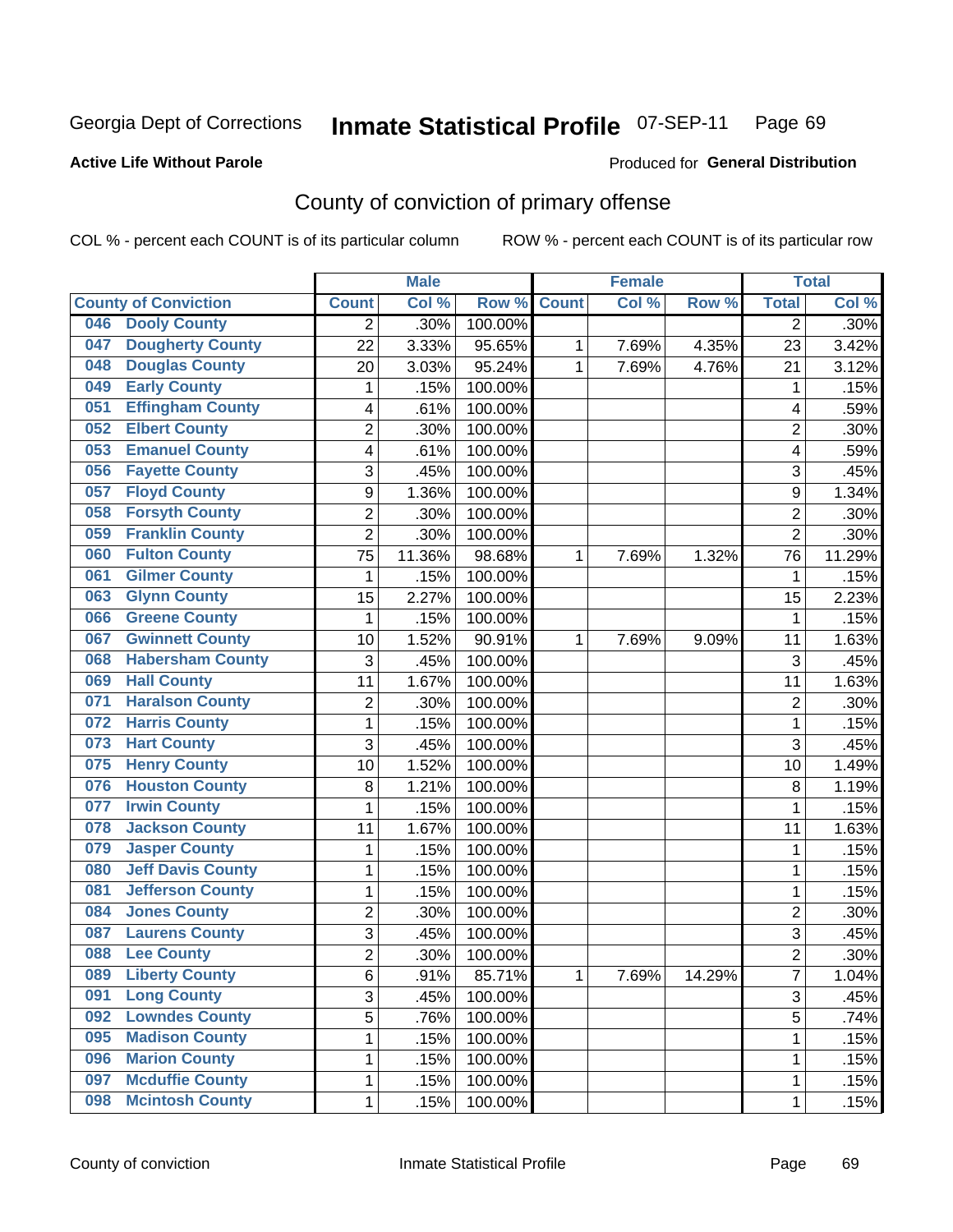Georgia Dept of Corrections **Inmate Statistical Profile** 07-SEP-11

**Active Life Without Parole**

Produced for **General Distribution**

## County of conviction of primary offense

COL % - percent each COUNT is of its particular column     ROW % - percent each COUNT is of its particular row

| County of Conviction | | Male | | | Female | | | Total | |
|---|---|---|---|---|---|---|---|---|---|
| | | Count | Col % | Row % | Count | Col % | Row % | Total | Col % |
| 046 | Dooly County | 2 | .30% | 100.00% | | | | 2 | .30% |
| 047 | Dougherty County | 22 | 3.33% | 95.65% | 1 | 7.69% | 4.35% | 23 | 3.42% |
| 048 | Douglas County | 20 | 3.03% | 95.24% | 1 | 7.69% | 4.76% | 21 | 3.12% |
| 049 | Early County | 1 | .15% | 100.00% | | | | 1 | .15% |
| 051 | Effingham County | 4 | .61% | 100.00% | | | | 4 | .59% |
| 052 | Elbert County | 2 | .30% | 100.00% | | | | 2 | .30% |
| 053 | Emanuel County | 4 | .61% | 100.00% | | | | 4 | .59% |
| 056 | Fayette County | 3 | .45% | 100.00% | | | | 3 | .45% |
| 057 | Floyd County | 9 | 1.36% | 100.00% | | | | 9 | 1.34% |
| 058 | Forsyth County | 2 | .30% | 100.00% | | | | 2 | .30% |
| 059 | Franklin County | 2 | .30% | 100.00% | | | | 2 | .30% |
| 060 | Fulton County | 75 | 11.36% | 98.68% | 1 | 7.69% | 1.32% | 76 | 11.29% |
| 061 | Gilmer County | 1 | .15% | 100.00% | | | | 1 | .15% |
| 063 | Glynn County | 15 | 2.27% | 100.00% | | | | 15 | 2.23% |
| 066 | Greene County | 1 | .15% | 100.00% | | | | 1 | .15% |
| 067 | Gwinnett County | 10 | 1.52% | 90.91% | 1 | 7.69% | 9.09% | 11 | 1.63% |
| 068 | Habersham County | 3 | .45% | 100.00% | | | | 3 | .45% |
| 069 | Hall County | 11 | 1.67% | 100.00% | | | | 11 | 1.63% |
| 071 | Haralson County | 2 | .30% | 100.00% | | | | 2 | .30% |
| 072 | Harris County | 1 | .15% | 100.00% | | | | 1 | .15% |
| 073 | Hart County | 3 | .45% | 100.00% | | | | 3 | .45% |
| 075 | Henry County | 10 | 1.52% | 100.00% | | | | 10 | 1.49% |
| 076 | Houston County | 8 | 1.21% | 100.00% | | | | 8 | 1.19% |
| 077 | Irwin County | 1 | .15% | 100.00% | | | | 1 | .15% |
| 078 | Jackson County | 11 | 1.67% | 100.00% | | | | 11 | 1.63% |
| 079 | Jasper County | 1 | .15% | 100.00% | | | | 1 | .15% |
| 080 | Jeff Davis County | 1 | .15% | 100.00% | | | | 1 | .15% |
| 081 | Jefferson County | 1 | .15% | 100.00% | | | | 1 | .15% |
| 084 | Jones County | 2 | .30% | 100.00% | | | | 2 | .30% |
| 087 | Laurens County | 3 | .45% | 100.00% | | | | 3 | .45% |
| 088 | Lee County | 2 | .30% | 100.00% | | | | 2 | .30% |
| 089 | Liberty County | 6 | .91% | 85.71% | 1 | 7.69% | 14.29% | 7 | 1.04% |
| 091 | Long County | 3 | .45% | 100.00% | | | | 3 | .45% |
| 092 | Lowndes County | 5 | .76% | 100.00% | | | | 5 | .74% |
| 095 | Madison County | 1 | .15% | 100.00% | | | | 1 | .15% |
| 096 | Marion County | 1 | .15% | 100.00% | | | | 1 | .15% |
| 097 | Mcduffie County | 1 | .15% | 100.00% | | | | 1 | .15% |
| 098 | Mcintosh County | 1 | .15% | 100.00% | | | | 1 | .15% |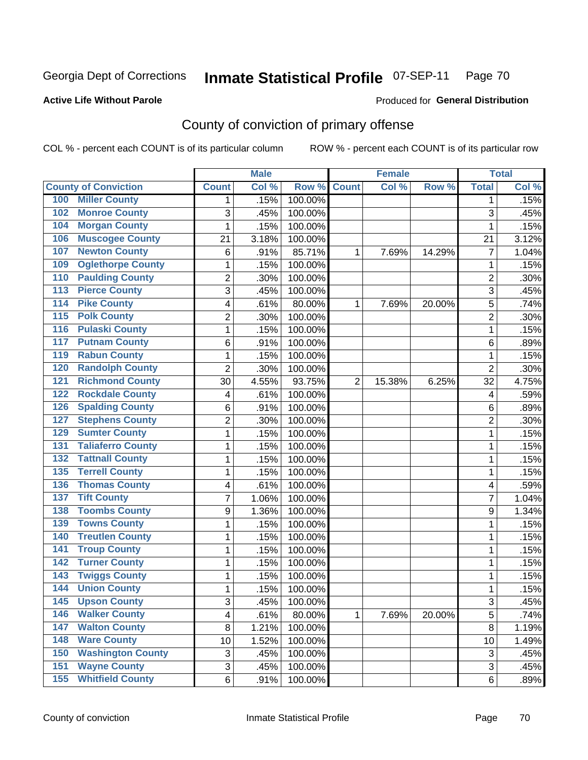Georgia Dept of Corrections **Inmate Statistical Profile** 07-SEP-11

**Active Life Without Parole**

Produced for **General Distribution**

## County of conviction of primary offense

COL % - percent each COUNT is of its particular column ROW % - percent each COUNT is of its particular row

| County of Conviction | Male | | | Female | | | Total | |
|---|---|---|---|---|---|---|---|---|
| | Count | Col % | Row % | Count | Col % | Row % | Total | Col % |
| 100 Miller County | 1 | .15% | 100.00% | | | | 1 | .15% |
| 102 Monroe County | 3 | .45% | 100.00% | | | | 3 | .45% |
| 104 Morgan County | 1 | .15% | 100.00% | | | | 1 | .15% |
| 106 Muscogee County | 21 | 3.18% | 100.00% | | | | 21 | 3.12% |
| 107 Newton County | 6 | .91% | 85.71% | 1 | 7.69% | 14.29% | 7 | 1.04% |
| 109 Oglethorpe County | 1 | .15% | 100.00% | | | | 1 | .15% |
| 110 Paulding County | 2 | .30% | 100.00% | | | | 2 | .30% |
| 113 Pierce County | 3 | .45% | 100.00% | | | | 3 | .45% |
| 114 Pike County | 4 | .61% | 80.00% | 1 | 7.69% | 20.00% | 5 | .74% |
| 115 Polk County | 2 | .30% | 100.00% | | | | 2 | .30% |
| 116 Pulaski County | 1 | .15% | 100.00% | | | | 1 | .15% |
| 117 Putnam County | 6 | .91% | 100.00% | | | | 6 | .89% |
| 119 Rabun County | 1 | .15% | 100.00% | | | | 1 | .15% |
| 120 Randolph County | 2 | .30% | 100.00% | | | | 2 | .30% |
| 121 Richmond County | 30 | 4.55% | 93.75% | 2 | 15.38% | 6.25% | 32 | 4.75% |
| 122 Rockdale County | 4 | .61% | 100.00% | | | | 4 | .59% |
| 126 Spalding County | 6 | .91% | 100.00% | | | | 6 | .89% |
| 127 Stephens County | 2 | .30% | 100.00% | | | | 2 | .30% |
| 129 Sumter County | 1 | .15% | 100.00% | | | | 1 | .15% |
| 131 Taliaferro County | 1 | .15% | 100.00% | | | | 1 | .15% |
| 132 Tattnall County | 1 | .15% | 100.00% | | | | 1 | .15% |
| 135 Terrell County | 1 | .15% | 100.00% | | | | 1 | .15% |
| 136 Thomas County | 4 | .61% | 100.00% | | | | 4 | .59% |
| 137 Tift County | 7 | 1.06% | 100.00% | | | | 7 | 1.04% |
| 138 Toombs County | 9 | 1.36% | 100.00% | | | | 9 | 1.34% |
| 139 Towns County | 1 | .15% | 100.00% | | | | 1 | .15% |
| 140 Treutlen County | 1 | .15% | 100.00% | | | | 1 | .15% |
| 141 Troup County | 1 | .15% | 100.00% | | | | 1 | .15% |
| 142 Turner County | 1 | .15% | 100.00% | | | | 1 | .15% |
| 143 Twiggs County | 1 | .15% | 100.00% | | | | 1 | .15% |
| 144 Union County | 1 | .15% | 100.00% | | | | 1 | .15% |
| 145 Upson County | 3 | .45% | 100.00% | | | | 3 | .45% |
| 146 Walker County | 4 | .61% | 80.00% | 1 | 7.69% | 20.00% | 5 | .74% |
| 147 Walton County | 8 | 1.21% | 100.00% | | | | 8 | 1.19% |
| 148 Ware County | 10 | 1.52% | 100.00% | | | | 10 | 1.49% |
| 150 Washington County | 3 | .45% | 100.00% | | | | 3 | .45% |
| 151 Wayne County | 3 | .45% | 100.00% | | | | 3 | .45% |
| 155 Whitfield County | 6 | .91% | 100.00% | | | | 6 | .89% |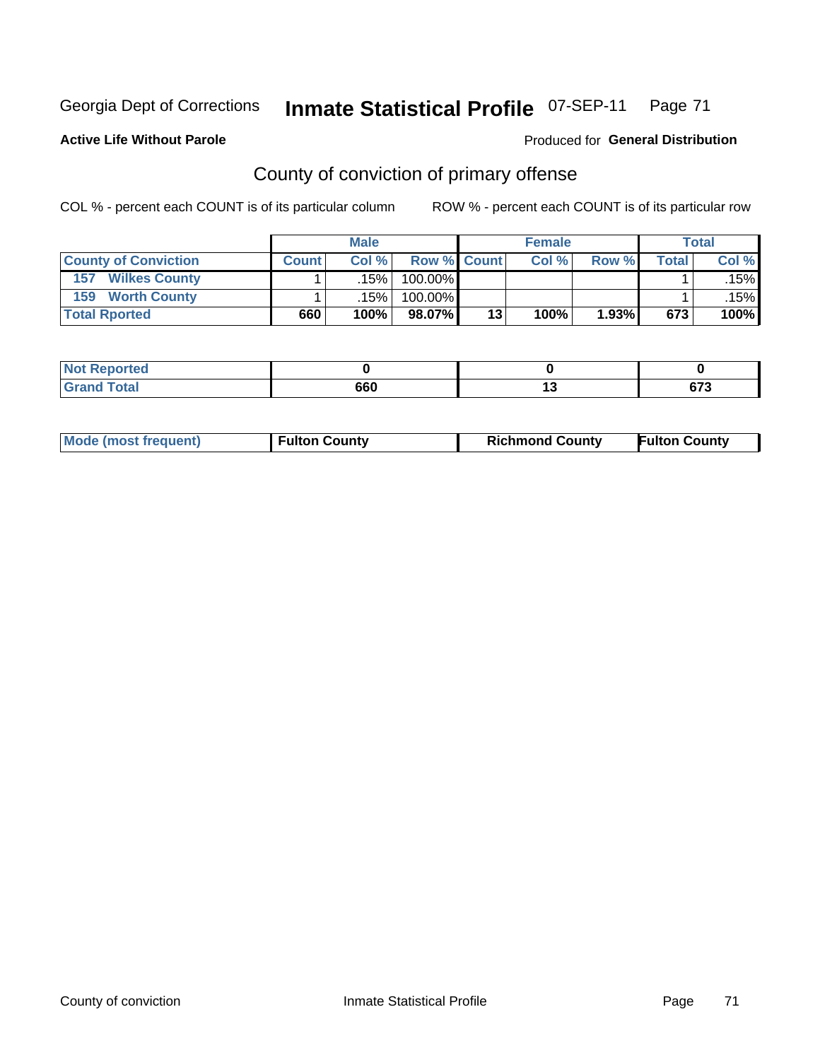Georgia Dept of Corrections **Inmate Statistical Profile** 07-SEP-11

**Active Life Without Parole**

Produced for **General Distribution**

## County of conviction of primary offense

COL % - percent each COUNT is of its particular column

ROW % - percent each COUNT is of its particular row

| | Male | | | Female | | | Total | |
|---|---|---|---|---|---|---|---|---|
| County of Conviction | Count | Col % | Row % | Count | Col % | Row % | Total | Col % |
| 157 Wilkes County | 1 | .15% | 100.00% | | | | 1 | .15% |
| 159 Worth County | 1 | .15% | 100.00% | | | | 1 | .15% |
| Total Rported | 660 | 100% | 98.07% | 13 | 100% | 1.93% | 673 | 100% |

| | Male | Female | Total |
|---|---|---|---|
| Not Reported | 0 | 0 | 0 |
| Grand Total | 660 | 13 | 673 |

| | Male | Female | Total |
|---|---|---|---|
| Mode (most frequent) | Fulton County | Richmond County | Fulton County |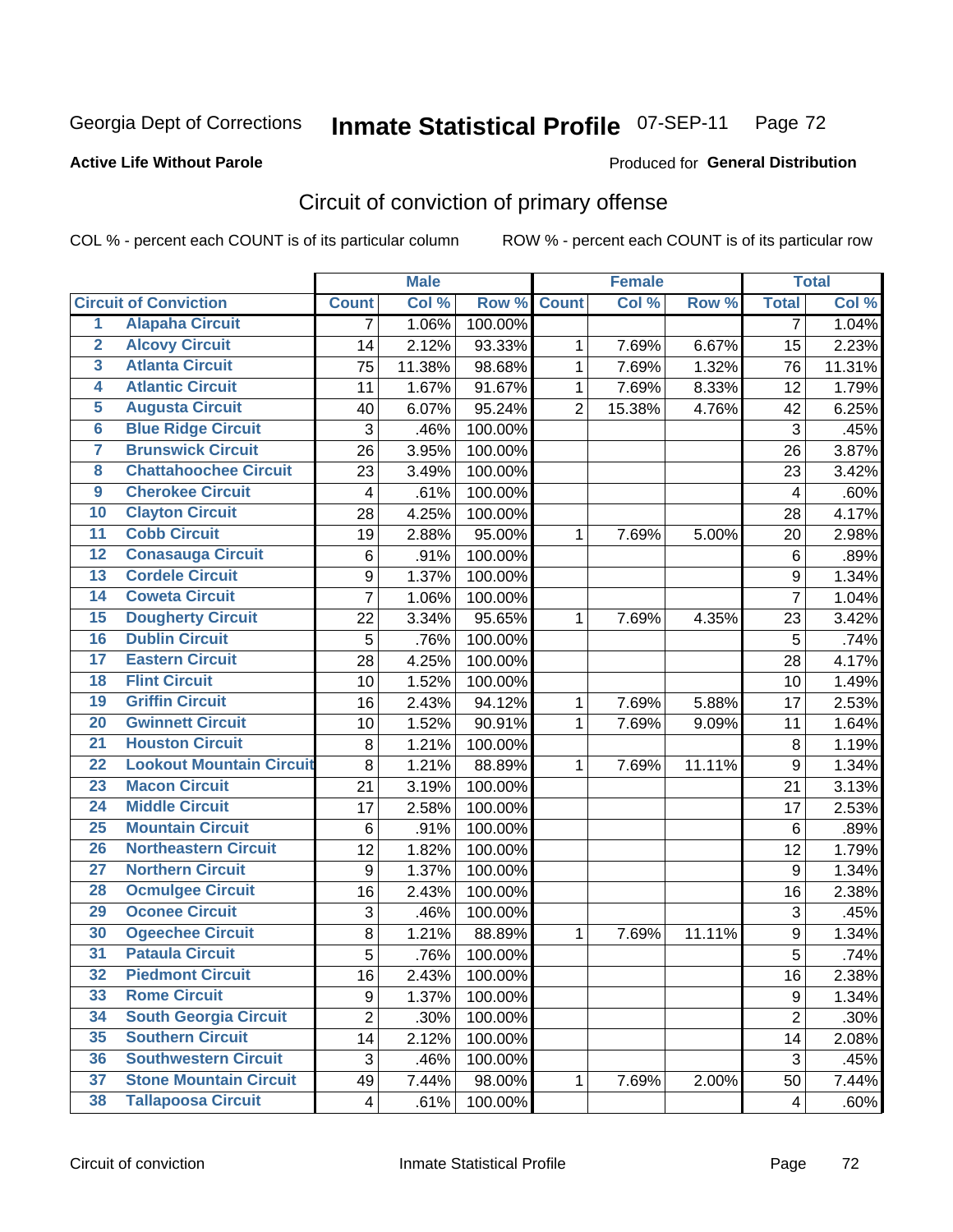Georgia Dept of Corrections **Inmate Statistical Profile** 07-SEP-11

**Active Life Without Parole**

Produced for **General Distribution**

## Circuit of conviction of primary offense

COL % - percent each COUNT is of its particular column ROW % - percent each COUNT is of its particular row

| | | Male | | | Female | | | Total | |
|---|---|---|---|---|---|---|---|---|---|
| **Circuit of Conviction** | | **Count** | **Col %** | **Row %** | **Count** | **Col %** | **Row %** | **Total** | **Col %** |
| 1 | Alapaha Circuit | 7 | 1.06% | 100.00% | | | | 7 | 1.04% |
| 2 | Alcovy Circuit | 14 | 2.12% | 93.33% | 1 | 7.69% | 6.67% | 15 | 2.23% |
| 3 | Atlanta Circuit | 75 | 11.38% | 98.68% | 1 | 7.69% | 1.32% | 76 | 11.31% |
| 4 | Atlantic Circuit | 11 | 1.67% | 91.67% | 1 | 7.69% | 8.33% | 12 | 1.79% |
| 5 | Augusta Circuit | 40 | 6.07% | 95.24% | 2 | 15.38% | 4.76% | 42 | 6.25% |
| 6 | Blue Ridge Circuit | 3 | .46% | 100.00% | | | | 3 | .45% |
| 7 | Brunswick Circuit | 26 | 3.95% | 100.00% | | | | 26 | 3.87% |
| 8 | Chattahoochee Circuit | 23 | 3.49% | 100.00% | | | | 23 | 3.42% |
| 9 | Cherokee Circuit | 4 | .61% | 100.00% | | | | 4 | .60% |
| 10 | Clayton Circuit | 28 | 4.25% | 100.00% | | | | 28 | 4.17% |
| 11 | Cobb Circuit | 19 | 2.88% | 95.00% | 1 | 7.69% | 5.00% | 20 | 2.98% |
| 12 | Conasauga Circuit | 6 | .91% | 100.00% | | | | 6 | .89% |
| 13 | Cordele Circuit | 9 | 1.37% | 100.00% | | | | 9 | 1.34% |
| 14 | Coweta Circuit | 7 | 1.06% | 100.00% | | | | 7 | 1.04% |
| 15 | Dougherty Circuit | 22 | 3.34% | 95.65% | 1 | 7.69% | 4.35% | 23 | 3.42% |
| 16 | Dublin Circuit | 5 | .76% | 100.00% | | | | 5 | .74% |
| 17 | Eastern Circuit | 28 | 4.25% | 100.00% | | | | 28 | 4.17% |
| 18 | Flint Circuit | 10 | 1.52% | 100.00% | | | | 10 | 1.49% |
| 19 | Griffin Circuit | 16 | 2.43% | 94.12% | 1 | 7.69% | 5.88% | 17 | 2.53% |
| 20 | Gwinnett Circuit | 10 | 1.52% | 90.91% | 1 | 7.69% | 9.09% | 11 | 1.64% |
| 21 | Houston Circuit | 8 | 1.21% | 100.00% | | | | 8 | 1.19% |
| 22 | Lookout Mountain Circuit | 8 | 1.21% | 88.89% | 1 | 7.69% | 11.11% | 9 | 1.34% |
| 23 | Macon Circuit | 21 | 3.19% | 100.00% | | | | 21 | 3.13% |
| 24 | Middle Circuit | 17 | 2.58% | 100.00% | | | | 17 | 2.53% |
| 25 | Mountain Circuit | 6 | .91% | 100.00% | | | | 6 | .89% |
| 26 | Northeastern Circuit | 12 | 1.82% | 100.00% | | | | 12 | 1.79% |
| 27 | Northern Circuit | 9 | 1.37% | 100.00% | | | | 9 | 1.34% |
| 28 | Ocmulgee Circuit | 16 | 2.43% | 100.00% | | | | 16 | 2.38% |
| 29 | Oconee Circuit | 3 | .46% | 100.00% | | | | 3 | .45% |
| 30 | Ogeechee Circuit | 8 | 1.21% | 88.89% | 1 | 7.69% | 11.11% | 9 | 1.34% |
| 31 | Pataula Circuit | 5 | .76% | 100.00% | | | | 5 | .74% |
| 32 | Piedmont Circuit | 16 | 2.43% | 100.00% | | | | 16 | 2.38% |
| 33 | Rome Circuit | 9 | 1.37% | 100.00% | | | | 9 | 1.34% |
| 34 | South Georgia Circuit | 2 | .30% | 100.00% | | | | 2 | .30% |
| 35 | Southern Circuit | 14 | 2.12% | 100.00% | | | | 14 | 2.08% |
| 36 | Southwestern Circuit | 3 | .46% | 100.00% | | | | 3 | .45% |
| 37 | Stone Mountain Circuit | 49 | 7.44% | 98.00% | 1 | 7.69% | 2.00% | 50 | 7.44% |
| 38 | Tallapoosa Circuit | 4 | .61% | 100.00% | | | | 4 | .60% |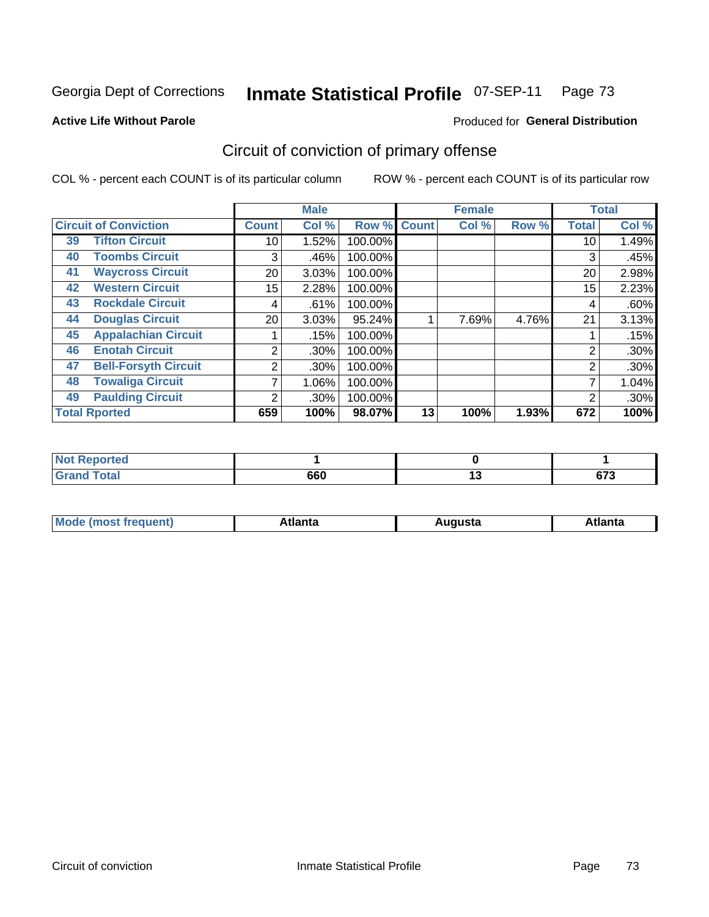Georgia Dept of Corrections **Inmate Statistical Profile** 07-SEP-11

**Active Life Without Parole**

Produced for **General Distribution**

## Circuit of conviction of primary offense

COL % - percent each COUNT is of its particular column    ROW % - percent each COUNT is of its particular row

| Circuit of Conviction | | Male | | | Female | | | Total | |
|---|---|---|---|---|---|---|---|---|---|
| | | Count | Col % | Row % | Count | Col % | Row % | Total | Col % |
| 39 | Tifton Circuit | 10 | 1.52% | 100.00% | | | | 10 | 1.49% |
| 40 | Toombs Circuit | 3 | .46% | 100.00% | | | | 3 | .45% |
| 41 | Waycross Circuit | 20 | 3.03% | 100.00% | | | | 20 | 2.98% |
| 42 | Western Circuit | 15 | 2.28% | 100.00% | | | | 15 | 2.23% |
| 43 | Rockdale Circuit | 4 | .61% | 100.00% | | | | 4 | .60% |
| 44 | Douglas Circuit | 20 | 3.03% | 95.24% | 1 | 7.69% | 4.76% | 21 | 3.13% |
| 45 | Appalachian Circuit | 1 | .15% | 100.00% | | | | 1 | .15% |
| 46 | Enotah Circuit | 2 | .30% | 100.00% | | | | 2 | .30% |
| 47 | Bell-Forsyth Circuit | 2 | .30% | 100.00% | | | | 2 | .30% |
| 48 | Towaliga Circuit | 7 | 1.06% | 100.00% | | | | 7 | 1.04% |
| 49 | Paulding Circuit | 2 | .30% | 100.00% | | | | 2 | .30% |
| **Total Rported** | | **659** | **100%** | **98.07%** | **13** | **100%** | **1.93%** | **672** | **100%** |

| | Male | Female | Total |
|---|---|---|---|
| **Not Reported** | **1** | **0** | **1** |
| **Grand Total** | **660** | **13** | **673** |

| | Male | Female | Total |
|---|---|---|---|
| **Mode (most frequent)** | **Atlanta** | **Augusta** | **Atlanta** |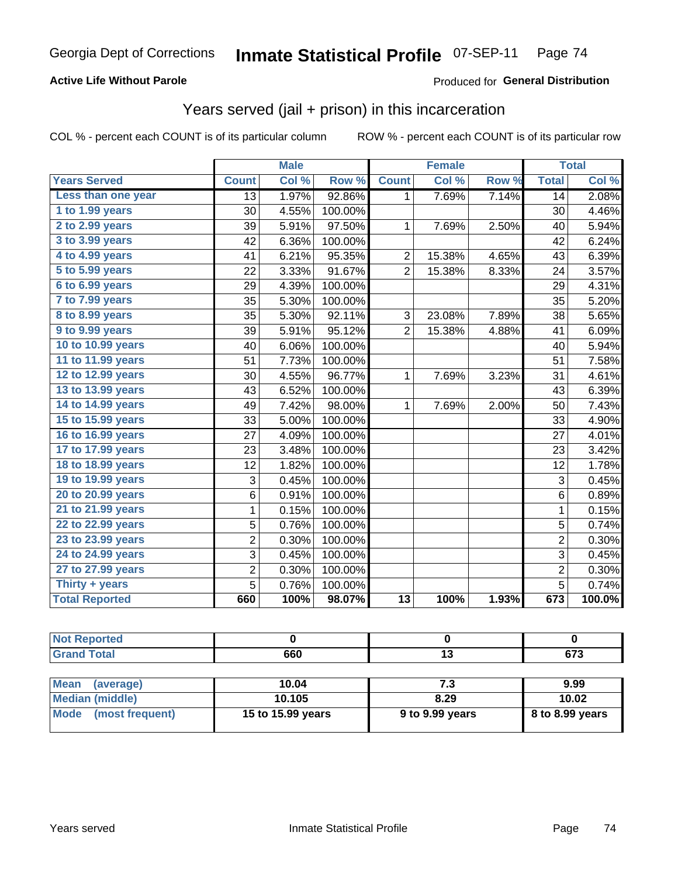Georgia Dept of Corrections **Inmate Statistical Profile** 07-SEP-11

**Active Life Without Parole**

Produced for **General Distribution**

## Years served (jail + prison) in this incarceration

COL % - percent each COUNT is of its particular column    ROW % - percent each COUNT is of its particular row

| | Male | | | Female | | | Total | |
|---|---|---|---|---|---|---|---|---|
| **Years Served** | **Count** | **Col %** | **Row %** | **Count** | **Col %** | **Row %** | **Total** | **Col %** |
| **Less than one year** | 13 | 1.97% | 92.86% | 1 | 7.69% | 7.14% | 14 | 2.08% |
| **1 to 1.99 years** | 30 | 4.55% | 100.00% | | | | 30 | 4.46% |
| **2 to 2.99 years** | 39 | 5.91% | 97.50% | 1 | 7.69% | 2.50% | 40 | 5.94% |
| **3 to 3.99 years** | 42 | 6.36% | 100.00% | | | | 42 | 6.24% |
| **4 to 4.99 years** | 41 | 6.21% | 95.35% | 2 | 15.38% | 4.65% | 43 | 6.39% |
| **5 to 5.99 years** | 22 | 3.33% | 91.67% | 2 | 15.38% | 8.33% | 24 | 3.57% |
| **6 to 6.99 years** | 29 | 4.39% | 100.00% | | | | 29 | 4.31% |
| **7 to 7.99 years** | 35 | 5.30% | 100.00% | | | | 35 | 5.20% |
| **8 to 8.99 years** | 35 | 5.30% | 92.11% | 3 | 23.08% | 7.89% | 38 | 5.65% |
| **9 to 9.99 years** | 39 | 5.91% | 95.12% | 2 | 15.38% | 4.88% | 41 | 6.09% |
| **10 to 10.99 years** | 40 | 6.06% | 100.00% | | | | 40 | 5.94% |
| **11 to 11.99 years** | 51 | 7.73% | 100.00% | | | | 51 | 7.58% |
| **12 to 12.99 years** | 30 | 4.55% | 96.77% | 1 | 7.69% | 3.23% | 31 | 4.61% |
| **13 to 13.99 years** | 43 | 6.52% | 100.00% | | | | 43 | 6.39% |
| **14 to 14.99 years** | 49 | 7.42% | 98.00% | 1 | 7.69% | 2.00% | 50 | 7.43% |
| **15 to 15.99 years** | 33 | 5.00% | 100.00% | | | | 33 | 4.90% |
| **16 to 16.99 years** | 27 | 4.09% | 100.00% | | | | 27 | 4.01% |
| **17 to 17.99 years** | 23 | 3.48% | 100.00% | | | | 23 | 3.42% |
| **18 to 18.99 years** | 12 | 1.82% | 100.00% | | | | 12 | 1.78% |
| **19 to 19.99 years** | 3 | 0.45% | 100.00% | | | | 3 | 0.45% |
| **20 to 20.99 years** | 6 | 0.91% | 100.00% | | | | 6 | 0.89% |
| **21 to 21.99 years** | 1 | 0.15% | 100.00% | | | | 1 | 0.15% |
| **22 to 22.99 years** | 5 | 0.76% | 100.00% | | | | 5 | 0.74% |
| **23 to 23.99 years** | 2 | 0.30% | 100.00% | | | | 2 | 0.30% |
| **24 to 24.99 years** | 3 | 0.45% | 100.00% | | | | 3 | 0.45% |
| **27 to 27.99 years** | 2 | 0.30% | 100.00% | | | | 2 | 0.30% |
| **Thirty + years** | 5 | 0.76% | 100.00% | | | | 5 | 0.74% |
| **Total Reported** | **660** | **100%** | **98.07%** | **13** | **100%** | **1.93%** | **673** | **100.0%** |

| | Male | Female | Total |
|---|---|---|---|
| **Not Reported** | **0** | **0** | **0** |
| **Grand Total** | **660** | **13** | **673** |

| | Male | Female | Total |
|---|---|---|---|
| **Mean (average)** | **10.04** | **7.3** | **9.99** |
| **Median (middle)** | **10.105** | **8.29** | **10.02** |
| **Mode (most frequent)** | **15 to 15.99 years** | **9 to 9.99 years** | **8 to 8.99 years** |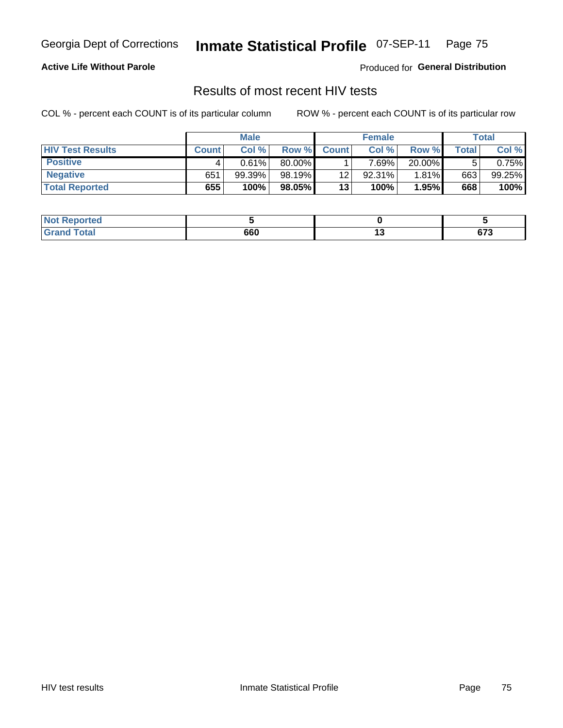Georgia Dept of Corrections **Inmate Statistical Profile** 07-SEP-11

**Active Life Without Parole**

Produced for **General Distribution**

## Results of most recent HIV tests

COL % - percent each COUNT is of its particular column ROW % - percent each COUNT is of its particular row

| | Male | | | Female | | | Total | |
|---|---|---|---|---|---|---|---|---|
| **HIV Test Results** | **Count** | **Col %** | **Row %** | **Count** | **Col %** | **Row %** | **Total** | **Col %** |
| **Positive** | 4 | 0.61% | 80.00% | 1 | 7.69% | 20.00% | 5 | 0.75% |
| **Negative** | 651 | 99.39% | 98.19% | 12 | 92.31% | 1.81% | 663 | 99.25% |
| **Total Reported** | **655** | **100%** | **98.05%** | **13** | **100%** | **1.95%** | **668** | **100%** |

| | Male | Female | Total |
|---|---|---|---|
| **Not Reported** | **5** | **0** | **5** |
| **Grand Total** | **660** | **13** | **673** |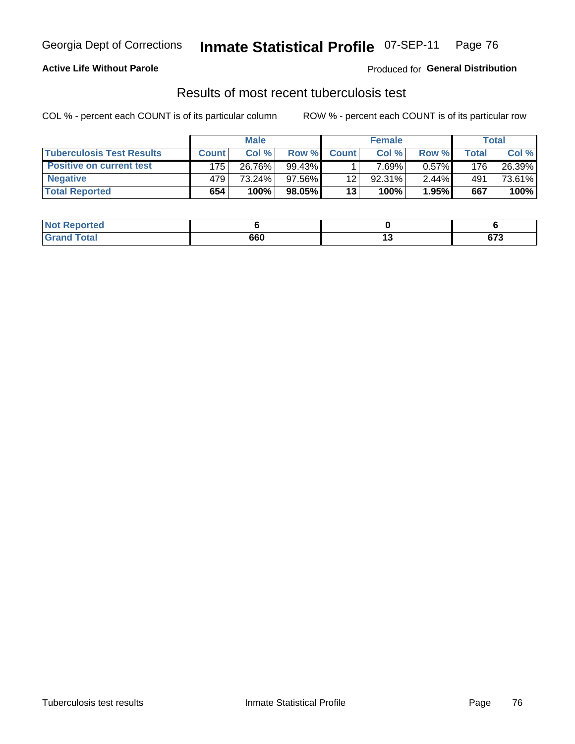**Active Life Without Parole**

Produced for **General Distribution**

## Results of most recent tuberculosis test

COL % - percent each COUNT is of its particular column

ROW % - percent each COUNT is of its particular row

| | Male | | | Female | | | Total | |
|---|---|---|---|---|---|---|---|---|
| **Tuberculosis Test Results** | **Count** | **Col %** | **Row %** | **Count** | **Col %** | **Row %** | **Total** | **Col %** |
| **Positive on current test** | 175 | 26.76% | 99.43% | 1 | 7.69% | 0.57% | 176 | 26.39% |
| **Negative** | 479 | 73.24% | 97.56% | 12 | 92.31% | 2.44% | 491 | 73.61% |
| **Total Reported** | **654** | **100%** | **98.05%** | **13** | **100%** | **1.95%** | **667** | **100%** |

| | Male | Female | Total |
|---|---|---|---|
| **Not Reported** | **6** | **0** | **6** |
| **Grand Total** | **660** | **13** | **673** |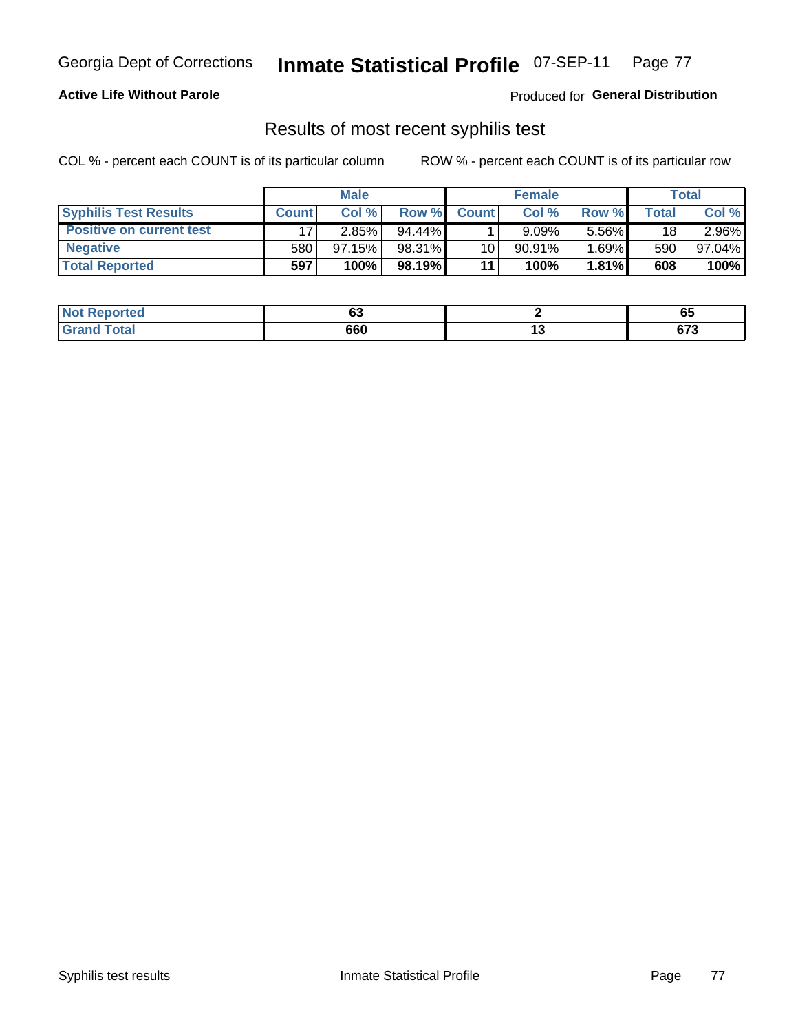Georgia Dept of Corrections **Inmate Statistical Profile** 07-SEP-11

**Active Life Without Parole**

Produced for **General Distribution**

## Results of most recent syphilis test

COL % - percent each COUNT is of its particular column ROW % - percent each COUNT is of its particular row

| | Male | | | Female | | | Total | |
|---|---|---|---|---|---|---|---|---|
| **Syphilis Test Results** | **Count** | **Col %** | **Row %** | **Count** | **Col %** | **Row %** | **Total** | **Col %** |
| **Positive on current test** | 17 | 2.85% | 94.44% | 1 | 9.09% | 5.56% | 18 | 2.96% |
| **Negative** | 580 | 97.15% | 98.31% | 10 | 90.91% | 1.69% | 590 | 97.04% |
| **Total Reported** | **597** | **100%** | **98.19%** | **11** | **100%** | **1.81%** | **608** | **100%** |

| | Male | Female | Total |
|---|---|---|---|
| **Not Reported** | **63** | **2** | **65** |
| **Grand Total** | **660** | **13** | **673** |

Syphilis test results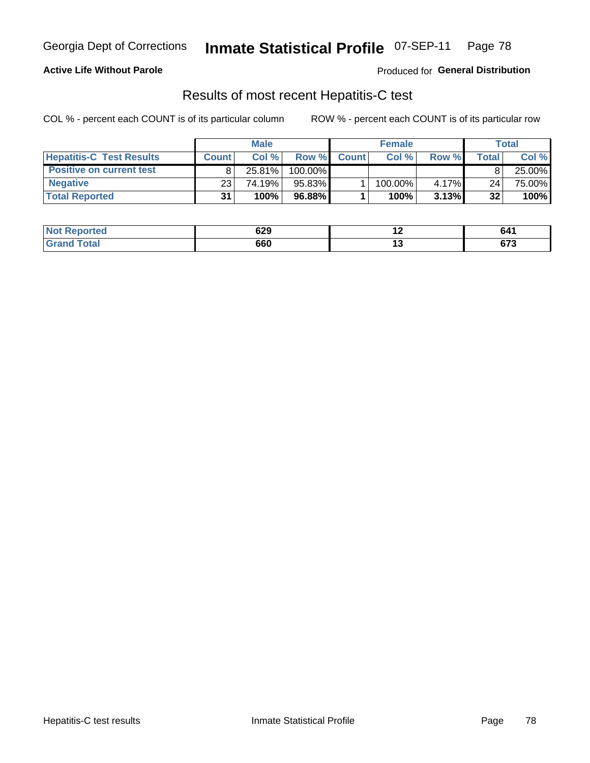Georgia Dept of Corrections **Inmate Statistical Profile** 07-SEP-11

**Active Life Without Parole**

Produced for **General Distribution**

## Results of most recent Hepatitis-C test

COL % - percent each COUNT is of its particular column ROW % - percent each COUNT is of its particular row

| | Male | | | Female | | | Total | |
|---|---|---|---|---|---|---|---|---|
| **Hepatitis-C Test Results** | **Count** | **Col %** | **Row %** | **Count** | **Col %** | **Row %** | **Total** | **Col %** |
| **Positive on current test** | 8 | 25.81% | 100.00% | | | | 8 | 25.00% |
| **Negative** | 23 | 74.19% | 95.83% | 1 | 100.00% | 4.17% | 24 | 75.00% |
| **Total Reported** | **31** | **100%** | **96.88%** | **1** | **100%** | **3.13%** | **32** | **100%** |

| | Male | Female | Total |
|---|---|---|---|
| **Not Reported** | **629** | **12** | **641** |
| **Grand Total** | **660** | **13** | **673** |